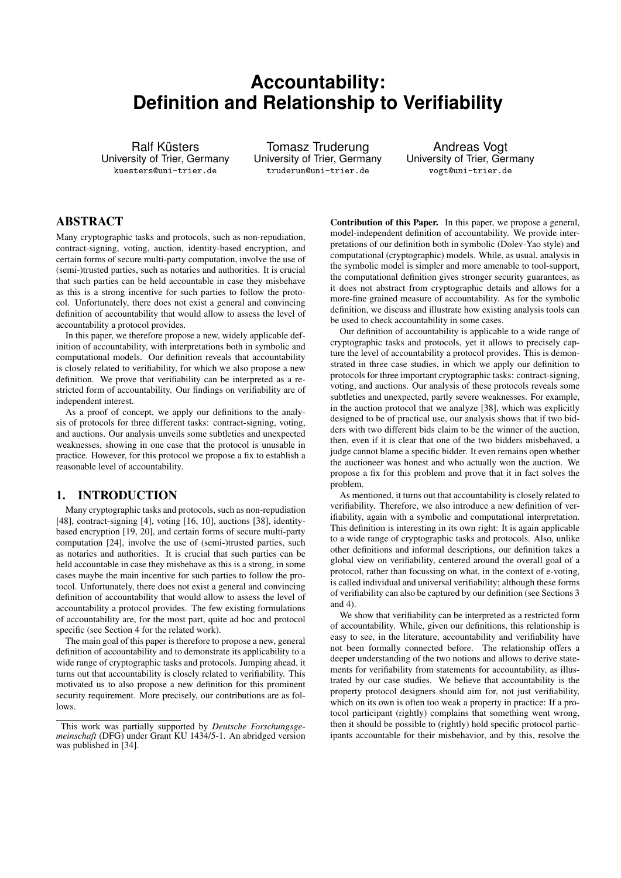# Accountability: Definition and Relationship to Verifiability

Ralf Küsters
University of Trier, Germany
kuesters@uni-trier.de

Tomasz Truderung
University of Trier, Germany
truderun@uni-trier.de

Andreas Vogt
University of Trier, Germany
vogt@uni-trier.de

## ABSTRACT

Many cryptographic tasks and protocols, such as non-repudiation, contract-signing, voting, auction, identity-based encryption, and certain forms of secure multi-party computation, involve the use of (semi-)trusted parties, such as notaries and authorities. It is crucial that such parties can be held accountable in case they misbehave as this is a strong incentive for such parties to follow the protocol. Unfortunately, there does not exist a general and convincing definition of accountability that would allow to assess the level of accountability a protocol provides.

In this paper, we therefore propose a new, widely applicable definition of accountability, with interpretations both in symbolic and computational models. Our definition reveals that accountability is closely related to verifiability, for which we also propose a new definition. We prove that verifiability can be interpreted as a restricted form of accountability. Our findings on verifiability are of independent interest.

As a proof of concept, we apply our definitions to the analysis of protocols for three different tasks: contract-signing, voting, and auctions. Our analysis unveils some subtleties and unexpected weaknesses, showing in one case that the protocol is unusable in practice. However, for this protocol we propose a fix to establish a reasonable level of accountability.

## 1. INTRODUCTION

Many cryptographic tasks and protocols, such as non-repudiation [48], contract-signing [4], voting [16, 10], auctions [38], identity-based encryption [19, 20], and certain forms of secure multi-party computation [24], involve the use of (semi-)trusted parties, such as notaries and authorities. It is crucial that such parties can be held accountable in case they misbehave as this is a strong, in some cases maybe the main incentive for such parties to follow the protocol. Unfortunately, there does not exist a general and convincing definition of accountability that would allow to assess the level of accountability a protocol provides. The few existing formulations of accountability are, for the most part, quite ad hoc and protocol specific (see Section 4 for the related work).

The main goal of this paper is therefore to propose a new, general definition of accountability and to demonstrate its applicability to a wide range of cryptographic tasks and protocols. Jumping ahead, it turns out that accountability is closely related to verifiability. This motivated us to also propose a new definition for this prominent security requirement. More precisely, our contributions are as follows.

This work was partially supported by *Deutsche Forschungsgemeinschaft* (DFG) under Grant KU 1434/5-1. An abridged version was published in [34].

**Contribution of this Paper.** In this paper, we propose a general, model-independent definition of accountability. We provide interpretations of our definition both in symbolic (Dolev-Yao style) and computational (cryptographic) models. While, as usual, analysis in the symbolic model is simpler and more amenable to tool-support, the computational definition gives stronger security guarantees, as it does not abstract from cryptographic details and allows for a more-fine grained measure of accountability. As for the symbolic definition, we discuss and illustrate how existing analysis tools can be used to check accountability in some cases.

Our definition of accountability is applicable to a wide range of cryptographic tasks and protocols, yet it allows to precisely capture the level of accountability a protocol provides. This is demonstrated in three case studies, in which we apply our definition to protocols for three important cryptographic tasks: contract-signing, voting, and auctions. Our analysis of these protocols reveals some subtleties and unexpected, partly severe weaknesses. For example, in the auction protocol that we analyze [38], which was explicitly designed to be of practical use, our analysis shows that if two bidders with two different bids claim to be the winner of the auction, then, even if it is clear that one of the two bidders misbehaved, a judge cannot blame a specific bidder. It even remains open whether the auctioneer was honest and who actually won the auction. We propose a fix for this problem and prove that it in fact solves the problem.

As mentioned, it turns out that accountability is closely related to verifiability. Therefore, we also introduce a new definition of verifiability, again with a symbolic and computational interpretation. This definition is interesting in its own right: It is again applicable to a wide range of cryptographic tasks and protocols. Also, unlike other definitions and informal descriptions, our definition takes a global view on verifiability, centered around the overall goal of a protocol, rather than focussing on what, in the context of e-voting, is called individual and universal verifiability; although these forms of verifiability can also be captured by our definition (see Sections 3 and 4).

We show that verifiability can be interpreted as a restricted form of accountability. While, given our definitions, this relationship is easy to see, in the literature, accountability and verifiability have not been formally connected before. The relationship offers a deeper understanding of the two notions and allows to derive statements for verifiability from statements for accountability, as illustrated by our case studies. We believe that accountability is the property protocol designers should aim for, not just verifiability, which on its own is often too weak a property in practice: If a protocol participant (rightly) complains that something went wrong, then it should be possible to (rightly) hold specific protocol participants accountable for their misbehavior, and by this, resolve the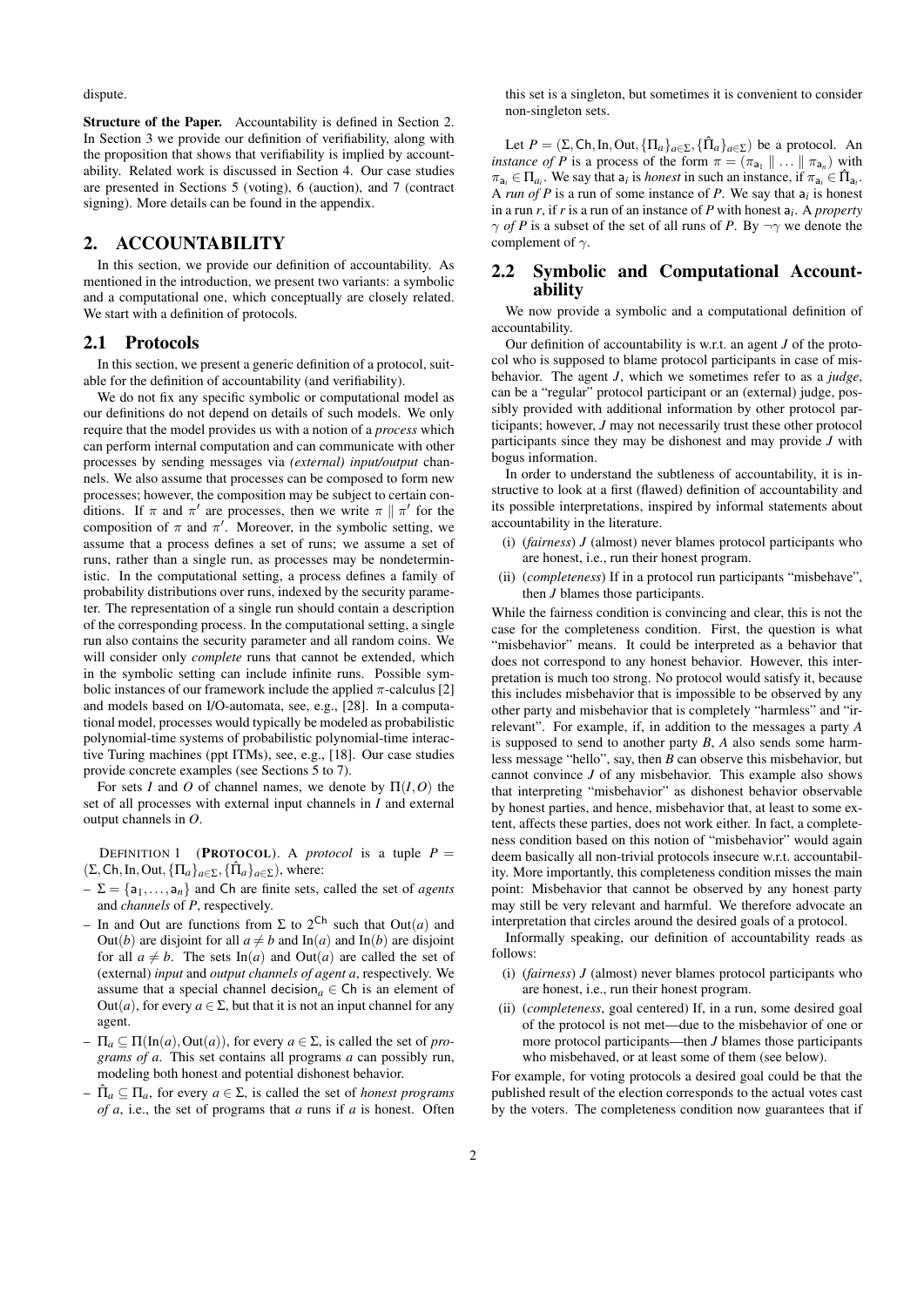dispute.

**Structure of the Paper.** Accountability is defined in Section 2. In Section 3 we provide our definition of verifiability, along with the proposition that shows that verifiability is implied by accountability. Related work is discussed in Section 4. Our case studies are presented in Sections 5 (voting), 6 (auction), and 7 (contract signing). More details can be found in the appendix.

## 2. ACCOUNTABILITY

In this section, we provide our definition of accountability. As mentioned in the introduction, we present two variants: a symbolic and a computational one, which conceptually are closely related. We start with a definition of protocols.

### 2.1 Protocols

In this section, we present a generic definition of a protocol, suitable for the definition of accountability (and verifiability).

We do not fix any specific symbolic or computational model as our definitions do not depend on details of such models. We only require that the model provides us with a notion of a *process* which can perform internal computation and can communicate with other processes by sending messages via *(external) input/output* channels. We also assume that processes can be composed to form new processes; however, the composition may be subject to certain conditions. If $\pi$ and $\pi'$ are processes, then we write $\pi \parallel \pi'$ for the composition of $\pi$ and $\pi'$. Moreover, in the symbolic setting, we assume that a process defines a set of runs; we assume a set of runs, rather than a single run, as processes may be nondeterministic. In the computational setting, a process defines a family of probability distributions over runs, indexed by the security parameter. The representation of a single run should contain a description of the corresponding process. In the computational setting, a single run also contains the security parameter and all random coins. We will consider only *complete* runs that cannot be extended, which in the symbolic setting can include infinite runs. Possible symbolic instances of our framework include the applied $\pi$-calculus [2] and models based on I/O-automata, see, e.g., [28]. In a computational model, processes would typically be modeled as probabilistic polynomial-time systems of probabilistic polynomial-time interactive Turing machines (ppt ITMs), see, e.g., [18]. Our case studies provide concrete examples (see Sections 5 to 7).

For sets $I$ and $O$ of channel names, we denote by $\Pi(I,O)$ the set of all processes with external input channels in $I$ and external output channels in $O$.

DEFINITION 1 (**PROTOCOL**). A *protocol* is a tuple $P = (\Sigma, \mathsf{Ch}, \mathrm{In}, \mathrm{Out}, \{\Pi_a\}_{a\in\Sigma}, \{\hat{\Pi}_a\}_{a\in\Sigma})$, where:

- $\Sigma = \{\mathsf{a}_1,\dots,\mathsf{a}_n\}$ and $\mathsf{Ch}$ are finite sets, called the set of *agents* and *channels* of $P$, respectively.
- In and Out are functions from $\Sigma$ to $2^{\mathsf{Ch}}$ such that $\mathrm{Out}(a)$ and $\mathrm{Out}(b)$ are disjoint for all $a \neq b$ and $\mathrm{In}(a)$ and $\mathrm{In}(b)$ are disjoint for all $a \neq b$. The sets $\mathrm{In}(a)$ and $\mathrm{Out}(a)$ are called the set of (external) *input* and *output channels of agent a*, respectively. We assume that a special channel $\mathsf{decision}_a \in \mathsf{Ch}$ is an element of $\mathrm{Out}(a)$, for every $a \in \Sigma$, but that it is not an input channel for any agent.
- $\Pi_a \subseteq \Pi(\mathrm{In}(a), \mathrm{Out}(a))$, for every $a \in \Sigma$, is called the set of *programs of a*. This set contains all programs $a$ can possibly run, modeling both honest and potential dishonest behavior.
- $\hat{\Pi}_a \subseteq \Pi_a$, for every $a \in \Sigma$, is called the set of *honest programs of a*, i.e., the set of programs that $a$ runs if $a$ is honest. Often this set is a singleton, but sometimes it is convenient to consider non-singleton sets.

Let $P = (\Sigma, \mathsf{Ch}, \mathrm{In}, \mathrm{Out}, \{\Pi_a\}_{a\in\Sigma}, \{\hat{\Pi}_a\}_{a\in\Sigma})$ be a protocol. An *instance of P* is a process of the form $\pi = (\pi_{\mathsf{a}_1} \parallel \dots \parallel \pi_{\mathsf{a}_n})$ with $\pi_{\mathsf{a}_i} \in \Pi_{a_i}$. We say that $\mathsf{a}_i$ is *honest* in such an instance, if $\pi_{\mathsf{a}_i} \in \hat{\Pi}_{\mathsf{a}_i}$. A *run of P* is a run of some instance of $P$. We say that $\mathsf{a}_i$ is honest in a run $r$, if $r$ is a run of an instance of $P$ with honest $\mathsf{a}_i$. A *property* $\gamma$ *of P* is a subset of the set of all runs of $P$. By $\neg\gamma$ we denote the complement of $\gamma$.

### 2.2 Symbolic and Computational Accountability

We now provide a symbolic and a computational definition of accountability.

Our definition of accountability is w.r.t. an agent $J$ of the protocol who is supposed to blame protocol participants in case of misbehavior. The agent $J$, which we sometimes refer to as a *judge*, can be a "regular" protocol participant or an (external) judge, possibly provided with additional information by other protocol participants; however, $J$ may not necessarily trust these other protocol participants since they may be dishonest and may provide $J$ with bogus information.

In order to understand the subtleness of accountability, it is instructive to look at a first (flawed) definition of accountability and its possible interpretations, inspired by informal statements about accountability in the literature.

(i) (*fairness*) $J$ (almost) never blames protocol participants who are honest, i.e., run their honest program.

(ii) (*completeness*) If in a protocol run participants "misbehave", then $J$ blames those participants.

While the fairness condition is convincing and clear, this is not the case for the completeness condition. First, the question is what "misbehavior" means. It could be interpreted as a behavior that does not correspond to any honest behavior. However, this interpretation is much too strong. No protocol would satisfy it, because this includes misbehavior that is impossible to be observed by any other party and misbehavior that is completely "harmless" and "irrelevant". For example, if, in addition to the messages a party $A$ is supposed to send to another party $B$, $A$ also sends some harmless message "hello", say, then $B$ can observe this misbehavior, but cannot convince $J$ of any misbehavior. This example also shows that interpreting "misbehavior" as dishonest behavior observable by honest parties, and hence, misbehavior that, at least to some extent, affects these parties, does not work either. In fact, a completeness condition based on this notion of "misbehavior" would again deem basically all non-trivial protocols insecure w.r.t. accountability. More importantly, this completeness condition misses the main point: Misbehavior that cannot be observed by any honest party may still be very relevant and harmful. We therefore advocate an interpretation that circles around the desired goals of a protocol.

Informally speaking, our definition of accountability reads as follows:

(i) (*fairness*) $J$ (almost) never blames protocol participants who are honest, i.e., run their honest program.

(ii) (*completeness*, goal centered) If, in a run, some desired goal of the protocol is not met—due to the misbehavior of one or more protocol participants—then $J$ blames those participants who misbehaved, or at least some of them (see below).

For example, for voting protocols a desired goal could be that the published result of the election corresponds to the actual votes cast by the voters. The completeness condition now guarantees that if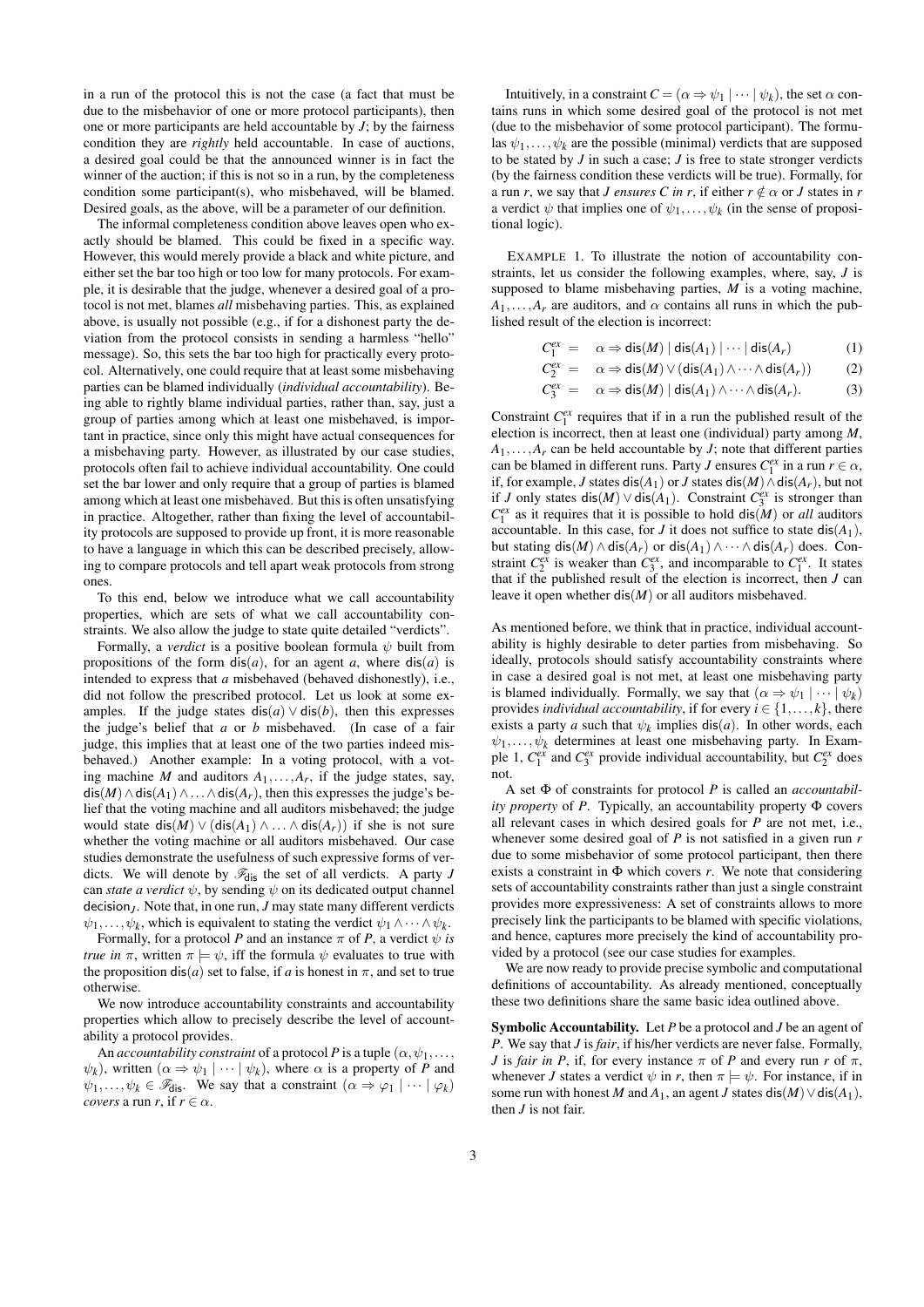in a run of the protocol this is not the case (a fact that must be due to the misbehavior of one or more protocol participants), then one or more participants are held accountable by $J$; by the fairness condition they are *rightly* held accountable. In case of auctions, a desired goal could be that the announced winner is in fact the winner of the auction; if this is not so in a run, by the completeness condition some participant(s), who misbehaved, will be blamed. Desired goals, as the above, will be a parameter of our definition.

The informal completeness condition above leaves open who exactly should be blamed. This could be fixed in a specific way. However, this would merely provide a black and white picture, and either set the bar too high or too low for many protocols. For example, it is desirable that the judge, whenever a desired goal of a protocol is not met, blames *all* misbehaving parties. This, as explained above, is usually not possible (e.g., if for a dishonest party the deviation from the protocol consists in sending a harmless "hello" message). So, this sets the bar too high for practically every protocol. Alternatively, one could require that at least some misbehaving parties can be blamed individually (*individual accountability*). Being able to rightly blame individual parties, rather than, say, just a group of parties among which at least one misbehaved, is important in practice, since only this might have actual consequences for a misbehaving party. However, as illustrated by our case studies, protocols often fail to achieve individual accountability. One could set the bar lower and only require that a group of parties is blamed among which at least one misbehaved. But this is often unsatisfying in practice. Altogether, rather than fixing the level of accountability protocols are supposed to provide up front, it is more reasonable to have a language in which this can be described precisely, allowing to compare protocols and tell apart weak protocols from strong ones.

To this end, below we introduce what we call accountability properties, which are sets of what we call accountability constraints. We also allow the judge to state quite detailed "verdicts".

Formally, a *verdict* is a positive boolean formula $\psi$ built from propositions of the form $\mathsf{dis}(a)$, for an agent $a$, where $\mathsf{dis}(a)$ is intended to express that $a$ misbehaved (behaved dishonestly), i.e., did not follow the prescribed protocol. Let us look at some examples. If the judge states $\mathsf{dis}(a) \vee \mathsf{dis}(b)$, then this expresses the judge's belief that $a$ or $b$ misbehaved. (In case of a fair judge, this implies that at least one of the two parties indeed misbehaved.) Another example: In a voting protocol, with a voting machine $M$ and auditors $A_1,\ldots,A_r$, if the judge states, say, $\mathsf{dis}(M)\wedge\mathsf{dis}(A_1)\wedge\ldots\wedge\mathsf{dis}(A_r)$, then this expresses the judge's belief that the voting machine and all auditors misbehaved; the judge would state $\mathsf{dis}(M)\vee(\mathsf{dis}(A_1)\wedge\ldots\wedge\mathsf{dis}(A_r))$ if she is not sure whether the voting machine or all auditors misbehaved. Our case studies demonstrate the usefulness of such expressive forms of verdicts. We will denote by $\mathscr{F}_{\mathsf{dis}}$ the set of all verdicts. A party $J$ can *state a verdict* $\psi$, by sending $\psi$ on its dedicated output channel $\mathsf{decision}_J$. Note that, in one run, $J$ may state many different verdicts $\psi_1,\ldots,\psi_k$, which is equivalent to stating the verdict $\psi_1\wedge\cdots\wedge\psi_k$.

Formally, for a protocol $P$ and an instance $\pi$ of $P$, a verdict $\psi$ *is true in* $\pi$, written $\pi\models\psi$, iff the formula $\psi$ evaluates to true with the proposition $\mathsf{dis}(a)$ set to false, if $a$ is honest in $\pi$, and set to true otherwise.

We now introduce accountability constraints and accountability properties which allow to precisely describe the level of accountability a protocol provides.

An *accountability constraint* of a protocol $P$ is a tuple $(\alpha,\psi_1,\ldots,\psi_k)$, written $(\alpha\Rightarrow\psi_1\mid\cdots\mid\psi_k)$, where $\alpha$ is a property of $P$ and $\psi_1,\ldots,\psi_k\in\mathscr{F}_{\mathsf{dis}}$. We say that a constraint $(\alpha\Rightarrow\varphi_1\mid\cdots\mid\varphi_k)$ *covers* a run $r$, if $r\in\alpha$.

Intuitively, in a constraint $C=(\alpha\Rightarrow\psi_1\mid\cdots\mid\psi_k)$, the set $\alpha$ contains runs in which some desired goal of the protocol is not met (due to the misbehavior of some protocol participant). The formulas $\psi_1,\ldots,\psi_k$ are the possible (minimal) verdicts that are supposed to be stated by $J$ in such a case; $J$ is free to state stronger verdicts (by the fairness condition these verdicts will be true). Formally, for a run $r$, we say that *$J$ ensures $C$ in $r$*, if either $r\notin\alpha$ or $J$ states in $r$ a verdict $\psi$ that implies one of $\psi_1,\ldots,\psi_k$ (in the sense of propositional logic).

EXAMPLE 1. To illustrate the notion of accountability constraints, let us consider the following examples, where, say, $J$ is supposed to blame misbehaving parties, $M$ is a voting machine, $A_1,\ldots,A_r$ are auditors, and $\alpha$ contains all runs in which the published result of the election is incorrect:

$$C_1^{ex} = \alpha\Rightarrow\mathsf{dis}(M)\mid\mathsf{dis}(A_1)\mid\cdots\mid\mathsf{dis}(A_r) \quad (1)$$

$$C_2^{ex} = \alpha\Rightarrow\mathsf{dis}(M)\vee(\mathsf{dis}(A_1)\wedge\cdots\wedge\mathsf{dis}(A_r)) \quad (2)$$

$$C_3^{ex} = \alpha\Rightarrow\mathsf{dis}(M)\mid\mathsf{dis}(A_1)\wedge\cdots\wedge\mathsf{dis}(A_r). \quad (3)$$

Constraint $C_1^{ex}$ requires that if in a run the published result of the election is incorrect, then at least one (individual) party among $M$, $A_1,\ldots,A_r$ can be held accountable by $J$; note that different parties can be blamed in different runs. Party $J$ ensures $C_1^{ex}$ in a run $r\in\alpha$, if, for example, $J$ states $\mathsf{dis}(A_1)$ or $J$ states $\mathsf{dis}(M)\wedge\mathsf{dis}(A_r)$, but not if $J$ only states $\mathsf{dis}(M)\vee\mathsf{dis}(A_1)$. Constraint $C_3^{ex}$ is stronger than $C_1^{ex}$ as it requires that it is possible to hold $\mathsf{dis}(M)$ or *all* auditors accountable. In this case, for $J$ it does not suffice to state $\mathsf{dis}(A_1)$, but stating $\mathsf{dis}(M)\wedge\mathsf{dis}(A_r)$ or $\mathsf{dis}(A_1)\wedge\cdots\wedge\mathsf{dis}(A_r)$ does. Constraint $C_2^{ex}$ is weaker than $C_3^{ex}$, and incomparable to $C_1^{ex}$. It states that if the published result of the election is incorrect, then $J$ can leave it open whether $\mathsf{dis}(M)$ or all auditors misbehaved.

As mentioned before, we think that in practice, individual accountability is highly desirable to deter parties from misbehaving. So ideally, protocols should satisfy accountability constraints where in case a desired goal is not met, at least one misbehaving party is blamed individually. Formally, we say that $(\alpha\Rightarrow\psi_1\mid\cdots\mid\psi_k)$ provides *individual accountability*, if for every $i\in\{1,\ldots,k\}$, there exists a party $a$ such that $\psi_k$ implies $\mathsf{dis}(a)$. In other words, each $\psi_1,\ldots,\psi_k$ determines at least one misbehaving party. In Example 1, $C_1^{ex}$ and $C_3^{ex}$ provide individual accountability, but $C_2^{ex}$ does not.

A set $\Phi$ of constraints for protocol $P$ is called an *accountability property* of $P$. Typically, an accountability property $\Phi$ covers all relevant cases in which desired goals for $P$ are not met, i.e., whenever some desired goal of $P$ is not satisfied in a given run $r$ due to some misbehavior of some protocol participant, then there exists a constraint in $\Phi$ which covers $r$. We note that considering sets of accountability constraints rather than just a single constraint provides more expressiveness: A set of constraints allows to more precisely link the participants to be blamed with specific violations, and hence, captures more precisely the kind of accountability provided by a protocol (see our case studies for examples.

We are now ready to provide precise symbolic and computational definitions of accountability. As already mentioned, conceptually these two definitions share the same basic idea outlined above.

**Symbolic Accountability.** Let $P$ be a protocol and $J$ be an agent of $P$. We say that $J$ is *fair*, if his/her verdicts are never false. Formally, $J$ is *fair in* $P$, if, for every instance $\pi$ of $P$ and every run $r$ of $\pi$, whenever $J$ states a verdict $\psi$ in $r$, then $\pi\models\psi$. For instance, if in some run with honest $M$ and $A_1$, an agent $J$ states $\mathsf{dis}(M)\vee\mathsf{dis}(A_1)$, then $J$ is not fair.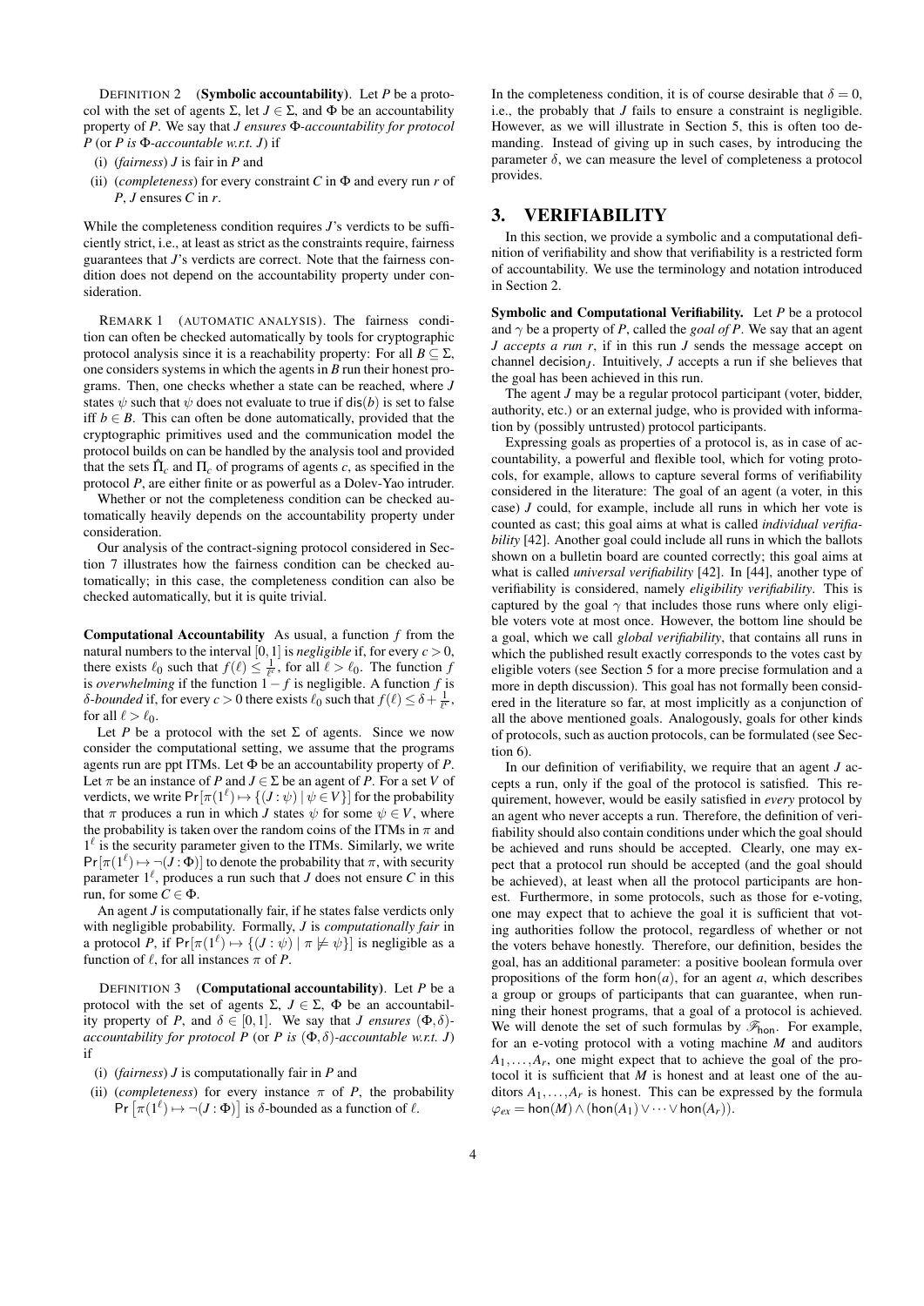DEFINITION 2 (**Symbolic accountability**). Let $P$ be a protocol with the set of agents $\Sigma$, let $J \in \Sigma$, and $\Phi$ be an accountability property of $P$. We say that $J$ *ensures* $\Phi$*-accountability for protocol* $P$ (or $P$ *is* $\Phi$*-accountable w.r.t.* $J$) if

(i) (*fairness*) $J$ is fair in $P$ and

(ii) (*completeness*) for every constraint $C$ in $\Phi$ and every run $r$ of $P$, $J$ ensures $C$ in $r$.

While the completeness condition requires $J$'s verdicts to be sufficiently strict, i.e., at least as strict as the constraints require, fairness guarantees that $J$'s verdicts are correct. Note that the fairness condition does not depend on the accountability property under consideration.

REMARK 1 (AUTOMATIC ANALYSIS). The fairness condition can often be checked automatically by tools for cryptographic protocol analysis since it is a reachability property: For all $B \subseteq \Sigma$, one considers systems in which the agents in $B$ run their honest programs. Then, one checks whether a state can be reached, where $J$ states $\psi$ such that $\psi$ does not evaluate to true if $\mathsf{dis}(b)$ is set to false iff $b \in B$. This can often be done automatically, provided that the cryptographic primitives used and the communication model the protocol builds on can be handled by the analysis tool and provided that the sets $\hat{\Pi}_c$ and $\Pi_c$ of programs of agents $c$, as specified in the protocol $P$, are either finite or as powerful as a Dolev-Yao intruder.

Whether or not the completeness condition can be checked automatically heavily depends on the accountability property under consideration.

Our analysis of the contract-signing protocol considered in Section 7 illustrates how the fairness condition can be checked automatically; in this case, the completeness condition can also be checked automatically, but it is quite trivial.

**Computational Accountability** As usual, a function $f$ from the natural numbers to the interval $[0,1]$ is *negligible* if, for every $c > 0$, there exists $\ell_0$ such that $f(\ell) \leq \frac{1}{\ell^c}$, for all $\ell > \ell_0$. The function $f$ is *overwhelming* if the function $1 - f$ is negligible. A function $f$ is $\delta$*-bounded* if, for every $c > 0$ there exists $\ell_0$ such that $f(\ell) \leq \delta + \frac{1}{\ell^c}$, for all $\ell > \ell_0$.

Let $P$ be a protocol with the set $\Sigma$ of agents. Since we now consider the computational setting, we assume that the programs agents run are ppt ITMs. Let $\Phi$ be an accountability property of $P$. Let $\pi$ be an instance of $P$ and $J \in \Sigma$ be an agent of $P$. For a set $V$ of verdicts, we write $\Pr[\pi(1^\ell) \mapsto \{(J : \psi) \mid \psi \in V\}]$ for the probability that $\pi$ produces a run in which $J$ states $\psi$ for some $\psi \in V$, where the probability is taken over the random coins of the ITMs in $\pi$ and $1^\ell$ is the security parameter given to the ITMs. Similarly, we write $\Pr[\pi(1^\ell) \mapsto \neg(J : \Phi)]$ to denote the probability that $\pi$, with security parameter $1^\ell$, produces a run such that $J$ does not ensure $C$ in this run, for some $C \in \Phi$.

An agent $J$ is computationally fair, if he states false verdicts only with negligible probability. Formally, $J$ is *computationally fair* in a protocol $P$, if $\Pr[\pi(1^\ell) \mapsto \{(J : \psi) \mid \pi \not\models \psi\}]$ is negligible as a function of $\ell$, for all instances $\pi$ of $P$.

DEFINITION 3 (**Computational accountability**). Let $P$ be a protocol with the set of agents $\Sigma$, $J \in \Sigma$, $\Phi$ be an accountability property of $P$, and $\delta \in [0,1]$. We say that $J$ *ensures* $(\Phi,\delta)$*-accountability for protocol* $P$ (or $P$ *is* $(\Phi,\delta)$*-accountable w.r.t.* $J$) if

(i) (*fairness*) $J$ is computationally fair in $P$ and

(ii) (*completeness*) for every instance $\pi$ of $P$, the probability $\Pr\left[\pi(1^\ell) \mapsto \neg(J : \Phi)\right]$ is $\delta$-bounded as a function of $\ell$.

In the completeness condition, it is of course desirable that $\delta = 0$, i.e., the probably that $J$ fails to ensure a constraint is negligible. However, as we will illustrate in Section 5, this is often too demanding. Instead of giving up in such cases, by introducing the parameter $\delta$, we can measure the level of completeness a protocol provides.

# 3. VERIFIABILITY

In this section, we provide a symbolic and a computational definition of verifiability and show that verifiability is a restricted form of accountability. We use the terminology and notation introduced in Section 2.

**Symbolic and Computational Verifiability.** Let $P$ be a protocol and $\gamma$ be a property of $P$, called the *goal of* $P$. We say that an agent $J$ *accepts a run* $r$, if in this run $J$ sends the message accept on channel $\mathsf{decision}_J$. Intuitively, $J$ accepts a run if she believes that the goal has been achieved in this run.

The agent $J$ may be a regular protocol participant (voter, bidder, authority, etc.) or an external judge, who is provided with information by (possibly untrusted) protocol participants.

Expressing goals as properties of a protocol is, as in case of accountability, a powerful and flexible tool, which for voting protocols, for example, allows to capture several forms of verifiability considered in the literature: The goal of an agent (a voter, in this case) $J$ could, for example, include all runs in which her vote is counted as cast; this goal aims at what is called *individual verifiability* [42]. Another goal could include all runs in which the ballots shown on a bulletin board are counted correctly; this goal aims at what is called *universal verifiability* [42]. In [44], another type of verifiability is considered, namely *eligibility verifiability*. This is captured by the goal $\gamma$ that includes those runs where only eligible voters vote at most once. However, the bottom line should be a goal, which we call *global verifiability*, that contains all runs in which the published result exactly corresponds to the votes cast by eligible voters (see Section 5 for a more precise formulation and a more in depth discussion). This goal has not formally been considered in the literature so far, at most implicitly as a conjunction of all the above mentioned goals. Analogously, goals for other kinds of protocols, such as auction protocols, can be formulated (see Section 6).

In our definition of verifiability, we require that an agent $J$ accepts a run, only if the goal of the protocol is satisfied. This requirement, however, would be easily satisfied in *every* protocol by an agent who never accepts a run. Therefore, the definition of verifiability should also contain conditions under which the goal should be achieved and runs should be accepted. Clearly, one may expect that a protocol run should be accepted (and the goal should be achieved), at least when all the protocol participants are honest. Furthermore, in some protocols, such as those for e-voting, one may expect that to achieve the goal it is sufficient that voting authorities follow the protocol, regardless of whether or not the voters behave honestly. Therefore, our definition, besides the goal, has an additional parameter: a positive boolean formula over propositions of the form $\mathsf{hon}(a)$, for an agent $a$, which describes a group or groups of participants that can guarantee, when running their honest programs, that a goal of a protocol is achieved. We will denote the set of such formulas by $\mathscr{F}_{\mathsf{hon}}$. For example, for an e-voting protocol with a voting machine $M$ and auditors $A_1, \ldots, A_r$, one might expect that to achieve the goal of the protocol it is sufficient that $M$ is honest and at least one of the auditors $A_1, \ldots, A_r$ is honest. This can be expressed by the formula $\varphi_{ex} = \mathsf{hon}(M) \wedge (\mathsf{hon}(A_1) \vee \cdots \vee \mathsf{hon}(A_r))$.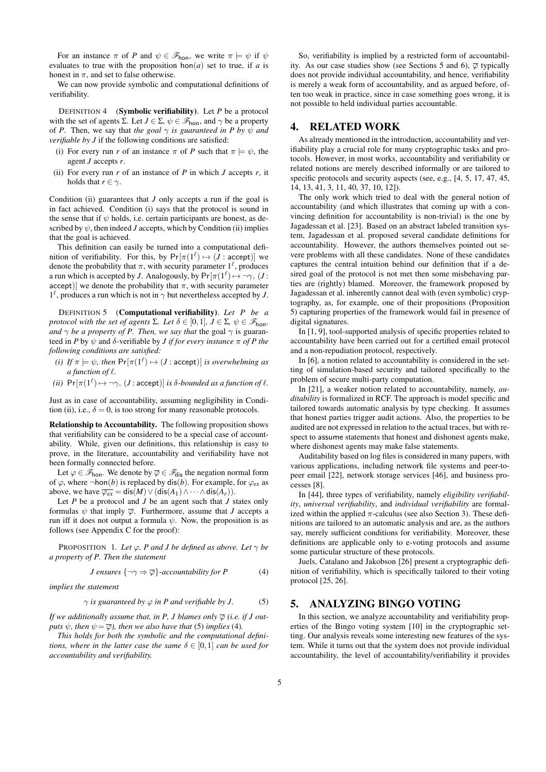For an instance $\pi$ of $P$ and $\psi \in \mathscr{F}_{\mathsf{hon}}$, we write $\pi \models \psi$ if $\psi$ evaluates to true with the proposition $\mathsf{hon}(a)$ set to true, if $a$ is honest in $\pi$, and set to false otherwise.

We can now provide symbolic and computational definitions of verifiability.

DEFINITION 4 (**Symbolic verifiability**). Let $P$ be a protocol with the set of agents $\Sigma$. Let $J \in \Sigma$, $\psi \in \mathscr{F}_{\mathsf{hon}}$, and $\gamma$ be a property of $P$. Then, we say that *the goal $\gamma$ is guaranteed in $P$ by $\psi$ and verifiable by $J$* if the following conditions are satisfied:

- (i) For every run $r$ of an instance $\pi$ of $P$ such that $\pi \models \psi$, the agent $J$ accepts $r$.
- (ii) For every run $r$ of an instance of $P$ in which $J$ accepts $r$, it holds that $r \in \gamma$.

Condition (ii) guarantees that $J$ only accepts a run if the goal is in fact achieved. Condition (i) says that the protocol is sound in the sense that if $\psi$ holds, i.e. certain participants are honest, as described by $\psi$, then indeed $J$ accepts, which by Condition (ii) implies that the goal is achieved.

This definition can easily be turned into a computational definition of verifiability. For this, by $\Pr[\pi(1^\ell) \mapsto (J : \mathsf{accept})]$ we denote the probability that $\pi$, with security parameter $1^\ell$, produces a run which is accepted by $J$. Analogously, by $\Pr[\pi(1^\ell) \mapsto \neg\gamma, (J : \mathsf{accept})]$ we denote the probability that $\pi$, with security parameter $1^\ell$, produces a run which is not in $\gamma$ but nevertheless accepted by $J$.

DEFINITION 5 (**Computational verifiability**). *Let $P$ be a protocol with the set of agents $\Sigma$. Let $\delta \in [0,1]$, $J \in \Sigma$, $\psi \in \mathscr{F}_{\mathsf{hon}}$, and $\gamma$ be a property of $P$. Then, we say that* the goal $\gamma$ is guaranteed in $P$ by $\psi$ and $\delta$-verifiable by $J$ *if for every instance $\pi$ of $P$ the following conditions are satisfied:*

- *(i) If $\pi \models \psi$, then $\Pr[\pi(1^\ell) \mapsto (J : \mathsf{accept})]$ is overwhelming as a function of $\ell$.*
- *(ii) $\Pr[\pi(1^\ell) \mapsto \neg\gamma, (J : \mathsf{accept})]$ is $\delta$-bounded as a function of $\ell$.*

Just as in case of accountability, assuming negligibility in Condition (ii), i.e., $\delta = 0$, is too strong for many reasonable protocols.

**Relationship to Accountability.** The following proposition shows that verifiability can be considered to be a special case of accountability. While, given our definitions, this relationship is easy to prove, in the literature, accountability and verifiability have not been formally connected before.

Let $\varphi \in \mathscr{F}_{\mathsf{hon}}$. We denote by $\overline{\varphi} \in \mathscr{F}_{\mathsf{dis}}$ the negation normal form of $\varphi$, where $\neg\mathsf{hon}(b)$ is replaced by $\mathsf{dis}(b)$. For example, for $\varphi_{ex}$ as above, we have $\overline{\varphi_{ex}} = \mathsf{dis}(M) \vee (\mathsf{dis}(A_1) \wedge \cdots \wedge \mathsf{dis}(A_r))$.

Let $P$ be a protocol and $J$ be an agent such that $J$ states only formulas $\psi$ that imply $\overline{\varphi}$. Furthermore, assume that $J$ accepts a run iff it does not output a formula $\psi$. Now, the proposition is as follows (see Appendix C for the proof):

PROPOSITION 1. *Let $\varphi$, $P$ and $J$ be defined as above. Let $\gamma$ be a property of $P$. Then the statement*

$$J \text{ ensures } \{\neg\gamma \Rightarrow \overline{\varphi}\}\text{-accountability for } P \tag{4}$$

*implies the statement*

$$\gamma \text{ is guaranteed by } \varphi \text{ in } P \text{ and verifiable by } J. \tag{5}$$

*If we additionally assume that, in $P$, $J$ blames only $\overline{\varphi}$ (i.e. if $J$ outputs $\psi$, then $\psi = \overline{\varphi}$), then we also have that* (5) *implies* (4)*.*

*This holds for both the symbolic and the computational definitions, where in the latter case the same $\delta \in [0,1]$ can be used for accountability and verifiability.*

So, verifiability is implied by a restricted form of accountability. As our case studies show (see Sections 5 and 6), $\overline{\varphi}$ typically does not provide individual accountability, and hence, verifiability is merely a weak form of accountability, and as argued before, often too weak in practice, since in case something goes wrong, it is not possible to held individual parties accountable.

## 4. RELATED WORK

As already mentioned in the introduction, accountability and verifiability play a crucial role for many cryptographic tasks and protocols. However, in most works, accountability and verifiability or related notions are merely described informally or are tailored to specific protocols and security aspects (see, e.g., [4, 5, 17, 47, 45, 14, 13, 41, 3, 11, 40, 37, 10, 12]).

The only work which tried to deal with the general notion of accountability (and which illustrates that coming up with a convincing definition for accountability is non-trivial) is the one by Jagadessan et al. [23]. Based on an abstract labeled transition system, Jagadessan et al. proposed several candidate definitions for accountability. However, the authors themselves pointed out severe problems with all these candidates. None of these candidates captures the central intuition behind our definition that if a desired goal of the protocol is not met then some misbehaving parties are (rightly) blamed. Moreover, the framework proposed by Jagadessan et al. inherently cannot deal with (even symbolic) cryptography, as, for example, one of their propositions (Proposition 5) capturing properties of the framework would fail in presence of digital signatures.

In [1, 9], tool-supported analysis of specific properties related to accountability have been carried out for a certified email protocol and a non-repudiation protocol, respectively.

In [6], a notion related to accountability is considered in the setting of simulation-based security and tailored specifically to the problem of secure multi-party computation.

In [21], a weaker notion related to accountability, namely, *auditability* is formalized in RCF. The approach is model specific and tailored towards automatic analysis by type checking. It assumes that honest parties trigger audit actions. Also, the properties to be audited are not expressed in relation to the actual traces, but with respect to assume statements that honest and dishonest agents make, where dishonest agents may make false statements.

Auditability based on log files is considered in many papers, with various applications, including network file systems and peer-topeer email [22], network storage services [46], and business processes [8].

In [44], three types of verifiability, namely *eligibility verifiability*, *universal verifiability*, and *individual verifiability* are formalized within the applied $\pi$-calculus (see also Section 3). These definitions are tailored to an automatic analysis and are, as the authors say, merely sufficient conditions for verifiability. Moreover, these definitions are applicable only to e-voting protocols and assume some particular structure of these protocols.

Juels, Catalano and Jakobson [26] present a cryptographic definition of verifiability, which is specifically tailored to their voting protocol [25, 26].

## 5. ANALYZING BINGO VOTING

In this section, we analyze accountability and verifiability properties of the Bingo voting system [10] in the cryptographic setting. Our analysis reveals some interesting new features of the system. While it turns out that the system does not provide individual accountability, the level of accountability/verifiability it provides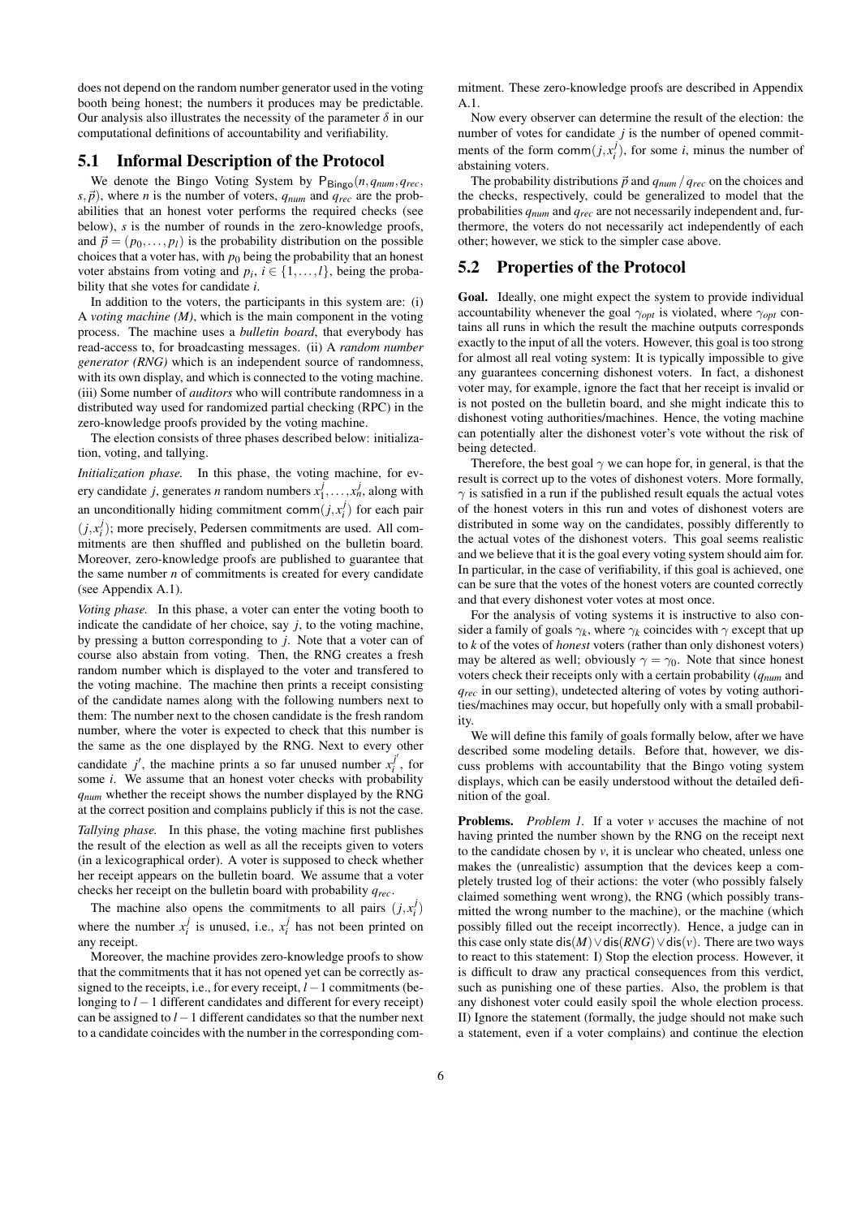does not depend on the random number generator used in the voting booth being honest; the numbers it produces may be predictable. Our analysis also illustrates the necessity of the parameter $\delta$ in our computational definitions of accountability and verifiability.

## 5.1 Informal Description of the Protocol

We denote the Bingo Voting System by $\mathsf{P}_{\mathsf{Bingo}}(n, q_{num}, q_{rec}, s, \vec{p})$, where $n$ is the number of voters, $q_{num}$ and $q_{rec}$ are the probabilities that an honest voter performs the required checks (see below), $s$ is the number of rounds in the zero-knowledge proofs, and $\vec{p} = (p_0, \ldots, p_l)$ is the probability distribution on the possible choices that a voter has, with $p_0$ being the probability that an honest voter abstains from voting and $p_i$, $i \in \{1, \ldots, l\}$, being the probability that she votes for candidate $i$.

In addition to the voters, the participants in this system are: (i) A *voting machine (M)*, which is the main component in the voting process. The machine uses a *bulletin board*, that everybody has read-access to, for broadcasting messages. (ii) A *random number generator (RNG)* which is an independent source of randomness, with its own display, and which is connected to the voting machine. (iii) Some number of *auditors* who will contribute randomness in a distributed way used for randomized partial checking (RPC) in the zero-knowledge proofs provided by the voting machine.

The election consists of three phases described below: initialization, voting, and tallying.

*Initialization phase.* In this phase, the voting machine, for every candidate $j$, generates $n$ random numbers $x_1^j, \ldots, x_n^j$, along with an unconditionally hiding commitment $\mathsf{comm}(j, x_i^j)$ for each pair $(j, x_i^j)$; more precisely, Pedersen commitments are used. All commitments are then shuffled and published on the bulletin board. Moreover, zero-knowledge proofs are published to guarantee that the same number $n$ of commitments is created for every candidate (see Appendix A.1).

*Voting phase.* In this phase, a voter can enter the voting booth to indicate the candidate of her choice, say $j$, to the voting machine, by pressing a button corresponding to $j$. Note that a voter can of course also abstain from voting. Then, the RNG creates a fresh random number which is displayed to the voter and transfered to the voting machine. The machine then prints a receipt consisting of the candidate names along with the following numbers next to them: The number next to the chosen candidate is the fresh random number, where the voter is expected to check that this number is the same as the one displayed by the RNG. Next to every other candidate $j'$, the machine prints a so far unused number $x_i^{j'}$, for some $i$. We assume that an honest voter checks with probability $q_{num}$ whether the receipt shows the number displayed by the RNG at the correct position and complains publicly if this is not the case.

*Tallying phase.* In this phase, the voting machine first publishes the result of the election as well as all the receipts given to voters (in a lexicographical order). A voter is supposed to check whether her receipt appears on the bulletin board. We assume that a voter checks her receipt on the bulletin board with probability $q_{rec}$.

The machine also opens the commitments to all pairs $(j, x_i^j)$ where the number $x_i^j$ is unused, i.e., $x_i^j$ has not been printed on any receipt.

Moreover, the machine provides zero-knowledge proofs to show that the commitments that it has not opened yet can be correctly assigned to the receipts, i.e., for every receipt, $l-1$ commitments (belonging to $l-1$ different candidates and different for every receipt) can be assigned to $l-1$ different candidates so that the number next to a candidate coincides with the number in the corresponding commitment. These zero-knowledge proofs are described in Appendix A.1.

Now every observer can determine the result of the election: the number of votes for candidate $j$ is the number of opened commitments of the form $\mathsf{comm}(j, x_i^j)$, for some $i$, minus the number of abstaining voters.

The probability distributions $\vec{p}$ and $q_{num}$ / $q_{rec}$ on the choices and the checks, respectively, could be generalized to model that the probabilities $q_{num}$ and $q_{rec}$ are not necessarily independent and, furthermore, the voters do not necessarily act independently of each other; however, we stick to the simpler case above.

## 5.2 Properties of the Protocol

**Goal.** Ideally, one might expect the system to provide individual accountability whenever the goal $\gamma_{opt}$ is violated, where $\gamma_{opt}$ contains all runs in which the result the machine outputs corresponds exactly to the input of all the voters. However, this goal is too strong for almost all real voting system: It is typically impossible to give any guarantees concerning dishonest voters. In fact, a dishonest voter may, for example, ignore the fact that her receipt is invalid or is not posted on the bulletin board, and she might indicate this to dishonest voting authorities/machines. Hence, the voting machine can potentially alter the dishonest voter's vote without the risk of being detected.

Therefore, the best goal $\gamma$ we can hope for, in general, is that the result is correct up to the votes of dishonest voters. More formally, $\gamma$ is satisfied in a run if the published result equals the actual votes of the honest voters in this run and votes of dishonest voters are distributed in some way on the candidates, possibly differently to the actual votes of the dishonest voters. This goal seems realistic and we believe that it is the goal every voting system should aim for. In particular, in the case of verifiability, if this goal is achieved, one can be sure that the votes of the honest voters are counted correctly and that every dishonest voter votes at most once.

For the analysis of voting systems it is instructive to also consider a family of goals $\gamma_k$, where $\gamma_k$ coincides with $\gamma$ except that up to $k$ of the votes of *honest* voters (rather than only dishonest voters) may be altered as well; obviously $\gamma = \gamma_0$. Note that since honest voters check their receipts only with a certain probability ($q_{num}$ and $q_{rec}$ in our setting), undetected altering of votes by voting authorities/machines may occur, but hopefully only with a small probability.

We will define this family of goals formally below, after we have described some modeling details. Before that, however, we discuss problems with accountability that the Bingo voting system displays, which can be easily understood without the detailed definition of the goal.

**Problems.** *Problem 1.* If a voter $v$ accuses the machine of not having printed the number shown by the RNG on the receipt next to the candidate chosen by $v$, it is unclear who cheated, unless one makes the (unrealistic) assumption that the devices keep a completely trusted log of their actions: the voter (who possibly falsely claimed something went wrong), the RNG (which possibly transmitted the wrong number to the machine), or the machine (which possibly filled out the receipt incorrectly). Hence, a judge can in this case only state $\mathsf{dis}(M) \vee \mathsf{dis}(RNG) \vee \mathsf{dis}(v)$. There are two ways to react to this statement: I) Stop the election process. However, it is difficult to draw any practical consequences from this verdict, such as punishing one of these parties. Also, the problem is that any dishonest voter could easily spoil the whole election process. II) Ignore the statement (formally, the judge should not make such a statement, even if a voter complains) and continue the election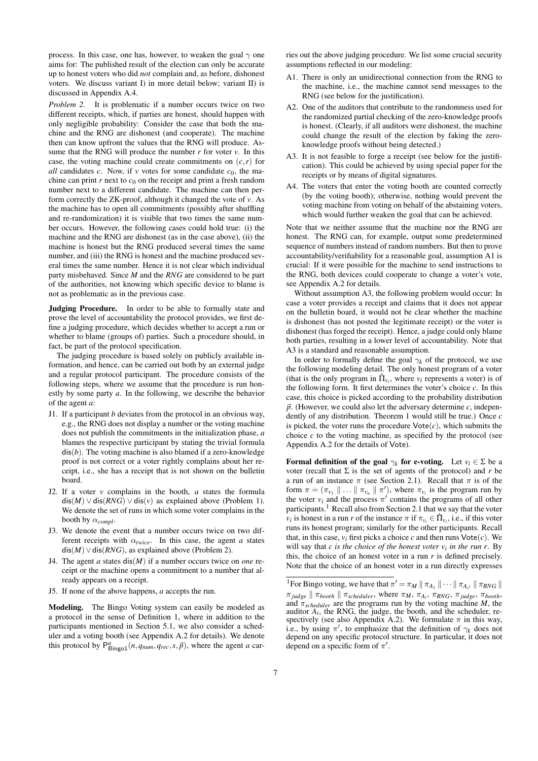process. In this case, one has, however, to weaken the goal $\gamma$ one aims for: The published result of the election can only be accurate up to honest voters who did *not* complain and, as before, dishonest voters. We discuss variant I) in more detail below; variant II) is discussed in Appendix A.4.

*Problem 2.* It is problematic if a number occurs twice on two different receipts, which, if parties are honest, should happen with only negligible probability: Consider the case that both the machine and the RNG are dishonest (and cooperate). The machine then can know upfront the values that the RNG will produce. Assume that the RNG will produce the number $r$ for voter $v$. In this case, the voting machine could create commitments on $(c, r)$ for *all* candidates $c$. Now, if $v$ votes for some candidate $c_0$, the machine can print $r$ next to $c_0$ on the receipt and print a fresh random number next to a different candidate. The machine can then perform correctly the ZK-proof, although it changed the vote of $v$. As the machine has to open all commitments (possibly after shuffling and re-randomization) it is visible that two times the same number occurs. However, the following cases could hold true: (i) the machine and the RNG are dishonest (as in the case above), (ii) the machine is honest but the RNG produced several times the same number, and (iii) the RNG is honest and the machine produced several times the same number. Hence it is not clear which individual party misbehaved. Since $M$ and the $RNG$ are considered to be part of the authorities, not knowing which specific device to blame is not as problematic as in the previous case.

**Judging Procedure.** In order to be able to formally state and prove the level of accountability the protocol provides, we first define a judging procedure, which decides whether to accept a run or whether to blame (groups of) parties. Such a procedure should, in fact, be part of the protocol specification.

The judging procedure is based solely on publicly available information, and hence, can be carried out both by an external judge and a regular protocol participant. The procedure consists of the following steps, where we assume that the procedure is run honestly by some party $a$. In the following, we describe the behavior of the agent $a$:

J1. If a participant $b$ deviates from the protocol in an obvious way, e.g., the RNG does not display a number or the voting machine does not publish the commitments in the initialization phase, $a$ blames the respective participant by stating the trivial formula $\mathsf{dis}(b)$. The voting machine is also blamed if a zero-knowledge proof is not correct or a voter rightly complains about her receipt, i.e., she has a receipt that is not shown on the bulletin board.

J2. If a voter $v$ complains in the booth, $a$ states the formula $\mathsf{dis}(M) \vee \mathsf{dis}(RNG) \vee \mathsf{dis}(v)$ as explained above (Problem 1). We denote the set of runs in which some voter complains in the booth by $\alpha_{compl}$.

J3. We denote the event that a number occurs twice on two different receipts with $\alpha_{twice}$. In this case, the agent $a$ states $\mathsf{dis}(M) \vee \mathsf{dis}(RNG)$, as explained above (Problem 2).

J4. The agent $a$ states $\mathsf{dis}(M)$ if a number occurs twice on *one* receipt or the machine opens a commitment to a number that already appears on a receipt.

J5. If none of the above happens, $a$ accepts the run.

**Modeling.** The Bingo Voting system can easily be modeled as a protocol in the sense of Definition 1, where in addition to the participants mentioned in Section 5.1, we also consider a scheduler and a voting booth (see Appendix A.2 for details). We denote this protocol by $\mathsf{P}^a_{\mathsf{Bingo1}}(n, q_{num}, q_{rec}, s, \vec{p})$, where the agent $a$ carries out the above judging procedure. We list some crucial security assumptions reflected in our modeling:

A1. There is only an unidirectional connection from the RNG to the machine, i.e., the machine cannot send messages to the RNG (see below for the justification).

A2. One of the auditors that contribute to the randomness used for the randomized partial checking of the zero-knowledge proofs is honest. (Clearly, if all auditors were dishonest, the machine could change the result of the election by faking the zero-knowledge proofs without being detected.)

A3. It is not feasible to forge a receipt (see below for the justification). This could be achieved by using special paper for the receipts or by means of digital signatures.

A4. The voters that enter the voting booth are counted correctly (by the voting booth); otherwise, nothing would prevent the voting machine from voting on behalf of the abstaining voters, which would further weaken the goal that can be achieved.

Note that we neither assume that the machine nor the RNG are honest. The RNG can, for example, output some predetermined sequence of numbers instead of random numbers. But then to prove accountability/verifiability for a reasonable goal, assumption A1 is crucial: If it were possible for the machine to send instructions to the RNG, both devices could cooperate to change a voter's vote, see Appendix A.2 for details.

Without assumption A3, the following problem would occur: In case a voter provides a receipt and claims that it does not appear on the bulletin board, it would not be clear whether the machine is dishonest (has not posted the legitimate receipt) or the voter is dishonest (has forged the receipt). Hence, a judge could only blame both parties, resulting in a lower level of accountability. Note that A3 is a standard and reasonable assumption.

In order to formally define the goal $\gamma_k$ of the protocol, we use the following modeling detail. The only honest program of a voter (that is the only program in $\hat{\Pi}_{v_i}$, where $v_i$ represents a voter) is of the following form. It first determines the voter's choice $c$. In this case, this choice is picked according to the probability distribution $\vec{p}$. (However, we could also let the adversary determine $c$, independently of any distribution. Theorem 1 would still be true.) Once $c$ is picked, the voter runs the procedure $\mathsf{Vote}(c)$, which submits the choice $c$ to the voting machine, as specified by the protocol (see Appendix A.2 for the details of $\mathsf{Vote}$).

**Formal definition of the goal $\gamma_k$ for e-voting.** Let $v_i \in \Sigma$ be a voter (recall that $\Sigma$ is the set of agents of the protocol) and $r$ be a run of an instance $\pi$ (see Section 2.1). Recall that $\pi$ is of the form $\pi = (\pi_{v_1} \parallel \ldots \parallel \pi_{v_n} \parallel \pi')$, where $\pi_{v_i}$ is the program run by the voter $v_i$ and the process $\pi'$ contains the programs of all other participants.[1] Recall also from Section 2.1 that we say that the voter $v_i$ is honest in a run $r$ of the instance $\pi$ if $\pi_{v_i} \in \hat{\Pi}_{v_i}$, i.e., if this voter runs its honest program; similarly for the other participants. Recall that, in this case, $v_i$ first picks a choice $c$ and then runs $\mathsf{Vote}(c)$. We will say that *$c$ is the choice of the honest voter $v_i$ in the run $r$*. By this, the choice of an honest voter in a run $r$ is defined precisely. Note that the choice of an honest voter in a run directly expresses

[1] For Bingo voting, we have that $\pi' = \pi_M \parallel \pi_{A_1} \parallel \cdots \parallel \pi_{A_{t'}} \parallel \pi_{RNG} \parallel \pi_{judge} \parallel \pi_{booth} \parallel \pi_{scheduler}$, where $\pi_M$, $\pi_{A_i}$, $\pi_{RNG}$, $\pi_{judge}$, $\pi_{booth}$, and $\pi_{scheduler}$ are the programs run by the voting machine $M$, the auditor $A_i$, the RNG, the judge, the booth, and the scheduler, respectively (see also Appendix A.2). We formulate $\pi$ in this way, i.e., by using $\pi'$, to emphasize that the definition of $\gamma_k$ does not depend on any specific protocol structure. In particular, it does not depend on a specific form of $\pi'$.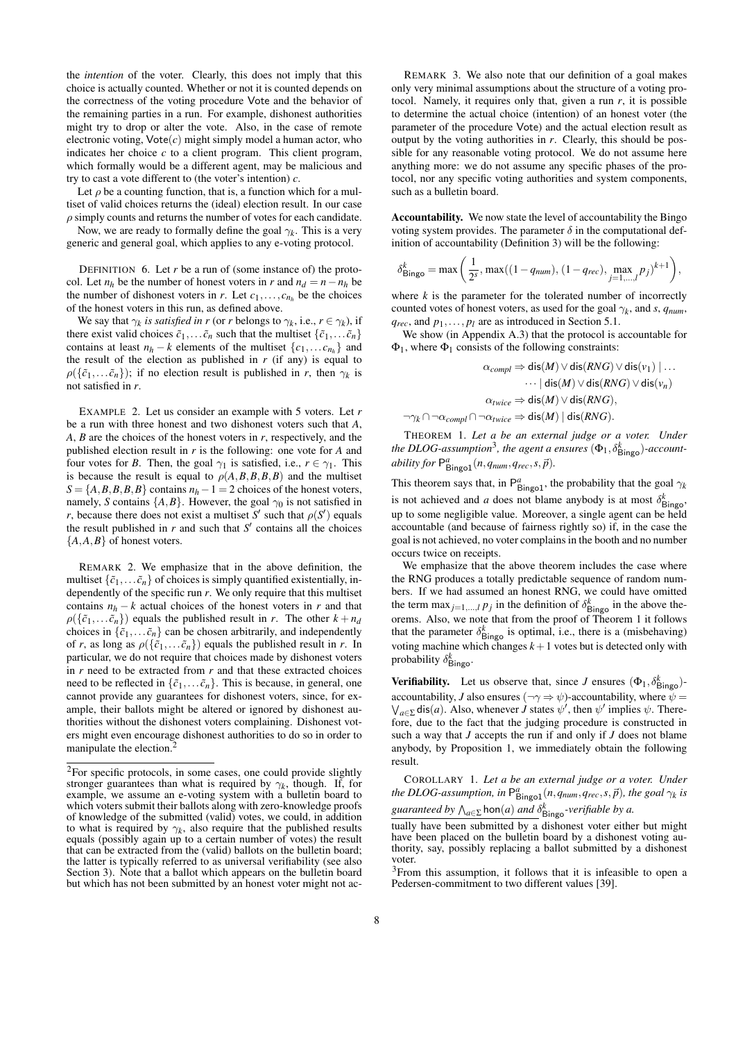the *intention* of the voter. Clearly, this does not imply that this choice is actually counted. Whether or not it is counted depends on the correctness of the voting procedure Vote and the behavior of the remaining parties in a run. For example, dishonest authorities might try to drop or alter the vote. Also, in the case of remote electronic voting, $\mathsf{Vote}(c)$ might simply model a human actor, who indicates her choice $c$ to a client program. This client program, which formally would be a different agent, may be malicious and try to cast a vote different to (the voter's intention) $c$.

Let $\rho$ be a counting function, that is, a function which for a multiset of valid choices returns the (ideal) election result. In our case $\rho$ simply counts and returns the number of votes for each candidate.

Now, we are ready to formally define the goal $\gamma_k$. This is a very generic and general goal, which applies to any e-voting protocol.

DEFINITION 6. Let $r$ be a run of (some instance of) the protocol. Let $n_h$ be the number of honest voters in $r$ and $n_d = n - n_h$ be the number of dishonest voters in $r$. Let $c_1, \dots, c_{n_h}$ be the choices of the honest voters in this run, as defined above.

We say that $\gamma_k$ *is satisfied in* $r$ (or $r$ belongs to $\gamma_k$, i.e., $r \in \gamma_k$), if there exist valid choices $\tilde{c}_1, \dots \tilde{c}_n$ such that the multiset $\{\tilde{c}_1, \dots \tilde{c}_n\}$ contains at least $n_h - k$ elements of the multiset $\{c_1, \dots c_{n_h}\}$ and the result of the election as published in $r$ (if any) is equal to $\rho(\{\tilde{c}_1, \dots \tilde{c}_n\})$; if no election result is published in $r$, then $\gamma_k$ is not satisfied in $r$.

EXAMPLE 2. Let us consider an example with 5 voters. Let $r$ be a run with three honest and two dishonest voters such that $A$, $A$, $B$ are the choices of the honest voters in $r$, respectively, and the published election result in $r$ is the following: one vote for $A$ and four votes for $B$. Then, the goal $\gamma_1$ is satisfied, i.e., $r \in \gamma_1$. This is because the result is equal to $\rho(A,B,B,B,B)$ and the multiset $S = \{A,B,B,B,B\}$ contains $n_h - 1 = 2$ choices of the honest voters, namely, $S$ contains $\{A,B\}$. However, the goal $\gamma_0$ is not satisfied in $r$, because there does not exist a multiset $S'$ such that $\rho(S')$ equals the result published in $r$ and such that $S'$ contains all the choices $\{A,A,B\}$ of honest voters.

REMARK 2. We emphasize that in the above definition, the multiset $\{\tilde{c}_1, \dots \tilde{c}_n\}$ of choices is simply quantified existentially, independently of the specific run $r$. We only require that this multiset contains $n_h - k$ actual choices of the honest voters in $r$ and that $\rho(\{\tilde{c}_1, \dots \tilde{c}_n\})$ equals the published result in $r$. The other $k + n_d$ choices in $\{\tilde{c}_1, \dots \tilde{c}_n\}$ can be chosen arbitrarily, and independently of $r$, as long as $\rho(\{\tilde{c}_1, \dots \tilde{c}_n\})$ equals the published result in $r$. In particular, we do not require that choices made by dishonest voters in $r$ need to be extracted from $r$ and that these extracted choices need to be reflected in $\{\tilde{c}_1, \dots \tilde{c}_n\}$. This is because, in general, one cannot provide any guarantees for dishonest voters, since, for example, their ballots might be altered or ignored by dishonest authorities without the dishonest voters complaining. Dishonest voters might even encourage dishonest authorities to do so in order to manipulate the election.[2]

REMARK 3. We also note that our definition of a goal makes only very minimal assumptions about the structure of a voting protocol. Namely, it requires only that, given a run $r$, it is possible to determine the actual choice (intention) of an honest voter (the parameter of the procedure Vote) and the actual election result as output by the voting authorities in $r$. Clearly, this should be possible for any reasonable voting protocol. We do not assume here anything more: we do not assume any specific phases of the protocol, nor any specific voting authorities and system components, such as a bulletin board.

**Accountability.** We now state the level of accountability the Bingo voting system provides. The parameter $\delta$ in the computational definition of accountability (Definition 3) will be the following:

$$\delta^k_{\mathsf{Bingo}} = \max\left(\frac{1}{2^s}, \max((1-q_{num}), (1-q_{rec}), \max_{j=1,\dots,l} p_j)^{k+1}\right),$$

where $k$ is the parameter for the tolerated number of incorrectly counted votes of honest voters, as used for the goal $\gamma_k$, and $s$, $q_{num}$, $q_{rec}$, and $p_1, \dots, p_l$ are as introduced in Section 5.1.

We show (in Appendix A.3) that the protocol is accountable for $\Phi_1$, where $\Phi_1$ consists of the following constraints:

$$\begin{aligned}
\alpha_{compl} &\Rightarrow \mathsf{dis}(M) \vee \mathsf{dis}(RNG) \vee \mathsf{dis}(v_1) \mid \dots \\
&\quad \cdots \mid \mathsf{dis}(M) \vee \mathsf{dis}(RNG) \vee \mathsf{dis}(v_n) \\
\alpha_{twice} &\Rightarrow \mathsf{dis}(M) \vee \mathsf{dis}(RNG), \\
\neg\gamma_k \cap \neg\alpha_{compl} \cap \neg\alpha_{twice} &\Rightarrow \mathsf{dis}(M) \mid \mathsf{dis}(RNG).
\end{aligned}$$

THEOREM 1. *Let $a$ be an external judge or a voter. Under the DLOG-assumption*[3]*, the agent $a$ ensures $(\Phi_1, \delta^k_{\mathsf{Bingo}})$-accountability for $\mathsf{P}^a_{\mathsf{Bingo1}}(n, q_{num}, q_{rec}, s, \vec{p})$.*

This theorem says that, in $\mathsf{P}^a_{\mathsf{Bingo1}}$, the probability that the goal $\gamma_k$ is not achieved and $a$ does not blame anybody is at most $\delta^k_{\mathsf{Bingo}}$, up to some negligible value. Moreover, a single agent can be held accountable (and because of fairness rightly so) if, in the case the goal is not achieved, no voter complains in the booth and no number occurs twice on receipts.

We emphasize that the above theorem includes the case where the RNG produces a totally predictable sequence of random numbers. If we had assumed an honest RNG, we could have omitted the term $\max_{j=1,\dots,l} p_j$ in the definition of $\delta^k_{\mathsf{Bingo}}$ in the above theorems. Also, we note that from the proof of Theorem 1 it follows that the parameter $\delta^k_{\mathsf{Bingo}}$ is optimal, i.e., there is a (misbehaving) voting machine which changes $k+1$ votes but is detected only with probability $\delta^k_{\mathsf{Bingo}}$.

**Verifiability.** Let us observe that, since $J$ ensures $(\Phi_1, \delta^k_{\mathsf{Bingo}})$-accountability, $J$ also ensures $(\neg\gamma \Rightarrow \psi)$-accountability, where $\psi = \bigvee_{a \in \Sigma} \mathsf{dis}(a)$. Also, whenever $J$ states $\psi'$, then $\psi'$ implies $\psi$. Therefore, due to the fact that the judging procedure is constructed in such a way that $J$ accepts the run if and only if $J$ does not blame anybody, by Proposition 1, we immediately obtain the following result.

COROLLARY 1. *Let $a$ be an external judge or a voter. Under the DLOG-assumption, in $\mathsf{P}^a_{\mathsf{Bingo1}}(n, q_{num}, q_{rec}, s, \vec{p})$, the goal $\gamma_k$ is guaranteed by $\bigwedge_{a \in \Sigma} \mathsf{hon}(a)$ and $\delta^k_{\mathsf{Bingo}}$-verifiable by $a$.*

[2] For specific protocols, in some cases, one could provide slightly stronger guarantees than what is required by $\gamma_k$, though. If, for example, we assume an e-voting system with a bulletin board to which voters submit their ballots along with zero-knowledge proofs of knowledge of the submitted (valid) votes, we could, in addition to what is required by $\gamma_k$, also require that the published results equals (possibly again up to a certain number of votes) the result that can be extracted from the (valid) ballots on the bulletin board; the latter is typically referred to as universal verifiability (see also Section 3). Note that a ballot which appears on the bulletin board but which has not been submitted by an honest voter might not actually have been submitted by a dishonest voter either but might have been placed on the bulletin board by a dishonest voting authority, say, possibly replacing a ballot submitted by a dishonest voter.

[3] From this assumption, it follows that it is infeasible to open a Pedersen-commitment to two different values [39].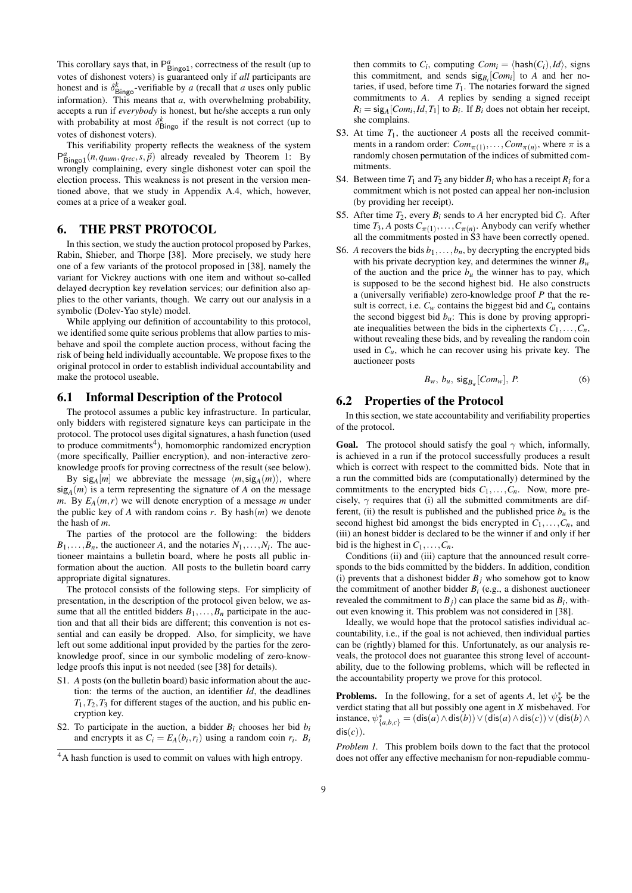This corollary says that, in $\mathsf{P}^a_{\mathsf{Bingo1}}$, correctness of the result (up to votes of dishonest voters) is guaranteed only if *all* participants are honest and is $\delta^k_{\mathsf{Bingo}}$-verifiable by $a$ (recall that $a$ uses only public information). This means that $a$, with overwhelming probability, accepts a run if *everybody* is honest, but he/she accepts a run only with probability at most $\delta^k_{\mathsf{Bingo}}$ if the result is not correct (up to votes of dishonest voters).

This verifiability property reflects the weakness of the system $\mathsf{P}^a_{\mathsf{Bingo1}}(n, q_{num}, q_{rec}, s, \vec{p})$ already revealed by Theorem 1: By wrongly complaining, every single dishonest voter can spoil the election process. This weakness is not present in the version mentioned above, that we study in Appendix A.4, which, however, comes at a price of a weaker goal.

# 6. THE PRST PROTOCOL

In this section, we study the auction protocol proposed by Parkes, Rabin, Shieber, and Thorpe [38]. More precisely, we study here one of a few variants of the protocol proposed in [38], namely the variant for Vickrey auctions with one item and without so-called delayed decryption key revelation services; our definition also applies to the other variants, though. We carry out our analysis in a symbolic (Dolev-Yao style) model.

While applying our definition of accountability to this protocol, we identified some quite serious problems that allow parties to misbehave and spoil the complete auction process, without facing the risk of being held individually accountable. We propose fixes to the original protocol in order to establish individual accountability and make the protocol useable.

## 6.1 Informal Description of the Protocol

The protocol assumes a public key infrastructure. In particular, only bidders with registered signature keys can participate in the protocol. The protocol uses digital signatures, a hash function (used to produce commitments[4]), homomorphic randomized encryption (more specifically, Paillier encryption), and non-interactive zero-knowledge proofs for proving correctness of the result (see below).

By $\mathsf{sig}_A[m]$ we abbreviate the message $\langle m, \mathsf{sig}_A(m)\rangle$, where $\mathsf{sig}_A(m)$ is a term representing the signature of $A$ on the message $m$. By $E_A(m,r)$ we will denote encryption of a message $m$ under the public key of $A$ with random coins $r$. By $\mathsf{hash}(m)$ we denote the hash of $m$.

The parties of the protocol are the following: the bidders $B_1, \ldots, B_n$, the auctioneer $A$, and the notaries $N_1, \ldots, N_l$. The auctioneer maintains a bulletin board, where he posts all public information about the auction. All posts to the bulletin board carry appropriate digital signatures.

The protocol consists of the following steps. For simplicity of presentation, in the description of the protocol given below, we assume that all the entitled bidders $B_1, \ldots, B_n$ participate in the auction and that all their bids are different; this convention is not essential and can easily be dropped. Also, for simplicity, we have left out some additional input provided by the parties for the zero-knowledge proof, since in our symbolic modeling of zero-knowledge proofs this input is not needed (see [38] for details).

- S1. $A$ posts (on the bulletin board) basic information about the auction: the terms of the auction, an identifier $Id$, the deadlines $T_1, T_2, T_3$ for different stages of the auction, and his public encryption key.
- S2. To participate in the auction, a bidder $B_i$ chooses her bid $b_i$ and encrypts it as $C_i = E_A(b_i, r_i)$ using a random coin $r_i$. $B_i$ then commits to $C_i$, computing $Com_i = \langle \mathsf{hash}(C_i), Id\rangle$, signs this commitment, and sends $\mathsf{sig}_{B_i}[Com_i]$ to $A$ and her notaries, if used, before time $T_1$. The notaries forward the signed commitments to $A$. $A$ replies by sending a signed receipt $R_i = \mathsf{sig}_A[Com_i, Id, T_1]$ to $B_i$. If $B_i$ does not obtain her receipt, she complains.
- S3. At time $T_1$, the auctioneer $A$ posts all the received commitments in a random order: $Com_{\pi(1)}, \ldots, Com_{\pi(n)}$, where $\pi$ is a randomly chosen permutation of the indices of submitted commitments.
- S4. Between time $T_1$ and $T_2$ any bidder $B_i$ who has a receipt $R_i$ for a commitment which is not posted can appeal her non-inclusion (by providing her receipt).
- S5. After time $T_2$, every $B_i$ sends to $A$ her encrypted bid $C_i$. After time $T_3$, $A$ posts $C_{\pi(1)}, \ldots, C_{\pi(n)}$. Anybody can verify whether all the commitments posted in S3 have been correctly opened.
- S6. $A$ recovers the bids $b_1, \ldots, b_n$, by decrypting the encrypted bids with his private decryption key, and determines the winner $B_w$ of the auction and the price $b_u$ the winner has to pay, which is supposed to be the second highest bid. He also constructs a (universally verifiable) zero-knowledge proof $P$ that the result is correct, i.e. $C_w$ contains the biggest bid and $C_u$ contains the second biggest bid $b_u$: This is done by proving appropriate inequalities between the bids in the ciphertexts $C_1, \ldots, C_n$, without revealing these bids, and by revealing the random coin used in $C_u$, which he can recover using his private key. The auctioneer posts

$$B_w,\ b_u,\ \mathsf{sig}_{B_w}[Com_w],\ P. \tag{6}$$

[4] A hash function is used to commit on values with high entropy.

## 6.2 Properties of the Protocol

In this section, we state accountability and verifiability properties of the protocol.

**Goal.** The protocol should satisfy the goal $\gamma$ which, informally, is achieved in a run if the protocol successfully produces a result which is correct with respect to the committed bids. Note that in a run the committed bids are (computationally) determined by the commitments to the encrypted bids $C_1, \ldots, C_n$. Now, more precisely, $\gamma$ requires that (i) all the submitted commitments are different, (ii) the result is published and the published price $b_u$ is the second highest bid amongst the bids encrypted in $C_1, \ldots, C_n$, and (iii) an honest bidder is declared to be the winner if and only if her bid is the highest in $C_1, \ldots, C_n$.

Conditions (ii) and (iii) capture that the announced result corresponds to the bids committed by the bidders. In addition, condition (i) prevents that a dishonest bidder $B_j$ who somehow got to know the commitment of another bidder $B_i$ (e.g., a dishonest auctioneer revealed the commitment to $B_j$) can place the same bid as $B_i$, without even knowing it. This problem was not considered in [38].

Ideally, we would hope that the protocol satisfies individual accountability, i.e., if the goal is not achieved, then individual parties can be (rightly) blamed for this. Unfortunately, as our analysis reveals, the protocol does not guarantee this strong level of accountability, due to the following problems, which will be reflected in the accountability property we prove for this protocol.

**Problems.** In the following, for a set of agents $A$, let $\psi^*_X$ be the verdict stating that all but possibly one agent in $X$ misbehaved. For instance, $\psi^*_{\{a,b,c\}} = (\mathsf{dis}(a) \wedge \mathsf{dis}(b)) \vee (\mathsf{dis}(a) \wedge \mathsf{dis}(c)) \vee (\mathsf{dis}(b) \wedge \mathsf{dis}(c))$.

*Problem 1.* This problem boils down to the fact that the protocol does not offer any effective mechanism for non-repudiable commu-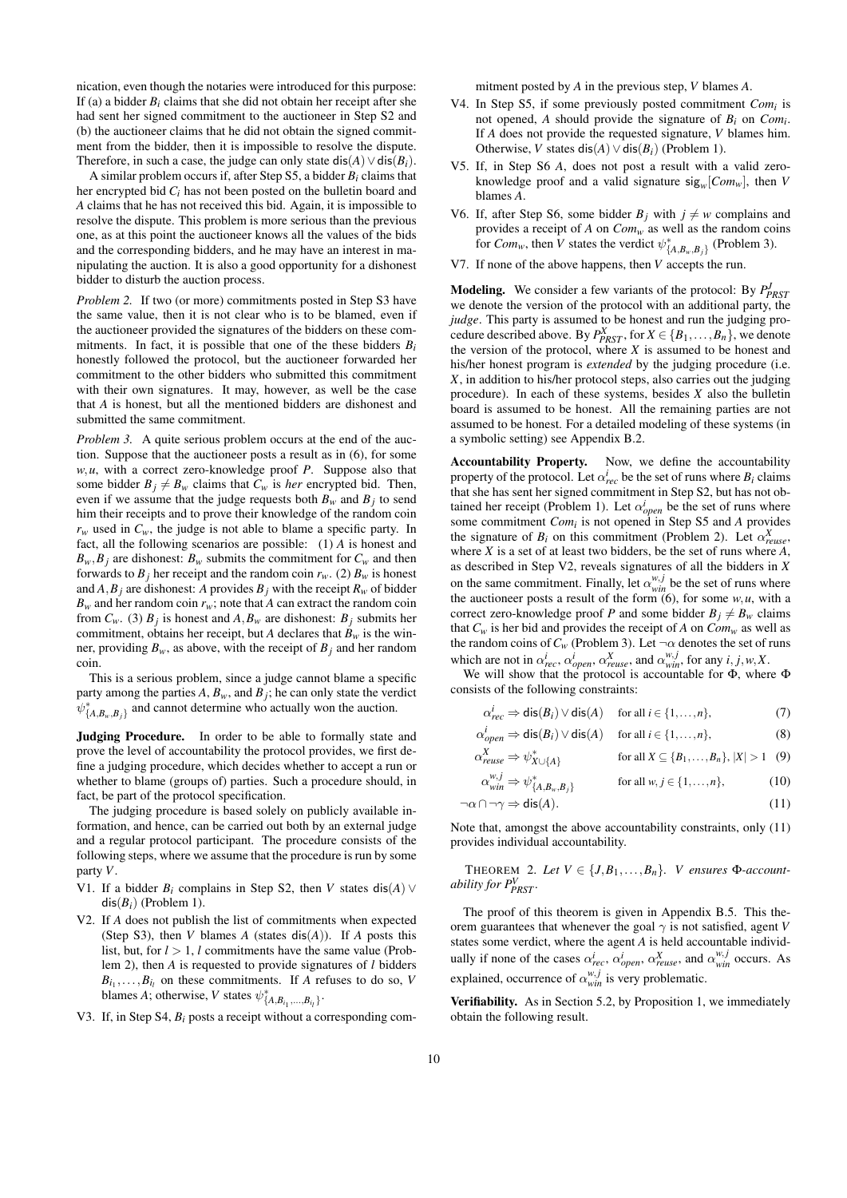nication, even though the notaries were introduced for this purpose: If (a) a bidder $B_i$ claims that she did not obtain her receipt after she had sent her signed commitment to the auctioneer in Step S2 and (b) the auctioneer claims that he did not obtain the signed commitment from the bidder, then it is impossible to resolve the dispute. Therefore, in such a case, the judge can only state $\mathsf{dis}(A) \vee \mathsf{dis}(B_i)$.

A similar problem occurs if, after Step S5, a bidder $B_i$ claims that her encrypted bid $C_i$ has not been posted on the bulletin board and $A$ claims that he has not received this bid. Again, it is impossible to resolve the dispute. This problem is more serious than the previous one, as at this point the auctioneer knows all the values of the bids and the corresponding bidders, and he may have an interest in manipulating the auction. It is also a good opportunity for a dishonest bidder to disturb the auction process.

*Problem 2.* If two (or more) commitments posted in Step S3 have the same value, then it is not clear who is to be blamed, even if the auctioneer provided the signatures of the bidders on these commitments. In fact, it is possible that one of the these bidders $B_i$ honestly followed the protocol, but the auctioneer forwarded her commitment to the other bidders who submitted this commitment with their own signatures. It may, however, as well be the case that $A$ is honest, but all the mentioned bidders are dishonest and submitted the same commitment.

*Problem 3.* A quite serious problem occurs at the end of the auction. Suppose that the auctioneer posts a result as in (6), for some $w, u$, with a correct zero-knowledge proof $P$. Suppose also that some bidder $B_j \neq B_w$ claims that $C_w$ is *her* encrypted bid. Then, even if we assume that the judge requests both $B_w$ and $B_j$ to send him their receipts and to prove their knowledge of the random coin $r_w$ used in $C_w$, the judge is not able to blame a specific party. In fact, all the following scenarios are possible: (1) $A$ is honest and $B_w, B_j$ are dishonest: $B_w$ submits the commitment for $C_w$ and then forwards to $B_j$ her receipt and the random coin $r_w$. (2) $B_w$ is honest and $A, B_j$ are dishonest: $A$ provides $B_j$ with the receipt $R_w$ of bidder $B_w$ and her random coin $r_w$; note that $A$ can extract the random coin from $C_w$. (3) $B_j$ is honest and $A, B_w$ are dishonest: $B_j$ submits her commitment, obtains her receipt, but $A$ declares that $B_w$ is the winner, providing $B_w$, as above, with the receipt of $B_j$ and her random coin.

This is a serious problem, since a judge cannot blame a specific party among the parties $A$, $B_w$, and $B_j$; he can only state the verdict $\psi^*_{\{A,B_w,B_j\}}$ and cannot determine who actually won the auction.

**Judging Procedure.** In order to be able to formally state and prove the level of accountability the protocol provides, we first define a judging procedure, which decides whether to accept a run or whether to blame (groups of) parties. Such a procedure should, in fact, be part of the protocol specification.

The judging procedure is based solely on publicly available information, and hence, can be carried out both by an external judge and a regular protocol participant. The procedure consists of the following steps, where we assume that the procedure is run by some party $V$.

- V1. If a bidder $B_i$ complains in Step S2, then $V$ states $\mathsf{dis}(A) \vee \mathsf{dis}(B_i)$ (Problem 1).
- V2. If $A$ does not publish the list of commitments when expected (Step S3), then $V$ blames $A$ (states $\mathsf{dis}(A)$). If $A$ posts this list, but, for $l > 1$, $l$ commitments have the same value (Problem 2), then $A$ is requested to provide signatures of $l$ bidders $B_{i_1}, \ldots, B_{i_l}$ on these commitments. If $A$ refuses to do so, $V$ blames $A$; otherwise, $V$ states $\psi^*_{\{A,B_{i_1},\ldots,B_{i_l}\}}$.
- V3. If, in Step S4, $B_i$ posts a receipt without a corresponding commitment posted by $A$ in the previous step, $V$ blames $A$.
- V4. In Step S5, if some previously posted commitment $Com_i$ is not opened, $A$ should provide the signature of $B_i$ on $Com_i$. If $A$ does not provide the requested signature, $V$ blames him. Otherwise, $V$ states $\mathsf{dis}(A) \vee \mathsf{dis}(B_i)$ (Problem 1).
- V5. If, in Step S6 $A$, does not post a result with a valid zero-knowledge proof and a valid signature $\mathsf{sig}_w[Com_w]$, then $V$ blames $A$.
- V6. If, after Step S6, some bidder $B_j$ with $j \neq w$ complains and provides a receipt of $A$ on $Com_w$ as well as the random coins for $Com_w$, then $V$ states the verdict $\psi^*_{\{A,B_w,B_j\}}$ (Problem 3).
- V7. If none of the above happens, then $V$ accepts the run.

**Modeling.** We consider a few variants of the protocol: By $P^J_{PRST}$ we denote the version of the protocol with an additional party, the *judge*. This party is assumed to be honest and run the judging procedure described above. By $P^X_{PRST}$, for $X \in \{B_1, \ldots, B_n\}$, we denote the version of the protocol, where $X$ is assumed to be honest and his/her honest program is *extended* by the judging procedure (i.e. $X$, in addition to his/her protocol steps, also carries out the judging procedure). In each of these systems, besides $X$ also the bulletin board is assumed to be honest. All the remaining parties are not assumed to be honest. For a detailed modeling of these systems (in a symbolic setting) see Appendix B.2.

**Accountability Property.** Now, we define the accountability property of the protocol. Let $\alpha^i_{rec}$ be the set of runs where $B_i$ claims that she has sent her signed commitment in Step S2, but has not obtained her receipt (Problem 1). Let $\alpha^i_{open}$ be the set of runs where some commitment $Com_i$ is not opened in Step S5 and $A$ provides the signature of $B_i$ on this commitment (Problem 2). Let $\alpha^X_{reuse}$, where $X$ is a set of at least two bidders, be the set of runs where $A$, as described in Step V2, reveals signatures of all the bidders in $X$ on the same commitment. Finally, let $\alpha^{w,j}_{win}$ be the set of runs where the auctioneer posts a result of the form (6), for some $w, u$, with a correct zero-knowledge proof $P$ and some bidder $B_j \neq B_w$ claims that $C_w$ is her bid and provides the receipt of $A$ on $Com_w$ as well as the random coins of $C_w$ (Problem 3). Let $\neg\alpha$ denotes the set of runs which are not in $\alpha^i_{rec}$, $\alpha^i_{open}$, $\alpha^X_{reuse}$, and $\alpha^{w,j}_{win}$, for any $i, j, w, X$.

We will show that the protocol is accountable for $\Phi$, where $\Phi$ consists of the following constraints:

$$\alpha^i_{rec} \Rightarrow \mathsf{dis}(B_i) \vee \mathsf{dis}(A) \quad \text{for all } i \in \{1, \ldots, n\}, \tag{7}$$

$$\alpha^i_{open} \Rightarrow \mathsf{dis}(B_i) \vee \mathsf{dis}(A) \quad \text{for all } i \in \{1, \ldots, n\}, \tag{8}$$

$$\alpha^X_{reuse} \Rightarrow \psi^*_{X \cup \{A\}} \quad \text{for all } X \subseteq \{B_1, \ldots, B_n\}, |X| > 1 \tag{9}$$

$$\alpha^{w,j}_{win} \Rightarrow \psi^*_{\{A,B_w,B_j\}} \quad \text{for all } w, j \in \{1, \ldots, n\}, \tag{10}$$

$$\neg\alpha \cap \neg\gamma \Rightarrow \mathsf{dis}(A). \tag{11}$$

Note that, amongst the above accountability constraints, only (11) provides individual accountability.

THEOREM 2. *Let $V \in \{J, B_1, \ldots, B_n\}$. $V$ ensures $\Phi$-accountability for $P^V_{PRST}$.*

The proof of this theorem is given in Appendix B.5. This theorem guarantees that whenever the goal $\gamma$ is not satisfied, agent $V$ states some verdict, where the agent $A$ is held accountable individually if none of the cases $\alpha^i_{rec}$, $\alpha^i_{open}$, $\alpha^X_{reuse}$, and $\alpha^{w,j}_{win}$ occurs. As explained, occurrence of $\alpha^{w,j}_{win}$ is very problematic.

**Verifiability.** As in Section 5.2, by Proposition 1, we immediately obtain the following result.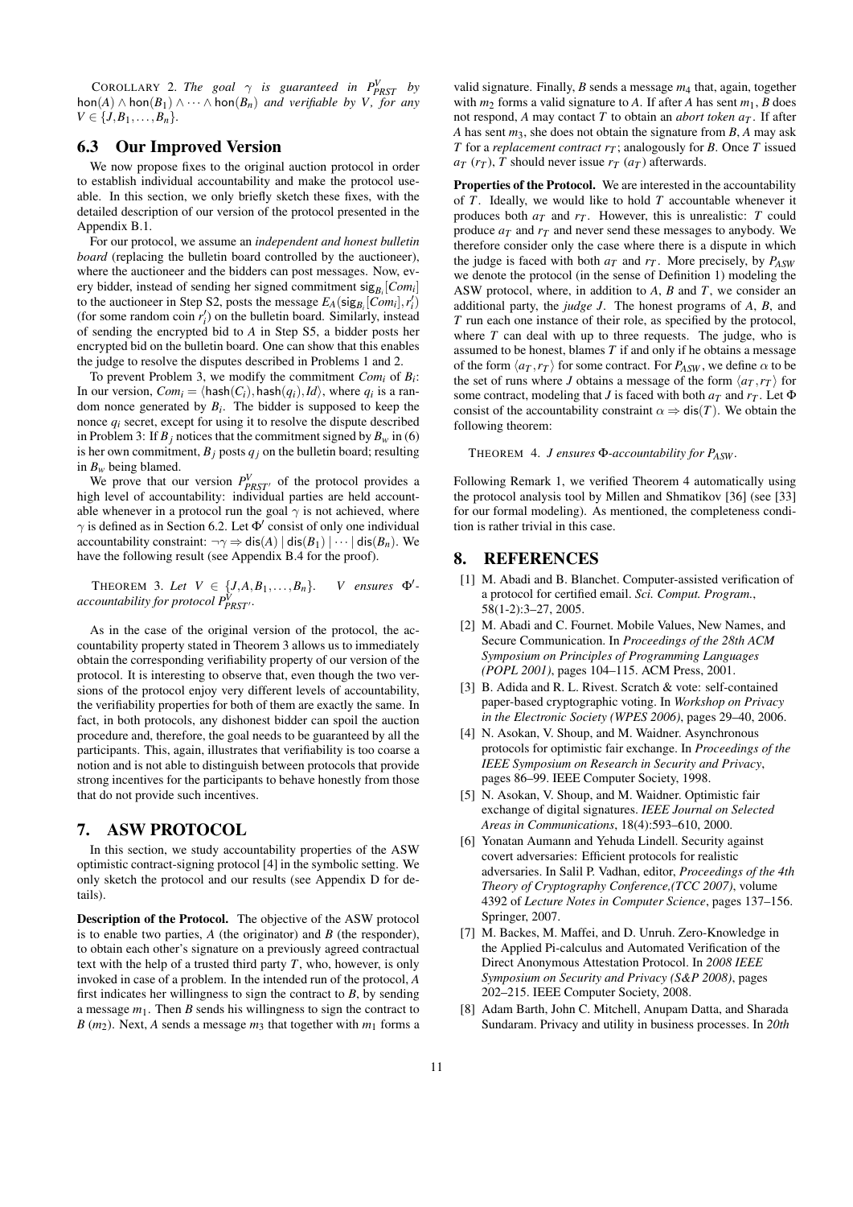COROLLARY 2. *The goal $\gamma$ is guaranteed in $P^V_{PRST}$ by $\mathsf{hon}(A) \wedge \mathsf{hon}(B_1) \wedge \cdots \wedge \mathsf{hon}(B_n)$ and verifiable by $V$, for any $V \in \{J, B_1, \ldots, B_n\}$.*

## 6.3 Our Improved Version

We now propose fixes to the original auction protocol in order to establish individual accountability and make the protocol useable. In this section, we only briefly sketch these fixes, with the detailed description of our version of the protocol presented in the Appendix B.1.

For our protocol, we assume an *independent and honest bulletin board* (replacing the bulletin board controlled by the auctioneer), where the auctioneer and the bidders can post messages. Now, every bidder, instead of sending her signed commitment $\mathsf{sig}_{B_i}[Com_i]$ to the auctioneer in Step S2, posts the message $E_A(\mathsf{sig}_{B_i}[Com_i], r'_i)$ (for some random coin $r'_i$) on the bulletin board. Similarly, instead of sending the encrypted bid to $A$ in Step S5, a bidder posts her encrypted bid on the bulletin board. One can show that this enables the judge to resolve the disputes described in Problems 1 and 2.

To prevent Problem 3, we modify the commitment $Com_i$ of $B_i$: In our version, $Com_i = \langle \mathsf{hash}(C_i), \mathsf{hash}(q_i), Id \rangle$, where $q_i$ is a random nonce generated by $B_i$. The bidder is supposed to keep the nonce $q_i$ secret, except for using it to resolve the dispute described in Problem 3: If $B_j$ notices that the commitment signed by $B_w$ in (6) is her own commitment, $B_j$ posts $q_j$ on the bulletin board; resulting in $B_w$ being blamed.

We prove that our version $P^V_{PRST'}$ of the protocol provides a high level of accountability: individual parties are held accountable whenever in a protocol run the goal $\gamma$ is not achieved, where $\gamma$ is defined as in Section 6.2. Let $\Phi'$ consist of only one individual accountability constraint: $\neg\gamma \Rightarrow \mathsf{dis}(A) \mid \mathsf{dis}(B_1) \mid \cdots \mid \mathsf{dis}(B_n)$. We have the following result (see Appendix B.4 for the proof).

THEOREM 3. *Let $V \in \{J, A, B_1, \ldots, B_n\}$. $V$ ensures $\Phi'$-accountability for protocol $P^V_{PRST'}$.*

As in the case of the original version of the protocol, the accountability property stated in Theorem 3 allows us to immediately obtain the corresponding verifiability property of our version of the protocol. It is interesting to observe that, even though the two versions of the protocol enjoy very different levels of accountability, the verifiability properties for both of them are exactly the same. In fact, in both protocols, any dishonest bidder can spoil the auction procedure and, therefore, the goal needs to be guaranteed by all the participants. This, again, illustrates that verifiability is too coarse a notion and is not able to distinguish between protocols that provide strong incentives for the participants to behave honestly from those that do not provide such incentives.

# 7. ASW PROTOCOL

In this section, we study accountability properties of the ASW optimistic contract-signing protocol [4] in the symbolic setting. We only sketch the protocol and our results (see Appendix D for details).

**Description of the Protocol.** The objective of the ASW protocol is to enable two parties, $A$ (the originator) and $B$ (the responder), to obtain each other's signature on a previously agreed contractual text with the help of a trusted third party $T$, who, however, is only invoked in case of a problem. In the intended run of the protocol, $A$ first indicates her willingness to sign the contract to $B$, by sending a message $m_1$. Then $B$ sends his willingness to sign the contract to $B$ ($m_2$). Next, $A$ sends a message $m_3$ that together with $m_1$ forms a valid signature. Finally, $B$ sends a message $m_4$ that, again, together with $m_2$ forms a valid signature to $A$. If after $A$ has sent $m_1$, $B$ does not respond, $A$ may contact $T$ to obtain an *abort token* $a_T$. If after $A$ has sent $m_3$, she does not obtain the signature from $B$, $A$ may ask $T$ for a *replacement contract* $r_T$; analogously for $B$. Once $T$ issued $a_T$ ($r_T$), $T$ should never issue $r_T$ ($a_T$) afterwards.

**Properties of the Protocol.** We are interested in the accountability of $T$. Ideally, we would like to hold $T$ accountable whenever it produces both $a_T$ and $r_T$. However, this is unrealistic: $T$ could produce $a_T$ and $r_T$ and never send these messages to anybody. We therefore consider only the case where there is a dispute in which the judge is faced with both $a_T$ and $r_T$. More precisely, by $P_{ASW}$ we denote the protocol (in the sense of Definition 1) modeling the ASW protocol, where, in addition to $A$, $B$ and $T$, we consider an additional party, the *judge* $J$. The honest programs of $A$, $B$, and $T$ run each one instance of their role, as specified by the protocol, where $T$ can deal with up to three requests. The judge, who is assumed to be honest, blames $T$ if and only if he obtains a message of the form $\langle a_T, r_T \rangle$ for some contract. For $P_{ASW}$, we define $\alpha$ to be the set of runs where $J$ obtains a message of the form $\langle a_T, r_T \rangle$ for some contract, modeling that $J$ is faced with both $a_T$ and $r_T$. Let $\Phi$ consist of the accountability constraint $\alpha \Rightarrow \mathsf{dis}(T)$. We obtain the following theorem:

THEOREM 4. *$J$ ensures $\Phi$-accountability for $P_{ASW}$.*

Following Remark 1, we verified Theorem 4 automatically using the protocol analysis tool by Millen and Shmatikov [36] (see [33] for our formal modeling). As mentioned, the completeness condition is rather trivial in this case.

# 8. REFERENCES

[1] M. Abadi and B. Blanchet. Computer-assisted verification of a protocol for certified email. *Sci. Comput. Program.*, 58(1-2):3–27, 2005.

[2] M. Abadi and C. Fournet. Mobile Values, New Names, and Secure Communication. In *Proceedings of the 28th ACM Symposium on Principles of Programming Languages (POPL 2001)*, pages 104–115. ACM Press, 2001.

[3] B. Adida and R. L. Rivest. Scratch & vote: self-contained paper-based cryptographic voting. In *Workshop on Privacy in the Electronic Society (WPES 2006)*, pages 29–40, 2006.

[4] N. Asokan, V. Shoup, and M. Waidner. Asynchronous protocols for optimistic fair exchange. In *Proceedings of the IEEE Symposium on Research in Security and Privacy*, pages 86–99. IEEE Computer Society, 1998.

[5] N. Asokan, V. Shoup, and M. Waidner. Optimistic fair exchange of digital signatures. *IEEE Journal on Selected Areas in Communications*, 18(4):593–610, 2000.

[6] Yonatan Aumann and Yehuda Lindell. Security against covert adversaries: Efficient protocols for realistic adversaries. In Salil P. Vadhan, editor, *Proceedings of the 4th Theory of Cryptography Conference,(TCC 2007)*, volume 4392 of *Lecture Notes in Computer Science*, pages 137–156. Springer, 2007.

[7] M. Backes, M. Maffei, and D. Unruh. Zero-Knowledge in the Applied Pi-calculus and Automated Verification of the Direct Anonymous Attestation Protocol. In *2008 IEEE Symposium on Security and Privacy (S&P 2008)*, pages 202–215. IEEE Computer Society, 2008.

[8] Adam Barth, John C. Mitchell, Anupam Datta, and Sharada Sundaram. Privacy and utility in business processes. In *20th*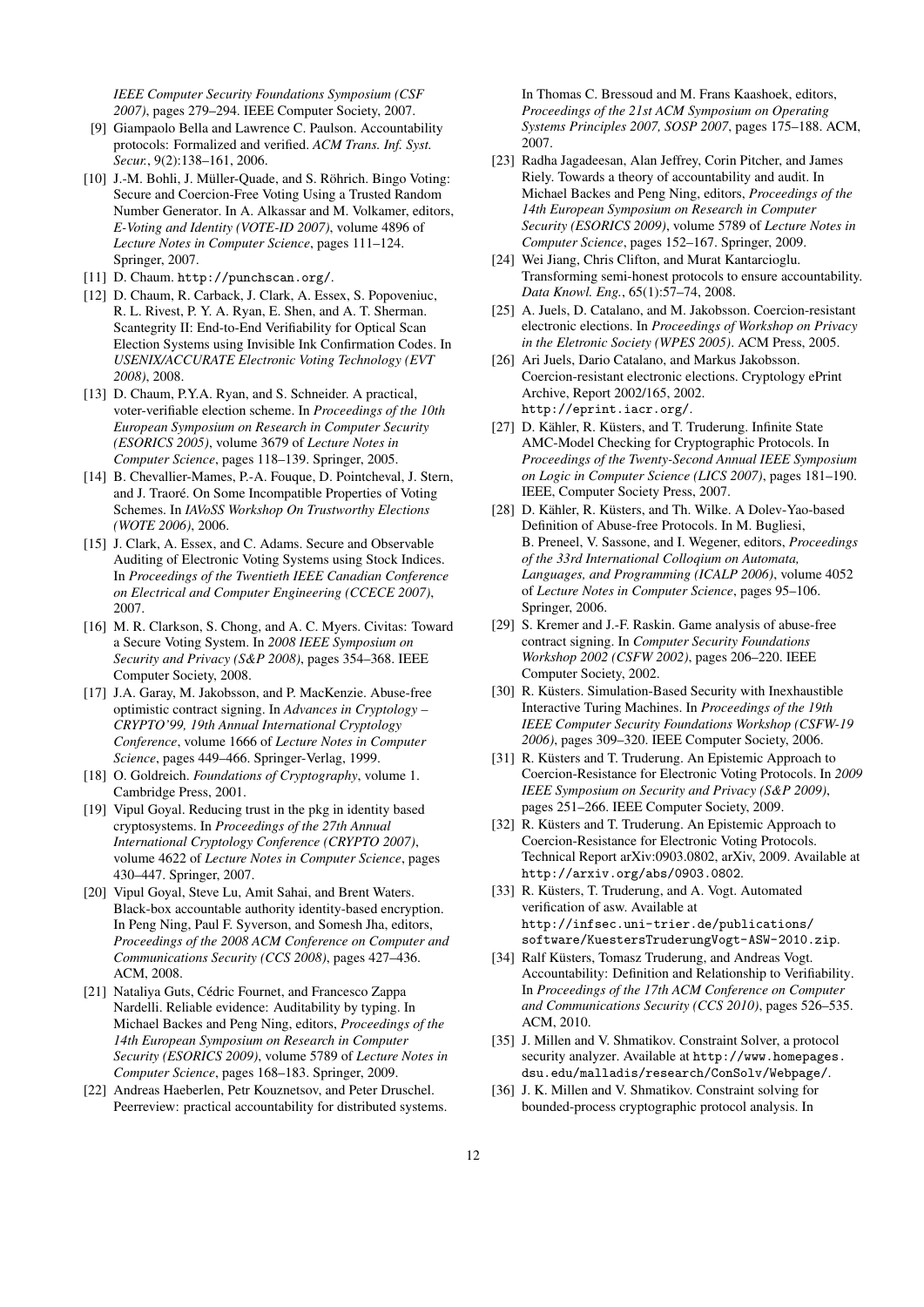*IEEE Computer Security Foundations Symposium (CSF 2007)*, pages 279–294. IEEE Computer Society, 2007.

[9] Giampaolo Bella and Lawrence C. Paulson. Accountability protocols: Formalized and verified. *ACM Trans. Inf. Syst. Secur.*, 9(2):138–161, 2006.

[10] J.-M. Bohli, J. Müller-Quade, and S. Röhrich. Bingo Voting: Secure and Coercion-Free Voting Using a Trusted Random Number Generator. In A. Alkassar and M. Volkamer, editors, *E-Voting and Identity (VOTE-ID 2007)*, volume 4896 of *Lecture Notes in Computer Science*, pages 111–124. Springer, 2007.

[11] D. Chaum. `http://punchscan.org/`.

[12] D. Chaum, R. Carback, J. Clark, A. Essex, S. Popoveniuc, R. L. Rivest, P. Y. A. Ryan, E. Shen, and A. T. Sherman. Scantegrity II: End-to-End Verifiability for Optical Scan Election Systems using Invisible Ink Confirmation Codes. In *USENIX/ACCURATE Electronic Voting Technology (EVT 2008)*, 2008.

[13] D. Chaum, P.Y.A. Ryan, and S. Schneider. A practical, voter-verifiable election scheme. In *Proceedings of the 10th European Symposium on Research in Computer Security (ESORICS 2005)*, volume 3679 of *Lecture Notes in Computer Science*, pages 118–139. Springer, 2005.

[14] B. Chevallier-Mames, P.-A. Fouque, D. Pointcheval, J. Stern, and J. Traoré. On Some Incompatible Properties of Voting Schemes. In *IAVoSS Workshop On Trustworthy Elections (WOTE 2006)*, 2006.

[15] J. Clark, A. Essex, and C. Adams. Secure and Observable Auditing of Electronic Voting Systems using Stock Indices. In *Proceedings of the Twentieth IEEE Canadian Conference on Electrical and Computer Engineering (CCECE 2007)*, 2007.

[16] M. R. Clarkson, S. Chong, and A. C. Myers. Civitas: Toward a Secure Voting System. In *2008 IEEE Symposium on Security and Privacy (S&P 2008)*, pages 354–368. IEEE Computer Society, 2008.

[17] J.A. Garay, M. Jakobsson, and P. MacKenzie. Abuse-free optimistic contract signing. In *Advances in Cryptology – CRYPTO'99, 19th Annual International Cryptology Conference*, volume 1666 of *Lecture Notes in Computer Science*, pages 449–466. Springer-Verlag, 1999.

[18] O. Goldreich. *Foundations of Cryptography*, volume 1. Cambridge Press, 2001.

[19] Vipul Goyal. Reducing trust in the pkg in identity based cryptosystems. In *Proceedings of the 27th Annual International Cryptology Conference (CRYPTO 2007)*, volume 4622 of *Lecture Notes in Computer Science*, pages 430–447. Springer, 2007.

[20] Vipul Goyal, Steve Lu, Amit Sahai, and Brent Waters. Black-box accountable authority identity-based encryption. In Peng Ning, Paul F. Syverson, and Somesh Jha, editors, *Proceedings of the 2008 ACM Conference on Computer and Communications Security (CCS 2008)*, pages 427–436. ACM, 2008.

[21] Nataliya Guts, Cédric Fournet, and Francesco Zappa Nardelli. Reliable evidence: Auditability by typing. In Michael Backes and Peng Ning, editors, *Proceedings of the 14th European Symposium on Research in Computer Security (ESORICS 2009)*, volume 5789 of *Lecture Notes in Computer Science*, pages 168–183. Springer, 2009.

[22] Andreas Haeberlen, Petr Kouznetsov, and Peter Druschel. Peerreview: practical accountability for distributed systems. In Thomas C. Bressoud and M. Frans Kaashoek, editors, *Proceedings of the 21st ACM Symposium on Operating Systems Principles 2007, SOSP 2007*, pages 175–188. ACM, 2007.

[23] Radha Jagadeesan, Alan Jeffrey, Corin Pitcher, and James Riely. Towards a theory of accountability and audit. In Michael Backes and Peng Ning, editors, *Proceedings of the 14th European Symposium on Research in Computer Security (ESORICS 2009)*, volume 5789 of *Lecture Notes in Computer Science*, pages 152–167. Springer, 2009.

[24] Wei Jiang, Chris Clifton, and Murat Kantarcioglu. Transforming semi-honest protocols to ensure accountability. *Data Knowl. Eng.*, 65(1):57–74, 2008.

[25] A. Juels, D. Catalano, and M. Jakobsson. Coercion-resistant electronic elections. In *Proceedings of Workshop on Privacy in the Eletronic Society (WPES 2005)*. ACM Press, 2005.

[26] Ari Juels, Dario Catalano, and Markus Jakobsson. Coercion-resistant electronic elections. Cryptology ePrint Archive, Report 2002/165, 2002. `http://eprint.iacr.org/`.

[27] D. Kähler, R. Küsters, and T. Truderung. Infinite State AMC-Model Checking for Cryptographic Protocols. In *Proceedings of the Twenty-Second Annual IEEE Symposium on Logic in Computer Science (LICS 2007)*, pages 181–190. IEEE, Computer Society Press, 2007.

[28] D. Kähler, R. Küsters, and Th. Wilke. A Dolev-Yao-based Definition of Abuse-free Protocols. In M. Bugliesi, B. Preneel, V. Sassone, and I. Wegener, editors, *Proceedings of the 33rd International Colloqium on Automata, Languages, and Programming (ICALP 2006)*, volume 4052 of *Lecture Notes in Computer Science*, pages 95–106. Springer, 2006.

[29] S. Kremer and J.-F. Raskin. Game analysis of abuse-free contract signing. In *Computer Security Foundations Workshop 2002 (CSFW 2002)*, pages 206–220. IEEE Computer Society, 2002.

[30] R. Küsters. Simulation-Based Security with Inexhaustible Interactive Turing Machines. In *Proceedings of the 19th IEEE Computer Security Foundations Workshop (CSFW-19 2006)*, pages 309–320. IEEE Computer Society, 2006.

[31] R. Küsters and T. Truderung. An Epistemic Approach to Coercion-Resistance for Electronic Voting Protocols. In *2009 IEEE Symposium on Security and Privacy (S&P 2009)*, pages 251–266. IEEE Computer Society, 2009.

[32] R. Küsters and T. Truderung. An Epistemic Approach to Coercion-Resistance for Electronic Voting Protocols. Technical Report arXiv:0903.0802, arXiv, 2009. Available at `http://arxiv.org/abs/0903.0802`.

[33] R. Küsters, T. Truderung, and A. Vogt. Automated verification of asw. Available at `http://infsec.uni-trier.de/publications/software/KuestersTruderungVogt-ASW-2010.zip`.

[34] Ralf Küsters, Tomasz Truderung, and Andreas Vogt. Accountability: Definition and Relationship to Verifiability. In *Proceedings of the 17th ACM Conference on Computer and Communications Security (CCS 2010)*, pages 526–535. ACM, 2010.

[35] J. Millen and V. Shmatikov. Constraint Solver, a protocol security analyzer. Available at `http://www.homepages.dsu.edu/malladis/research/ConSolv/Webpage/`.

[36] J. K. Millen and V. Shmatikov. Constraint solving for bounded-process cryptographic protocol analysis. In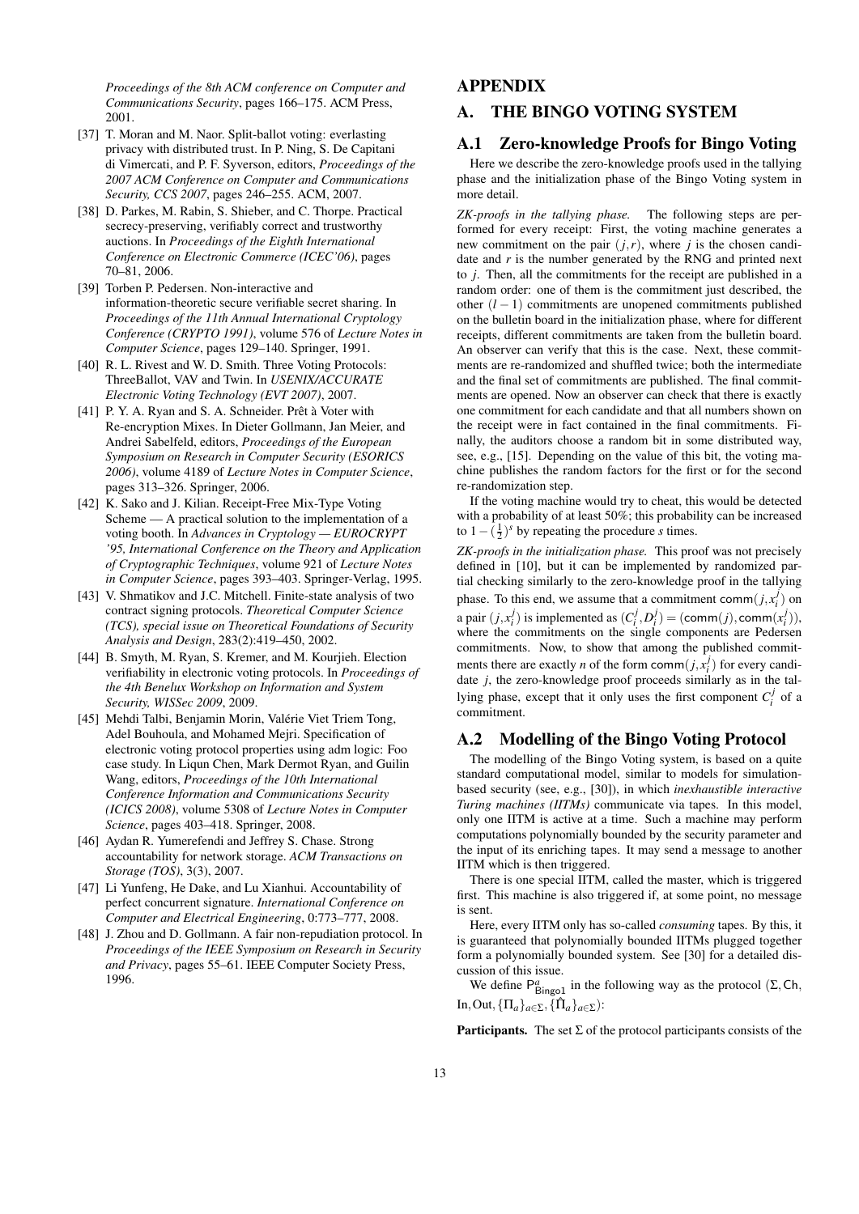*Proceedings of the 8th ACM conference on Computer and Communications Security*, pages 166–175. ACM Press, 2001.

[37] T. Moran and M. Naor. Split-ballot voting: everlasting privacy with distributed trust. In P. Ning, S. De Capitani di Vimercati, and P. F. Syverson, editors, *Proceedings of the 2007 ACM Conference on Computer and Communications Security, CCS 2007*, pages 246–255. ACM, 2007.

[38] D. Parkes, M. Rabin, S. Shieber, and C. Thorpe. Practical secrecy-preserving, verifiably correct and trustworthy auctions. In *Proceedings of the Eighth International Conference on Electronic Commerce (ICEC'06)*, pages 70–81, 2006.

[39] Torben P. Pedersen. Non-interactive and information-theoretic secure verifiable secret sharing. In *Proceedings of the 11th Annual International Cryptology Conference (CRYPTO 1991)*, volume 576 of *Lecture Notes in Computer Science*, pages 129–140. Springer, 1991.

[40] R. L. Rivest and W. D. Smith. Three Voting Protocols: ThreeBallot, VAV and Twin. In *USENIX/ACCURATE Electronic Voting Technology (EVT 2007)*, 2007.

[41] P. Y. A. Ryan and S. A. Schneider. Prêt à Voter with Re-encryption Mixes. In Dieter Gollmann, Jan Meier, and Andrei Sabelfeld, editors, *Proceedings of the European Symposium on Research in Computer Security (ESORICS 2006)*, volume 4189 of *Lecture Notes in Computer Science*, pages 313–326. Springer, 2006.

[42] K. Sako and J. Kilian. Receipt-Free Mix-Type Voting Scheme — A practical solution to the implementation of a voting booth. In *Advances in Cryptology — EUROCRYPT '95, International Conference on the Theory and Application of Cryptographic Techniques*, volume 921 of *Lecture Notes in Computer Science*, pages 393–403. Springer-Verlag, 1995.

[43] V. Shmatikov and J.C. Mitchell. Finite-state analysis of two contract signing protocols. *Theoretical Computer Science (TCS), special issue on Theoretical Foundations of Security Analysis and Design*, 283(2):419–450, 2002.

[44] B. Smyth, M. Ryan, S. Kremer, and M. Kourjieh. Election verifiability in electronic voting protocols. In *Proceedings of the 4th Benelux Workshop on Information and System Security, WISSec 2009*, 2009.

[45] Mehdi Talbi, Benjamin Morin, Valérie Viet Triem Tong, Adel Bouhoula, and Mohamed Mejri. Specification of electronic voting protocol properties using adm logic: Foo case study. In Liqun Chen, Mark Dermot Ryan, and Guilin Wang, editors, *Proceedings of the 10th International Conference Information and Communications Security (ICICS 2008)*, volume 5308 of *Lecture Notes in Computer Science*, pages 403–418. Springer, 2008.

[46] Aydan R. Yumerefendi and Jeffrey S. Chase. Strong accountability for network storage. *ACM Transactions on Storage (TOS)*, 3(3), 2007.

[47] Li Yunfeng, He Dake, and Lu Xianhui. Accountability of perfect concurrent signature. *International Conference on Computer and Electrical Engineering*, 0:773–777, 2008.

[48] J. Zhou and D. Gollmann. A fair non-repudiation protocol. In *Proceedings of the IEEE Symposium on Research in Security and Privacy*, pages 55–61. IEEE Computer Society Press, 1996.

# APPENDIX

# A. THE BINGO VOTING SYSTEM

## A.1 Zero-knowledge Proofs for Bingo Voting

Here we describe the zero-knowledge proofs used in the tallying phase and the initialization phase of the Bingo Voting system in more detail.

*ZK-proofs in the tallying phase.* The following steps are performed for every receipt: First, the voting machine generates a new commitment on the pair $(j, r)$, where $j$ is the chosen candidate and $r$ is the number generated by the RNG and printed next to $j$. Then, all the commitments for the receipt are published in a random order: one of them is the commitment just described, the other $(l-1)$ commitments are unopened commitments published on the bulletin board in the initialization phase, where for different receipts, different commitments are taken from the bulletin board. An observer can verify that this is the case. Next, these commitments are re-randomized and shuffled twice; both the intermediate and the final set of commitments are published. The final commitments are opened. Now an observer can check that there is exactly one commitment for each candidate and that all numbers shown on the receipt were in fact contained in the final commitments. Finally, the auditors choose a random bit in some distributed way, see, e.g., [15]. Depending on the value of this bit, the voting machine publishes the random factors for the first or for the second re-randomization step.

If the voting machine would try to cheat, this would be detected with a probability of at least 50%; this probability can be increased to $1-(\frac{1}{2})^s$ by repeating the procedure $s$ times.

*ZK-proofs in the initialization phase.* This proof was not precisely defined in [10], but it can be implemented by randomized partial checking similarly to the zero-knowledge proof in the tallying phase. To this end, we assume that a commitment $\mathsf{comm}(j, x_i^j)$ on a pair $(j, x_i^j)$ is implemented as $(C_i^j, D_i^j) = (\mathsf{comm}(j), \mathsf{comm}(x_i^j))$, where the commitments on the single components are Pedersen commitments. Now, to show that among the published commitments there are exactly $n$ of the form $\mathsf{comm}(j, x_i^j)$ for every candidate $j$, the zero-knowledge proof proceeds similarly as in the tallying phase, except that it only uses the first component $C_i^j$ of a commitment.

## A.2 Modelling of the Bingo Voting Protocol

The modelling of the Bingo Voting system, is based on a quite standard computational model, similar to models for simulation-based security (see, e.g., [30]), in which *inexhaustible interactive Turing machines (IITMs)* communicate via tapes. In this model, only one IITM is active at a time. Such a machine may perform computations polynomially bounded by the security parameter and the input of its enriching tapes. It may send a message to another IITM which is then triggered.

There is one special IITM, called the master, which is triggered first. This machine is also triggered if, at some point, no message is sent.

Here, every IITM only has so-called *consuming* tapes. By this, it is guaranteed that polynomially bounded IITMs plugged together form a polynomially bounded system. See [30] for a detailed discussion of this issue.

We define $\mathsf{P}^a_{\mathsf{Bingo1}}$ in the following way as the protocol $(\Sigma, \mathsf{Ch}, \mathsf{In}, \mathsf{Out}, \{\Pi_a\}_{a\in\Sigma}, \{\hat{\Pi}_a\}_{a\in\Sigma})$:

**Participants.** The set $\Sigma$ of the protocol participants consists of the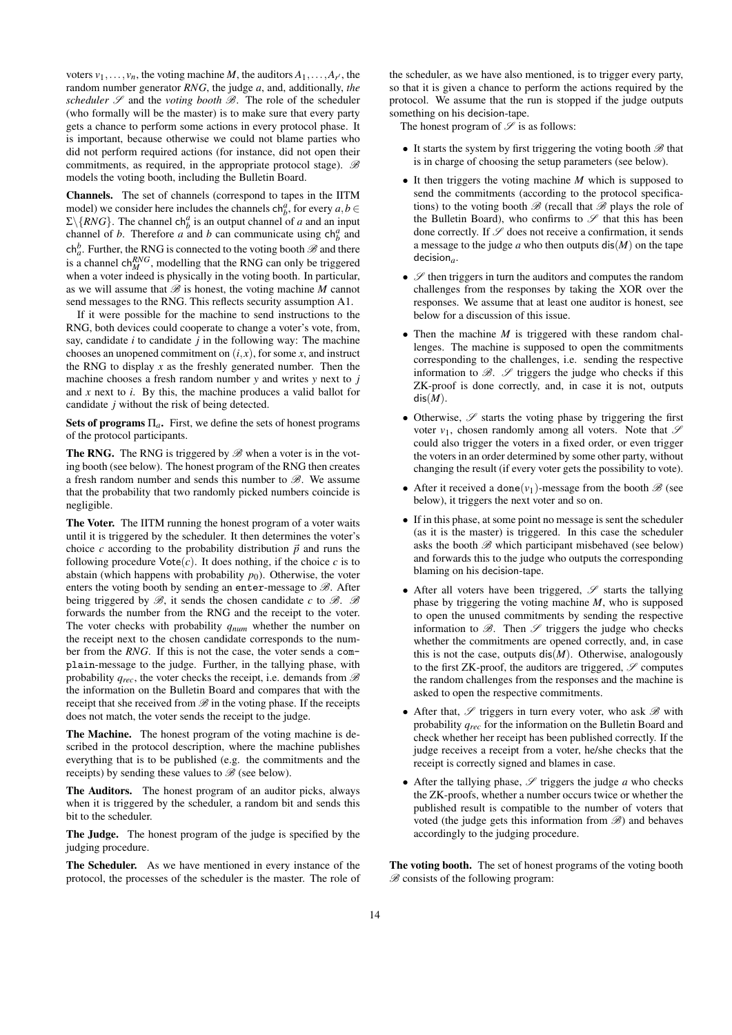voters $v_1, \dots, v_n$, the voting machine $M$, the auditors $A_1, \dots, A_{l'}$, the random number generator *RNG*, the judge $a$, and, additionally, *the scheduler* $\mathscr{S}$ and the *voting booth* $\mathscr{B}$. The role of the scheduler (who formally will be the master) is to make sure that every party gets a chance to perform some actions in every protocol phase. It is important, because otherwise we could not blame parties who did not perform required actions (for instance, did not open their commitments, as required, in the appropriate protocol stage). $\mathscr{B}$ models the voting booth, including the Bulletin Board.

**Channels.** The set of channels (correspond to tapes in the IITM model) we consider here includes the channels $\mathsf{ch}_b^a$, for every $a, b \in \Sigma \setminus \{RNG\}$. The channel $\mathsf{ch}_b^a$ is an output channel of $a$ and an input channel of $b$. Therefore $a$ and $b$ can communicate using $\mathsf{ch}_b^a$ and $\mathsf{ch}_a^b$. Further, the RNG is connected to the voting booth $\mathscr{B}$ and there is a channel $\mathsf{ch}_M^{RNG}$, modelling that the RNG can only be triggered when a voter indeed is physically in the voting booth. In particular, as we will assume that $\mathscr{B}$ is honest, the voting machine $M$ cannot send messages to the RNG. This reflects security assumption A1.

If it were possible for the machine to send instructions to the RNG, both devices could cooperate to change a voter's vote, from, say, candidate $i$ to candidate $j$ in the following way: The machine chooses an unopened commitment on $(i,x)$, for some $x$, and instruct the RNG to display $x$ as the freshly generated number. Then the machine chooses a fresh random number $y$ and writes $y$ next to $j$ and $x$ next to $i$. By this, the machine produces a valid ballot for candidate $j$ without the risk of being detected.

**Sets of programs $\Pi_a$.** First, we define the sets of honest programs of the protocol participants.

**The RNG.** The RNG is triggered by $\mathscr{B}$ when a voter is in the voting booth (see below). The honest program of the RNG then creates a fresh random number and sends this number to $\mathscr{B}$. We assume that the probability that two randomly picked numbers coincide is negligible.

**The Voter.** The IITM running the honest program of a voter waits until it is triggered by the scheduler. It then determines the voter's choice $c$ according to the probability distribution $\vec{p}$ and runs the following procedure $\mathsf{Vote}(c)$. It does nothing, if the choice $c$ is to abstain (which happens with probability $p_0$). Otherwise, the voter enters the voting booth by sending an `enter`-message to $\mathscr{B}$. After being triggered by $\mathscr{B}$, it sends the chosen candidate $c$ to $\mathscr{B}$. $\mathscr{B}$ forwards the number from the RNG and the receipt to the voter. The voter checks with probability $q_{num}$ whether the number on the receipt next to the chosen candidate corresponds to the number from the *RNG*. If this is not the case, the voter sends a `complain`-message to the judge. Further, in the tallying phase, with probability $q_{rec}$, the voter checks the receipt, i.e. demands from $\mathscr{B}$ the information on the Bulletin Board and compares that with the receipt that she received from $\mathscr{B}$ in the voting phase. If the receipts does not match, the voter sends the receipt to the judge.

**The Machine.** The honest program of the voting machine is described in the protocol description, where the machine publishes everything that is to be published (e.g. the commitments and the receipts) by sending these values to $\mathscr{B}$ (see below).

**The Auditors.** The honest program of an auditor picks, always when it is triggered by the scheduler, a random bit and sends this bit to the scheduler.

**The Judge.** The honest program of the judge is specified by the judging procedure.

**The Scheduler.** As we have mentioned in every instance of the protocol, the processes of the scheduler is the master. The role of the scheduler, as we have also mentioned, is to trigger every party, so that it is given a chance to perform the actions required by the protocol. We assume that the run is stopped if the judge outputs something on his $\mathsf{decision}$-tape.

The honest program of $\mathscr{S}$ is as follows:

- It starts the system by first triggering the voting booth $\mathscr{B}$ that is in charge of choosing the setup parameters (see below).
- It then triggers the voting machine $M$ which is supposed to send the commitments (according to the protocol specifications) to the voting booth $\mathscr{B}$ (recall that $\mathscr{B}$ plays the role of the Bulletin Board), who confirms to $\mathscr{S}$ that this has been done correctly. If $\mathscr{S}$ does not receive a confirmation, it sends a message to the judge $a$ who then outputs $\mathsf{dis}(M)$ on the tape $\mathsf{decision}_a$.
- $\mathscr{S}$ then triggers in turn the auditors and computes the random challenges from the responses by taking the XOR over the responses. We assume that at least one auditor is honest, see below for a discussion of this issue.
- Then the machine $M$ is triggered with these random challenges. The machine is supposed to open the commitments corresponding to the challenges, i.e. sending the respective information to $\mathscr{B}$. $\mathscr{S}$ triggers the judge who checks if this ZK-proof is done correctly, and, in case it is not, outputs $\mathsf{dis}(M)$.
- Otherwise, $\mathscr{S}$ starts the voting phase by triggering the first voter $v_1$, chosen randomly among all voters. Note that $\mathscr{S}$ could also trigger the voters in a fixed order, or even trigger the voters in an order determined by some other party, without changing the result (if every voter gets the possibility to vote).
- After it received a $\mathtt{done}(v_1)$-message from the booth $\mathscr{B}$ (see below), it triggers the next voter and so on.
- If in this phase, at some point no message is sent the scheduler (as it is the master) is triggered. In this case the scheduler asks the booth $\mathscr{B}$ which participant misbehaved (see below) and forwards this to the judge who outputs the corresponding blaming on his $\mathsf{decision}$-tape.
- After all voters have been triggered, $\mathscr{S}$ starts the tallying phase by triggering the voting machine $M$, who is supposed to open the unused commitments by sending the respective information to $\mathscr{B}$. Then $\mathscr{S}$ triggers the judge who checks whether the commitments are opened correctly, and, in case this is not the case, outputs $\mathsf{dis}(M)$. Otherwise, analogously to the first ZK-proof, the auditors are triggered, $\mathscr{S}$ computes the random challenges from the responses and the machine is asked to open the respective commitments.
- After that, $\mathscr{S}$ triggers in turn every voter, who ask $\mathscr{B}$ with probability $q_{rec}$ for the information on the Bulletin Board and check whether her receipt has been published correctly. If the judge receives a receipt from a voter, he/she checks that the receipt is correctly signed and blames in case.
- After the tallying phase, $\mathscr{S}$ triggers the judge $a$ who checks the ZK-proofs, whether a number occurs twice or whether the published result is compatible to the number of voters that voted (the judge gets this information from $\mathscr{B}$) and behaves accordingly to the judging procedure.

**The voting booth.** The set of honest programs of the voting booth $\mathscr{B}$ consists of the following program: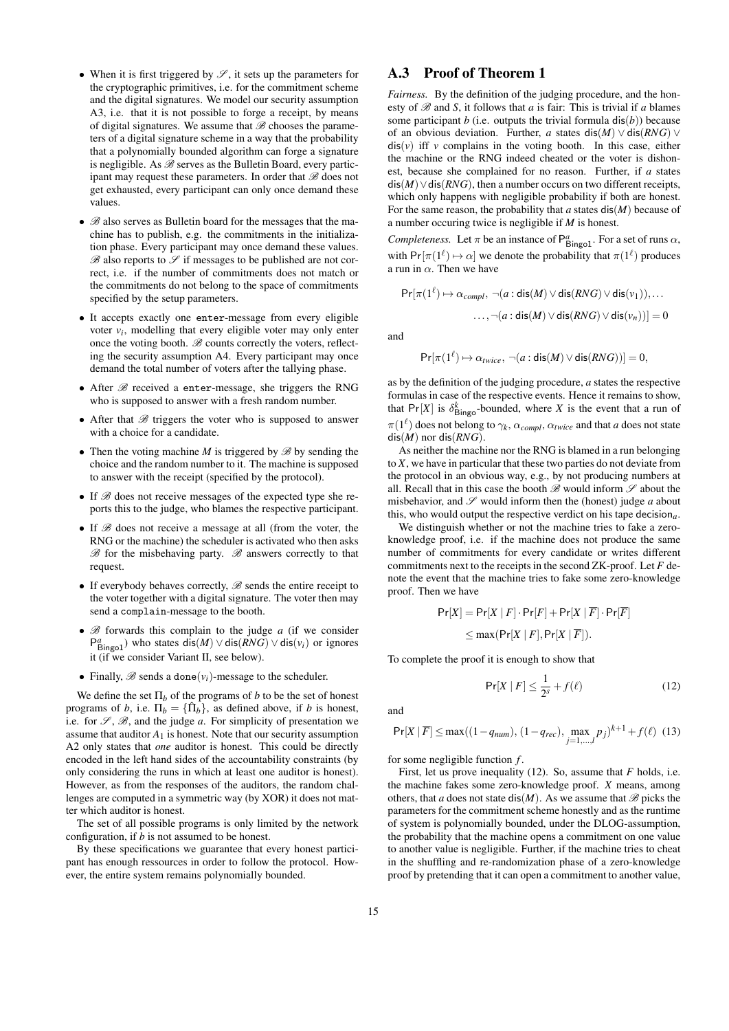- When it is first triggered by $\mathscr{S}$, it sets up the parameters for the cryptographic primitives, i.e. for the commitment scheme and the digital signatures. We model our security assumption A3, i.e. that it is not possible to forge a receipt, by means of digital signatures. We assume that $\mathscr{B}$ chooses the parameters of a digital signature scheme in a way that the probability that a polynomially bounded algorithm can forge a signature is negligible. As $\mathscr{B}$ serves as the Bulletin Board, every participant may request these parameters. In order that $\mathscr{B}$ does not get exhausted, every participant can only once demand these values.
- $\mathscr{B}$ also serves as Bulletin board for the messages that the machine has to publish, e.g. the commitments in the initialization phase. Every participant may once demand these values. $\mathscr{B}$ also reports to $\mathscr{S}$ if messages to be published are not correct, i.e. if the number of commitments does not match or the commitments do not belong to the space of commitments specified by the setup parameters.
- It accepts exactly one `enter`-message from every eligible voter $v_i$, modelling that every eligible voter may only enter once the voting booth. $\mathscr{B}$ counts correctly the voters, reflecting the security assumption A4. Every participant may once demand the total number of voters after the tallying phase.
- After $\mathscr{B}$ received a `enter`-message, she triggers the RNG who is supposed to answer with a fresh random number.
- After that $\mathscr{B}$ triggers the voter who is supposed to answer with a choice for a candidate.
- Then the voting machine $M$ is triggered by $\mathscr{B}$ by sending the choice and the random number to it. The machine is supposed to answer with the receipt (specified by the protocol).
- If $\mathscr{B}$ does not receive messages of the expected type she reports this to the judge, who blames the respective participant.
- If $\mathscr{B}$ does not receive a message at all (from the voter, the RNG or the machine) the scheduler is activated who then asks $\mathscr{B}$ for the misbehaving party. $\mathscr{B}$ answers correctly to that request.
- If everybody behaves correctly, $\mathscr{B}$ sends the entire receipt to the voter together with a digital signature. The voter then may send a `complain`-message to the booth.
- $\mathscr{B}$ forwards this complain to the judge $a$ (if we consider $\mathsf{P}^a_{\mathsf{Bingo1}}$) who states $\mathsf{dis}(M) \vee \mathsf{dis}(RNG) \vee \mathsf{dis}(v_i)$ or ignores it (if we consider Variant II, see below).
- Finally, $\mathscr{B}$ sends a $\mathsf{done}(v_i)$-message to the scheduler.

We define the set $\Pi_b$ of the programs of $b$ to be the set of honest programs of $b$, i.e. $\Pi_b = \{\hat{\Pi}_b\}$, as defined above, if $b$ is honest, i.e. for $\mathscr{S}$, $\mathscr{B}$, and the judge $a$. For simplicity of presentation we assume that auditor $A_1$ is honest. Note that our security assumption A2 only states that *one* auditor is honest. This could be directly encoded in the left hand sides of the accountability constraints (by only considering the runs in which at least one auditor is honest). However, as from the responses of the auditors, the random challenges are computed in a symmetric way (by XOR) it does not matter which auditor is honest.

The set of all possible programs is only limited by the network configuration, if $b$ is not assumed to be honest.

By these specifications we guarantee that every honest participant has enough ressources in order to follow the protocol. However, the entire system remains polynomially bounded.

## A.3 Proof of Theorem 1

*Fairness.* By the definition of the judging procedure, and the honesty of $\mathscr{B}$ and $S$, it follows that $a$ is fair: This is trivial if $a$ blames some participant $b$ (i.e. outputs the trivial formula $\mathsf{dis}(b)$) because of an obvious deviation. Further, $a$ states $\mathsf{dis}(M) \vee \mathsf{dis}(RNG) \vee \mathsf{dis}(v)$ iff $v$ complains in the voting booth. In this case, either the machine or the RNG indeed cheated or the voter is dishonest, because she complained for no reason. Further, if $a$ states $\mathsf{dis}(M) \vee \mathsf{dis}(RNG)$, then a number occurs on two different receipts, which only happens with negligible probability if both are honest. For the same reason, the probability that $a$ states $\mathsf{dis}(M)$ because of a number occuring twice is negligible if $M$ is honest.

*Completeness.* Let $\pi$ be an instance of $\mathsf{P}^a_{\mathsf{Bingo1}}$. For a set of runs $\alpha$, with $\Pr[\pi(1^\ell) \mapsto \alpha]$ we denote the probability that $\pi(1^\ell)$ produces a run in $\alpha$. Then we have

$$\Pr[\pi(1^\ell) \mapsto \alpha_{compl},\ \neg(a : \mathsf{dis}(M) \vee \mathsf{dis}(RNG) \vee \mathsf{dis}(v_1)), \ldots$$
$$\ldots, \neg(a : \mathsf{dis}(M) \vee \mathsf{dis}(RNG) \vee \mathsf{dis}(v_n))] = 0$$

and

$$\Pr[\pi(1^\ell) \mapsto \alpha_{twice},\ \neg(a : \mathsf{dis}(M) \vee \mathsf{dis}(RNG))] = 0,$$

as by the definition of the judging procedure, $a$ states the respective formulas in case of the respective events. Hence it remains to show, that $\Pr[X]$ is $\delta^k_{\mathsf{Bingo}}$-bounded, where $X$ is the event that a run of $\pi(1^\ell)$ does not belong to $\gamma_k$, $\alpha_{compl}$, $\alpha_{twice}$ and that $a$ does not state $\mathsf{dis}(M)$ nor $\mathsf{dis}(RNG)$.

As neither the machine nor the RNG is blamed in a run belonging to $X$, we have in particular that these two parties do not deviate from the protocol in an obvious way, e.g., by not producing numbers at all. Recall that in this case the booth $\mathscr{B}$ would inform $\mathscr{S}$ about the misbehavior, and $\mathscr{S}$ would inform then the (honest) judge $a$ about this, who would output the respective verdict on his tape $\mathsf{decision}_a$.

We distinguish whether or not the machine tries to fake a zero-knowledge proof, i.e. if the machine does not produce the same number of commitments for every candidate or writes different commitments next to the receipts in the second ZK-proof. Let $F$ denote the event that the machine tries to fake some zero-knowledge proof. Then we have

$$\Pr[X] = \Pr[X \mid F] \cdot \Pr[F] + \Pr[X \mid \overline{F}] \cdot \Pr[\overline{F}]$$
$$\leq \max(\Pr[X \mid F], \Pr[X \mid \overline{F}]).$$

To complete the proof it is enough to show that

$$\Pr[X \mid F] \leq \frac{1}{2^s} + f(\ell) \tag{12}$$

and

$$\Pr[X \mid \overline{F}] \leq \max((1-q_{num}), (1-q_{rec}), \max_{j=1,\ldots,l} p_j)^{k+1} + f(\ell) \tag{13}$$

for some negligible function $f$.

First, let us prove inequality (12). So, assume that $F$ holds, i.e. the machine fakes some zero-knowledge proof. $X$ means, among others, that $a$ does not state $\mathsf{dis}(M)$. As we assume that $\mathscr{B}$ picks the parameters for the commitment scheme honestly and as the runtime of system is polynomially bounded, under the DLOG-assumption, the probability that the machine opens a commitment on one value to another value is negligible. Further, if the machine tries to cheat in the shuffling and re-randomization phase of a zero-knowledge proof by pretending that it can open a commitment to another value,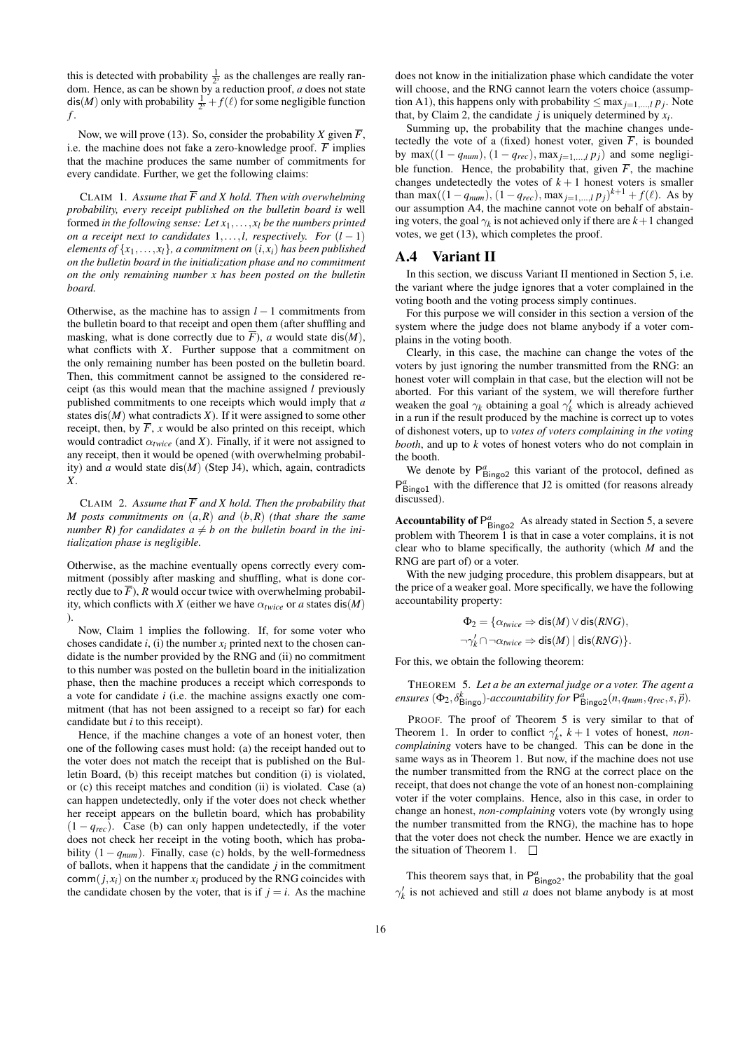this is detected with probability $\frac{1}{2^s}$ as the challenges are really random. Hence, as can be shown by a reduction proof, $a$ does not state $\mathsf{dis}(M)$ only with probability $\frac{1}{2^s} + f(\ell)$ for some negligible function $f$.

Now, we will prove (13). So, consider the probability $X$ given $\overline{F}$, i.e. the machine does not fake a zero-knowledge proof. $\overline{F}$ implies that the machine produces the same number of commitments for every candidate. Further, we get the following claims:

CLAIM 1. *Assume that $\overline{F}$ and $X$ hold. Then with overwhelming probability, every receipt published on the bulletin board is* well formed *in the following sense: Let $x_1,\dots,x_l$ be the numbers printed on a receipt next to candidates $1,\dots,l$, respectively. For $(l-1)$ elements of $\{x_1,\dots,x_l\}$, a commitment on $(i,x_i)$ has been published on the bulletin board in the initialization phase and no commitment on the only remaining number $x$ has been posted on the bulletin board.*

Otherwise, as the machine has to assign $l-1$ commitments from the bulletin board to that receipt and open them (after shuffling and masking, what is done correctly due to $\overline{F}$), $a$ would state $\mathsf{dis}(M)$, what conflicts with $X$. Further suppose that a commitment on the only remaining number has been posted on the bulletin board. Then, this commitment cannot be assigned to the considered receipt (as this would mean that the machine assigned $l$ previously published commitments to one receipts which would imply that $a$ states $\mathsf{dis}(M)$ what contradicts $X$). If it were assigned to some other receipt, then, by $\overline{F}$, $x$ would be also printed on this receipt, which would contradict $\alpha_{twice}$ (and $X$). Finally, if it were not assigned to any receipt, then it would be opened (with overwhelming probability) and $a$ would state $\mathsf{dis}(M)$ (Step J4), which, again, contradicts $X$.

CLAIM 2. *Assume that $\overline{F}$ and $X$ hold. Then the probability that $M$ posts commitments on $(a,R)$ and $(b,R)$ (that share the same number $R$) for candidates $a \neq b$ on the bulletin board in the initialization phase is negligible.*

Otherwise, as the machine eventually opens correctly every commitment (possibly after masking and shuffling, what is done correctly due to $\overline{F}$), $R$ would occur twice with overwhelming probability, which conflicts with $X$ (either we have $\alpha_{twice}$ or $a$ states $\mathsf{dis}(M)$).

Now, Claim 1 implies the following. If, for some voter who choses candidate $i$, (i) the number $x_i$ printed next to the chosen candidate is the number provided by the RNG and (ii) no commitment to this number was posted on the bulletin board in the initialization phase, then the machine produces a receipt which corresponds to a vote for candidate $i$ (i.e. the machine assigns exactly one commitment (that has not been assigned to a receipt so far) for each candidate but $i$ to this receipt).

Hence, if the machine changes a vote of an honest voter, then one of the following cases must hold: (a) the receipt handed out to the voter does not match the receipt that is published on the Bulletin Board, (b) this receipt matches but condition (i) is violated, or (c) this receipt matches and condition (ii) is violated. Case (a) can happen undetectedly, only if the voter does not check whether her receipt appears on the bulletin board, which has probability $(1-q_{rec})$. Case (b) can only happen undetectedly, if the voter does not check her receipt in the voting booth, which has probability $(1-q_{num})$. Finally, case (c) holds, by the well-formedness of ballots, when it happens that the candidate $j$ in the commitment $\mathsf{comm}(j,x_i)$ on the number $x_i$ produced by the RNG coincides with the candidate chosen by the voter, that is if $j=i$. As the machine does not know in the initialization phase which candidate the voter will choose, and the RNG cannot learn the voters choice (assumption A1), this happens only with probability $\leq \max_{j=1,\dots,l} p_j$. Note that, by Claim 2, the candidate $j$ is uniquely determined by $x_i$.

Summing up, the probability that the machine changes undetectedly the vote of a (fixed) honest voter, given $\overline{F}$, is bounded by $\max((1-q_{num}),(1-q_{rec}),\max_{j=1,\dots,l} p_j)$ and some negligible function. Hence, the probability that, given $\overline{F}$, the machine changes undetectedly the votes of $k+1$ honest voters is smaller than $\max((1-q_{num}),(1-q_{rec}),\max_{j=1,\dots,l} p_j)^{k+1} + f(\ell)$. As by our assumption A4, the machine cannot vote on behalf of abstaining voters, the goal $\gamma_k$ is not achieved only if there are $k+1$ changed votes, we get (13), which completes the proof.

## A.4 Variant II

In this section, we discuss Variant II mentioned in Section 5, i.e. the variant where the judge ignores that a voter complained in the voting booth and the voting process simply continues.

For this purpose we will consider in this section a version of the system where the judge does not blame anybody if a voter complains in the voting booth.

Clearly, in this case, the machine can change the votes of the voters by just ignoring the number transmitted from the RNG: an honest voter will complain in that case, but the election will not be aborted. For this variant of the system, we will therefore further weaken the goal $\gamma_k$ obtaining a goal $\gamma'_k$ which is already achieved in a run if the result produced by the machine is correct up to votes of dishonest voters, up to *votes of voters complaining in the voting booth*, and up to $k$ votes of honest voters who do not complain in the booth.

We denote by $\mathsf{P}^a_{\mathsf{Bingo2}}$ this variant of the protocol, defined as $\mathsf{P}^a_{\mathsf{Bingo1}}$ with the difference that J2 is omitted (for reasons already discussed).

**Accountability of $\mathsf{P}^a_{\mathsf{Bingo2}}$** As already stated in Section 5, a severe problem with Theorem 1 is that in case a voter complains, it is not clear who to blame specifically, the authority (which $M$ and the RNG are part of) or a voter.

With the new judging procedure, this problem disappears, but at the price of a weaker goal. More specifically, we have the following accountability property:

$$\Phi_2 = \{\alpha_{twice} \Rightarrow \mathsf{dis}(M) \vee \mathsf{dis}(RNG),$$
$$\neg\gamma'_k \cap \neg\alpha_{twice} \Rightarrow \mathsf{dis}(M) \mid \mathsf{dis}(RNG)\}.$$

For this, we obtain the following theorem:

THEOREM 5. *Let a be an external judge or a voter. The agent a ensures $(\Phi_2, \delta^k_{\mathsf{Bingo}})$-accountability for $\mathsf{P}^a_{\mathsf{Bingo2}}(n, q_{num}, q_{rec}, s, \vec{p})$.*

PROOF. The proof of Theorem 5 is very similar to that of Theorem 1. In order to conflict $\gamma'_k$, $k+1$ votes of honest, *non-complaining* voters have to be changed. This can be done in the same ways as in Theorem 1. But now, if the machine does not use the number transmitted from the RNG at the correct place on the receipt, that does not change the vote of an honest non-complaining voter if the voter complains. Hence, also in this case, in order to change an honest, *non-complaining* voters vote (by wrongly using the number transmitted from the RNG), the machine has to hope that the voter does not check the number. Hence we are exactly in the situation of Theorem 1. □

This theorem says that, in $\mathsf{P}^a_{\mathsf{Bingo2}}$, the probability that the goal $\gamma'_k$ is not achieved and still $a$ does not blame anybody is at most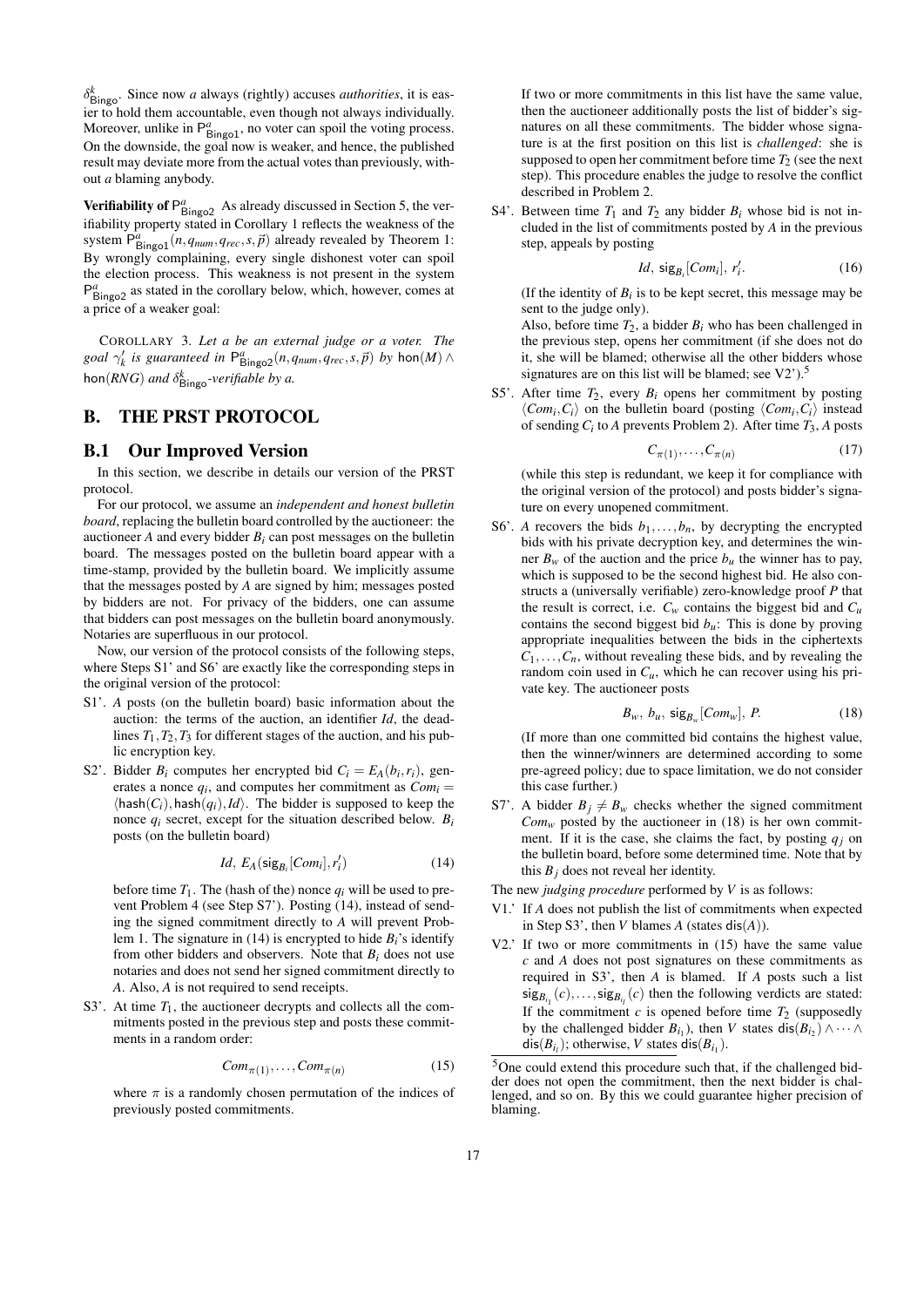$\delta^k_{\mathsf{Bingo}}$. Since now $a$ always (rightly) accuses *authorities*, it is easier to hold them accountable, even though not always individually. Moreover, unlike in $\mathsf{P}^a_{\mathsf{Bingo1}}$, no voter can spoil the voting process. On the downside, the goal now is weaker, and hence, the published result may deviate more from the actual votes than previously, without $a$ blaming anybody.

**Verifiability of $\mathsf{P}^a_{\mathsf{Bingo2}}$** As already discussed in Section 5, the verifiability property stated in Corollary 1 reflects the weakness of the system $\mathsf{P}^a_{\mathsf{Bingo1}}(n, q_{num}, q_{rec}, s, \vec{p})$ already revealed by Theorem 1: By wrongly complaining, every single dishonest voter can spoil the election process. This weakness is not present in the system $\mathsf{P}^a_{\mathsf{Bingo2}}$ as stated in the corollary below, which, however, comes at a price of a weaker goal:

COROLLARY 3. *Let $a$ be an external judge or a voter. The goal $\gamma'_k$ is guaranteed in $\mathsf{P}^a_{\mathsf{Bingo2}}(n, q_{num}, q_{rec}, s, \vec{p})$ by $\mathsf{hon}(M) \wedge \mathsf{hon}(RNG)$ and $\delta^k_{\mathsf{Bingo}}$-verifiable by $a$.*

# B. THE PRST PROTOCOL

## B.1 Our Improved Version

In this section, we describe in details our version of the PRST protocol.

For our protocol, we assume an *independent and honest bulletin board*, replacing the bulletin board controlled by the auctioneer: the auctioneer $A$ and every bidder $B_i$ can post messages on the bulletin board. The messages posted on the bulletin board appear with a time-stamp, provided by the bulletin board. We implicitly assume that the messages posted by $A$ are signed by him; messages posted by bidders are not. For privacy of the bidders, one can assume that bidders can post messages on the bulletin board anonymously. Notaries are superfluous in our protocol.

Now, our version of the protocol consists of the following steps, where Steps S1' and S6' are exactly like the corresponding steps in the original version of the protocol:

- S1'. $A$ posts (on the bulletin board) basic information about the auction: the terms of the auction, an identifier $Id$, the deadlines $T_1, T_2, T_3$ for different stages of the auction, and his public encryption key.
- S2'. Bidder $B_i$ computes her encrypted bid $C_i = E_A(b_i, r_i)$, generates a nonce $q_i$, and computes her commitment as $Com_i = \langle \mathsf{hash}(C_i), \mathsf{hash}(q_i), Id \rangle$. The bidder is supposed to keep the nonce $q_i$ secret, except for the situation described below. $B_i$ posts (on the bulletin board)
$$Id,\ E_A(\mathsf{sig}_{B_i}[Com_i], r'_i) \tag{14}$$
before time $T_1$. The (hash of the) nonce $q_i$ will be used to prevent Problem 4 (see Step S7'). Posting (14), instead of sending the signed commitment directly to $A$ will prevent Problem 1. The signature in (14) is encrypted to hide $B_i$'s identify from other bidders and observers. Note that $B_i$ does not use notaries and does not send her signed commitment directly to $A$. Also, $A$ is not required to send receipts.
- S3'. At time $T_1$, the auctioneer decrypts and collects all the commitments posted in the previous step and posts these commitments in a random order:
$$Com_{\pi(1)}, \ldots, Com_{\pi(n)} \tag{15}$$
where $\pi$ is a randomly chosen permutation of the indices of previously posted commitments.

  If two or more commitments in this list have the same value, then the auctioneer additionally posts the list of bidder's signatures on all these commitments. The bidder whose signature is at the first position on this list is *challenged*: she is supposed to open her commitment before time $T_2$ (see the next step). This procedure enables the judge to resolve the conflict described in Problem 2.
- S4'. Between time $T_1$ and $T_2$ any bidder $B_i$ whose bid is not included in the list of commitments posted by $A$ in the previous step, appeals by posting
$$Id,\ \mathsf{sig}_{B_i}[Com_i],\ r'_i. \tag{16}$$
(If the identity of $B_i$ is to be kept secret, this message may be sent to the judge only).

  Also, before time $T_2$, a bidder $B_i$ who has been challenged in the previous step, opens her commitment (if she does not do it, she will be blamed; otherwise all the other bidders whose signatures are on this list will be blamed; see V2').[5]
- S5'. After time $T_2$, every $B_i$ opens her commitment by posting $\langle Com_i, C_i \rangle$ on the bulletin board (posting $\langle Com_i, C_i \rangle$ instead of sending $C_i$ to $A$ prevents Problem 2). After time $T_3$, $A$ posts
$$C_{\pi(1)}, \ldots, C_{\pi(n)} \tag{17}$$
(while this step is redundant, we keep it for compliance with the original version of the protocol) and posts bidder's signature on every unopened commitment.
- S6'. $A$ recovers the bids $b_1, \ldots, b_n$, by decrypting the encrypted bids with his private decryption key, and determines the winner $B_w$ of the auction and the price $b_u$ the winner has to pay, which is supposed to be the second highest bid. He also constructs a (universally verifiable) zero-knowledge proof $P$ that the result is correct, i.e. $C_w$ contains the biggest bid and $C_u$ contains the second biggest bid $b_u$: This is done by proving appropriate inequalities between the bids in the ciphertexts $C_1, \ldots, C_n$, without revealing these bids, and by revealing the random coin used in $C_u$, which he can recover using his private key. The auctioneer posts
$$B_w,\ b_u,\ \mathsf{sig}_{B_w}[Com_w],\ P. \tag{18}$$
(If more than one committed bid contains the highest value, then the winner/winners are determined according to some pre-agreed policy; due to space limitation, we do not consider this case further.)
- S7'. A bidder $B_j \neq B_w$ checks whether the signed commitment $Com_w$ posted by the auctioneer in (18) is her own commitment. If it is the case, she claims the fact, by posting $q_j$ on the bulletin board, before some determined time. Note that by this $B_j$ does not reveal her identity.

The new *judging procedure* performed by $V$ is as follows:

- V1.' If $A$ does not publish the list of commitments when expected in Step S3', then $V$ blames $A$ (states $\mathsf{dis}(A)$).
- V2.' If two or more commitments in (15) have the same value $c$ and $A$ does not post signatures on these commitments as required in S3', then $A$ is blamed. If $A$ posts such a list $\mathsf{sig}_{B_{i_1}}(c), \ldots, \mathsf{sig}_{B_{i_l}}(c)$ then the following verdicts are stated: If the commitment $c$ is opened before time $T_2$ (supposedly by the challenged bidder $B_{i_1}$), then $V$ states $\mathsf{dis}(B_{i_2}) \wedge \cdots \wedge \mathsf{dis}(B_{i_l})$; otherwise, $V$ states $\mathsf{dis}(B_{i_1})$.

[5] One could extend this procedure such that, if the challenged bidder does not open the commitment, then the next bidder is challenged, and so on. By this we could guarantee higher precision of blaming.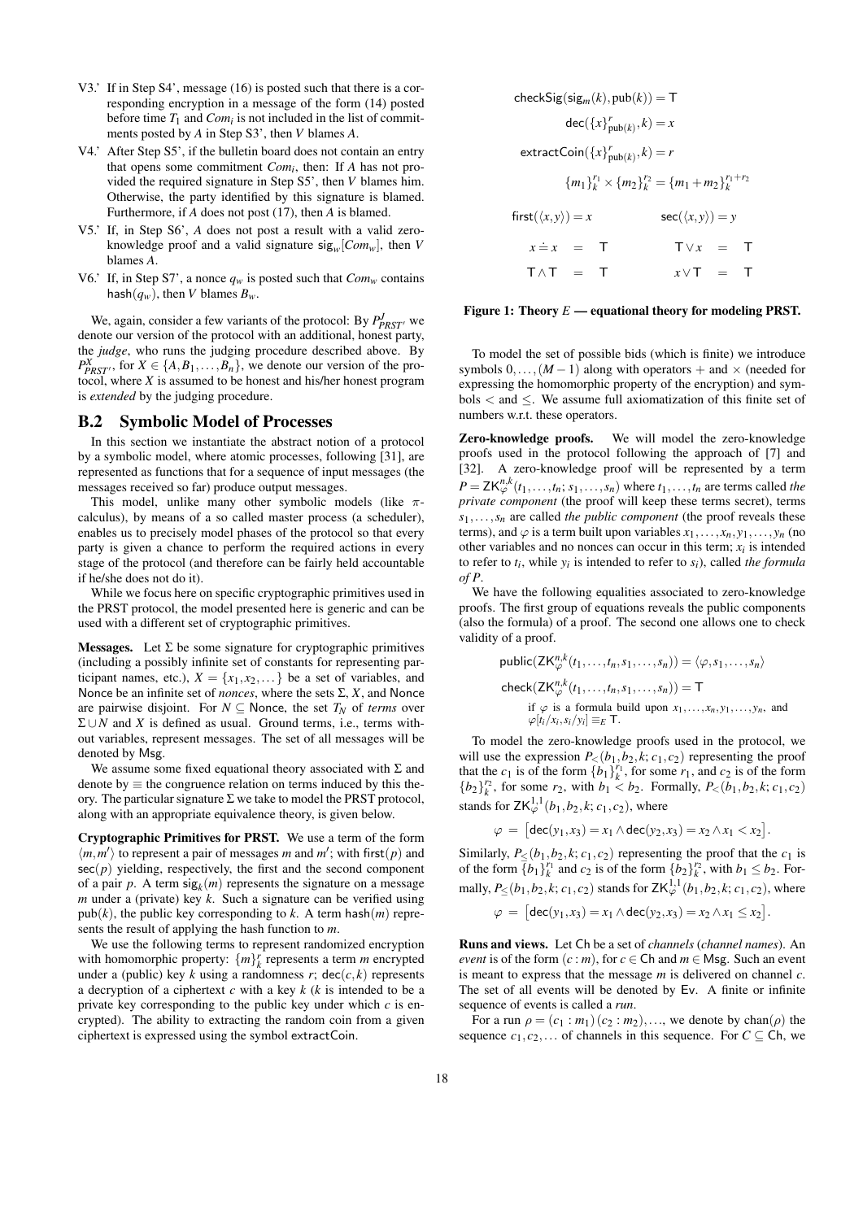V3.' If in Step S4', message (16) is posted such that there is a corresponding encryption in a message of the form (14) posted before time $T_1$ and $Com_i$ is not included in the list of commitments posted by $A$ in Step S3', then $V$ blames $A$.

V4.' After Step S5', if the bulletin board does not contain an entry that opens some commitment $Com_i$, then: If $A$ has not provided the required signature in Step S5', then $V$ blames him. Otherwise, the party identified by this signature is blamed. Furthermore, if $A$ does not post (17), then $A$ is blamed.

V5.' If, in Step S6', $A$ does not post a result with a valid zero-knowledge proof and a valid signature $\mathsf{sig}_w[Com_w]$, then $V$ blames $A$.

V6.' If, in Step S7', a nonce $q_w$ is posted such that $Com_w$ contains $\mathsf{hash}(q_w)$, then $V$ blames $B_w$.

We, again, consider a few variants of the protocol: By $P^J_{PRST'}$ we denote our version of the protocol with an additional, honest party, the *judge*, who runs the judging procedure described above. By $P^X_{PRST'}$, for $X \in \{A, B_1, \ldots, B_n\}$, we denote our version of the protocol, where $X$ is assumed to be honest and his/her honest program is *extended* by the judging procedure.

## B.2 Symbolic Model of Processes

In this section we instantiate the abstract notion of a protocol by a symbolic model, where atomic processes, following [31], are represented as functions that for a sequence of input messages (the messages received so far) produce output messages.

This model, unlike many other symbolic models (like $\pi$-calculus), by means of a so called master process (a scheduler), enables us to precisely model phases of the protocol so that every party is given a chance to perform the required actions in every stage of the protocol (and therefore can be fairly held accountable if he/she does not do it).

While we focus here on specific cryptographic primitives used in the PRST protocol, the model presented here is generic and can be used with a different set of cryptographic primitives.

**Messages.** Let $\Sigma$ be some signature for cryptographic primitives (including a possibly infinite set of constants for representing participant names, etc.), $X = \{x_1, x_2, \ldots\}$ be a set of variables, and $\mathsf{Nonce}$ be an infinite set of *nonces*, where the sets $\Sigma$, $X$, and $\mathsf{Nonce}$ are pairwise disjoint. For $N \subseteq \mathsf{Nonce}$, the set $T_N$ of *terms* over $\Sigma \cup N$ and $X$ is defined as usual. Ground terms, i.e., terms without variables, represent messages. The set of all messages will be denoted by $\mathsf{Msg}$.

We assume some fixed equational theory associated with $\Sigma$ and denote by $\equiv$ the congruence relation on terms induced by this theory. The particular signature $\Sigma$ we take to model the PRST protocol, along with an appropriate equivalence theory, is given below.

**Cryptographic Primitives for PRST.** We use a term of the form $\langle m, m' \rangle$ to represent a pair of messages $m$ and $m'$; with $\mathsf{first}(p)$ and $\mathsf{sec}(p)$ yielding, respectively, the first and the second component of a pair $p$. A term $\mathsf{sig}_k(m)$ represents the signature on a message $m$ under a (private) key $k$. Such a signature can be verified using $\mathsf{pub}(k)$, the public key corresponding to $k$. A term $\mathsf{hash}(m)$ represents the result of applying the hash function to $m$.

We use the following terms to represent randomized encryption with homomorphic property: $\{m\}^r_k$ represents a term $m$ encrypted under a (public) key $k$ using a randomness $r$; $\mathsf{dec}(c, k)$ represents a decryption of a ciphertext $c$ with a key $k$ ($k$ is intended to be a private key corresponding to the public key under which $c$ is encrypted). The ability to extracting the random coin from a given ciphertext is expressed using the symbol $\mathsf{extractCoin}$.

$$\mathsf{checkSig}(\mathsf{sig}_m(k), \mathsf{pub}(k)) = \mathsf{T}$$

$$\mathsf{dec}(\{x\}^r_{\mathsf{pub}(k)}, k) = x$$

$$\mathsf{extractCoin}(\{x\}^r_{\mathsf{pub}(k)}, k) = r$$

$$\{m_1\}^{r_1}_k \times \{m_2\}^{r_2}_k = \{m_1 + m_2\}^{r_1 + r_2}_k$$

$$\mathsf{first}(\langle x, y \rangle) = x \qquad \mathsf{sec}(\langle x, y \rangle) = y$$

$$x \doteq x \;=\; \mathsf{T} \qquad \mathsf{T} \vee x \;=\; \mathsf{T}$$

$$\mathsf{T} \wedge \mathsf{T} \;=\; \mathsf{T} \qquad x \vee \mathsf{T} \;=\; \mathsf{T}$$

**Figure 1: Theory $E$ — equational theory for modeling PRST.**

To model the set of possible bids (which is finite) we introduce symbols $0, \ldots, (M-1)$ along with operators $+$ and $\times$ (needed for expressing the homomorphic property of the encryption) and symbols $<$ and $\leq$. We assume full axiomatization of this finite set of numbers w.r.t. these operators.

**Zero-knowledge proofs.** We will model the zero-knowledge proofs used in the protocol following the approach of [7] and [32]. A zero-knowledge proof will be represented by a term $P = \mathsf{ZK}^{n,k}_{\varphi}(t_1, \ldots, t_n; s_1, \ldots, s_n)$ where $t_1, \ldots, t_n$ are terms called *the private component* (the proof will keep these terms secret), terms $s_1, \ldots, s_n$ are called *the public component* (the proof reveals these terms), and $\varphi$ is a term built upon variables $x_1, \ldots, x_n, y_1, \ldots, y_n$ (no other variables and no nonces can occur in this term; $x_i$ is intended to refer to $t_i$, while $y_i$ is intended to refer to $s_i$), called *the formula of $P$*.

We have the following equalities associated to zero-knowledge proofs. The first group of equations reveals the public components (also the formula) of a proof. The second one allows one to check validity of a proof.

$$\mathsf{public}(\mathsf{ZK}^{n,k}_{\varphi}(t_1, \ldots, t_n, s_1, \ldots, s_n)) = \langle \varphi, s_1, \ldots, s_n \rangle$$

$$\mathsf{check}(\mathsf{ZK}^{n,k}_{\varphi}(t_1, \ldots, t_n, s_1, \ldots, s_n)) = \mathsf{T}$$

if $\varphi$ is a formula build upon $x_1, \ldots, x_n, y_1, \ldots, y_n$, and $\varphi[t_i/x_i, s_i/y_i] \equiv_E \mathsf{T}$.

To model the zero-knowledge proofs used in the protocol, we will use the expression $P_<(b_1, b_2, k; c_1, c_2)$ representing the proof that the $c_1$ is of the form $\{b_1\}^{r_1}_k$, for some $r_1$, and $c_2$ is of the form $\{b_2\}^{r_2}_k$, for some $r_2$, with $b_1 < b_2$. Formally, $P_<(b_1, b_2, k; c_1, c_2)$ stands for $\mathsf{ZK}^{1,1}_{\varphi}(b_1, b_2, k; c_1, c_2)$, where

$$\varphi \;=\; \big[\mathsf{dec}(y_1, x_3) = x_1 \wedge \mathsf{dec}(y_2, x_3) = x_2 \wedge x_1 < x_2\big].$$

Similarly, $P_\leq(b_1, b_2, k; c_1, c_2)$ representing the proof that the $c_1$ is of the form $\{b_1\}^{r_1}_k$ and $c_2$ is of the form $\{b_2\}^{r_2}_k$, with $b_1 \leq b_2$. Formally, $P_\leq(b_1, b_2, k; c_1, c_2)$ stands for $\mathsf{ZK}^{1,1}_{\varphi}(b_1, b_2, k; c_1, c_2)$, where

$$\varphi \;=\; \big[\mathsf{dec}(y_1, x_3) = x_1 \wedge \mathsf{dec}(y_2, x_3) = x_2 \wedge x_1 \leq x_2\big].$$

**Runs and views.** Let $\mathsf{Ch}$ be a set of *channels* (*channel names*). An *event* is of the form $(c : m)$, for $c \in \mathsf{Ch}$ and $m \in \mathsf{Msg}$. Such an event is meant to express that the message $m$ is delivered on channel $c$. The set of all events will be denoted by $\mathsf{Ev}$. A finite or infinite sequence of events is called a *run*.

For a run $\rho = (c_1 : m_1)(c_2 : m_2), \ldots$, we denote by $\mathsf{chan}(\rho)$ the sequence $c_1, c_2, \ldots$ of channels in this sequence. For $C \subseteq \mathsf{Ch}$, we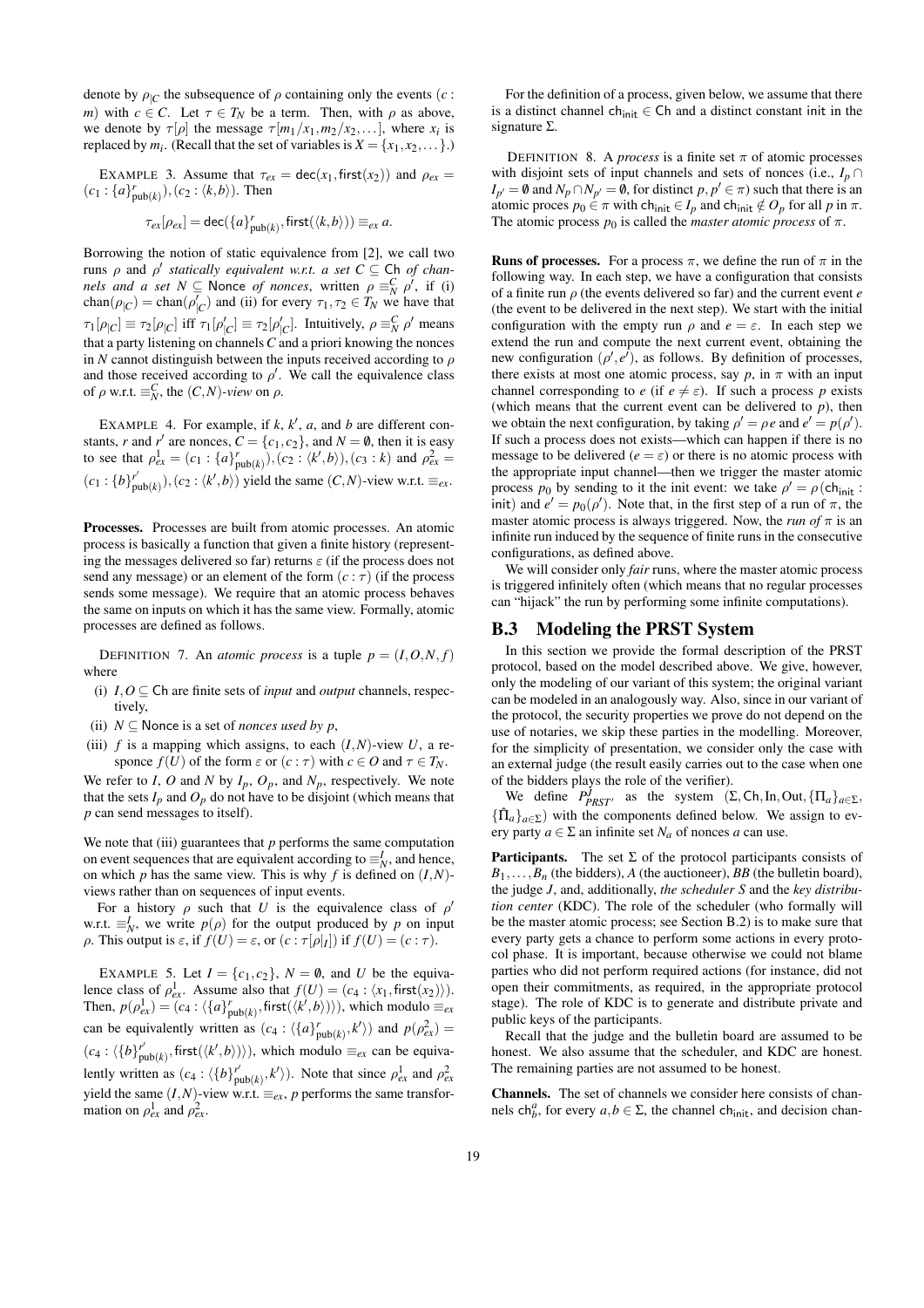denote by $\rho_{|C}$ the subsequence of $\rho$ containing only the events $(c : m)$ with $c \in C$. Let $\tau \in T_N$ be a term. Then, with $\rho$ as above, we denote by $\tau[\rho]$ the message $\tau[m_1/x_1, m_2/x_2, \ldots]$, where $x_i$ is replaced by $m_i$. (Recall that the set of variables is $X = \{x_1, x_2, \ldots\}$.)

EXAMPLE 3. Assume that $\tau_{ex} = \mathsf{dec}(x_1, \mathsf{first}(x_2))$ and $\rho_{ex} = (c_1 : \{a\}^r_{\mathsf{pub}(k)}), (c_2 : \langle k, b\rangle)$. Then

$$\tau_{ex}[\rho_{ex}] = \mathsf{dec}(\{a\}^r_{\mathsf{pub}(k)}, \mathsf{first}(\langle k, b\rangle)) \equiv_{ex} a.$$

Borrowing the notion of static equivalence from [2], we call two runs $\rho$ and $\rho'$ *statically equivalent w.r.t. a set $C \subseteq \mathsf{Ch}$ of channels and a set $N \subseteq \mathsf{Nonce}$ of nonces*, written $\rho \equiv^C_N \rho'$, if (i) $\mathrm{chan}(\rho_{|C}) = \mathrm{chan}(\rho'_{|C})$ and (ii) for every $\tau_1, \tau_2 \in T_N$ we have that $\tau_1[\rho_{|C}] \equiv \tau_2[\rho_{|C}]$ iff $\tau_1[\rho'_{|C}] \equiv \tau_2[\rho'_{|C}]$. Intuitively, $\rho \equiv^C_N \rho'$ means that a party listening on channels $C$ and a priori knowing the nonces in $N$ cannot distinguish between the inputs received according to $\rho$ and those received according to $\rho'$. We call the equivalence class of $\rho$ w.r.t. $\equiv^C_N$, the $(C,N)$-*view* on $\rho$.

EXAMPLE 4. For example, if $k$, $k'$, $a$, and $b$ are different constants, $r$ and $r'$ are nonces, $C = \{c_1, c_2\}$, and $N = \emptyset$, then it is easy to see that $\rho^1_{ex} = (c_1 : \{a\}^r_{\mathsf{pub}(k)}), (c_2 : \langle k', b\rangle), (c_3 : k)$ and $\rho^2_{ex} = (c_1 : \{b\}^{r'}_{\mathsf{pub}(k)}), (c_2 : \langle k', b\rangle)$ yield the same $(C,N)$-view w.r.t. $\equiv_{ex}$.

**Processes.** Processes are built from atomic processes. An atomic process is basically a function that given a finite history (representing the messages delivered so far) returns $\varepsilon$ (if the process does not send any message) or an element of the form $(c : \tau)$ (if the process sends some message). We require that an atomic process behaves the same on inputs on which it has the same view. Formally, atomic processes are defined as follows.

DEFINITION 7. An *atomic process* is a tuple $p = (I, O, N, f)$ where

- (i) $I, O \subseteq \mathsf{Ch}$ are finite sets of *input* and *output* channels, respectively,
- (ii) $N \subseteq \mathsf{Nonce}$ is a set of *nonces used by $p$*,
- (iii) $f$ is a mapping which assigns, to each $(I,N)$-view $U$, a responce $f(U)$ of the form $\varepsilon$ or $(c : \tau)$ with $c \in O$ and $\tau \in T_N$.

We refer to $I$, $O$ and $N$ by $I_p$, $O_p$, and $N_p$, respectively. We note that the sets $I_p$ and $O_p$ do not have to be disjoint (which means that $p$ can send messages to itself).

We note that (iii) guarantees that $p$ performs the same computation on event sequences that are equivalent according to $\equiv^I_N$, and hence, on which $p$ has the same view. This is why $f$ is defined on $(I,N)$-views rather than on sequences of input events.

For a history $\rho$ such that $U$ is the equivalence class of $\rho'$ w.r.t. $\equiv^I_N$, we write $p(\rho)$ for the output produced by $p$ on input $\rho$. This output is $\varepsilon$, if $f(U) = \varepsilon$, or $(c : \tau[\rho_{|I}])$ if $f(U) = (c : \tau)$.

EXAMPLE 5. Let $I = \{c_1, c_2\}$, $N = \emptyset$, and $U$ be the equivalence class of $\rho^1_{ex}$. Assume also that $f(U) = (c_4 : \langle x_1, \mathsf{first}(x_2)\rangle)$. Then, $p(\rho^1_{ex}) = (c_4 : \langle \{a\}^r_{\mathsf{pub}(k)}, \mathsf{first}(\langle k', b\rangle)\rangle)$, which modulo $\equiv_{ex}$ can be equivalently written as $(c_4 : \langle \{a\}^r_{\mathsf{pub}(k)}, k'\rangle)$ and $p(\rho^2_{ex}) = (c_4 : \langle \{b\}^{r'}_{\mathsf{pub}(k)}, \mathsf{first}(\langle k', b\rangle)\rangle)$, which modulo $\equiv_{ex}$ can be equivalently written as $(c_4 : \langle \{b\}^{r'}_{\mathsf{pub}(k)}, k'\rangle)$. Note that since $\rho^1_{ex}$ and $\rho^2_{ex}$ yield the same $(I,N)$-view w.r.t. $\equiv_{ex}$, $p$ performs the same transformation on $\rho^1_{ex}$ and $\rho^2_{ex}$.

For the definition of a process, given below, we assume that there is a distinct channel $\mathsf{ch}_{\mathsf{init}} \in \mathsf{Ch}$ and a distinct constant $\mathsf{init}$ in the signature $\Sigma$.

DEFINITION 8. A *process* is a finite set $\pi$ of atomic processes with disjoint sets of input channels and sets of nonces (i.e., $I_p \cap I_{p'} = \emptyset$ and $N_p \cap N_{p'} = \emptyset$, for distinct $p, p' \in \pi$) such that there is an atomic proces $p_0 \in \pi$ with $\mathsf{ch}_{\mathsf{init}} \in I_p$ and $\mathsf{ch}_{\mathsf{init}} \notin O_p$ for all $p$ in $\pi$. The atomic process $p_0$ is called the *master atomic process* of $\pi$.

**Runs of processes.** For a process $\pi$, we define the run of $\pi$ in the following way. In each step, we have a configuration that consists of a finite run $\rho$ (the events delivered so far) and the current event $e$ (the event to be delivered in the next step). We start with the initial configuration with the empty run $\rho$ and $e = \varepsilon$. In each step we extend the run and compute the next current event, obtaining the new configuration $(\rho', e')$, as follows. By definition of processes, there exists at most one atomic process, say $p$, in $\pi$ with an input channel corresponding to $e$ (if $e \neq \varepsilon$). If such a process $p$ exists (which means that the current event can be delivered to $p$), then we obtain the next configuration, by taking $\rho' = \rho e$ and $e' = p(\rho')$. If such a process does not exists—which can happen if there is no message to be delivered ($e = \varepsilon$) or there is no atomic process with the appropriate input channel—then we trigger the master atomic process $p_0$ by sending to it the init event: we take $\rho' = \rho(\mathsf{ch}_{\mathsf{init}} : \mathsf{init})$ and $e' = p_0(\rho')$. Note that, in the first step of a run of $\pi$, the master atomic process is always triggered. Now, the *run of $\pi$* is an infinite run induced by the sequence of finite runs in the consecutive configurations, as defined above.

We will consider only *fair* runs, where the master atomic process is triggered infinitely often (which means that no regular processes can "hijack" the run by performing some infinite computations).

## B.3 Modeling the PRST System

In this section we provide the formal description of the PRST protocol, based on the model described above. We give, however, only the modeling of our variant of this system; the original variant can be modeled in an analogously way. Also, since in our variant of the protocol, the security properties we prove do not depend on the use of notaries, we skip these parties in the modelling. Moreover, for the simplicity of presentation, we consider only the case with an external judge (the result easily carries out to the case when one of the bidders plays the role of the verifier).

We define $P^J_{PRST'}$ as the system $(\Sigma, \mathsf{Ch}, \mathsf{In}, \mathsf{Out}, \{\Pi_a\}_{a\in\Sigma}, \{\hat{\Pi}_a\}_{a\in\Sigma})$ with the components defined below. We assign to every party $a \in \Sigma$ an infinite set $N_a$ of nonces $a$ can use.

**Participants.** The set $\Sigma$ of the protocol participants consists of $B_1, \ldots, B_n$ (the bidders), $A$ (the auctioneer), $BB$ (the bulletin board), the judge $J$, and, additionally, *the scheduler $S$* and the *key distribution center* (KDC). The role of the scheduler (who formally will be the master atomic process; see Section B.2) is to make sure that every party gets a chance to perform some actions in every protocol phase. It is important, because otherwise we could not blame parties who did not perform required actions (for instance, did not open their commitments, as required, in the appropriate protocol stage). The role of KDC is to generate and distribute private and public keys of the participants.

Recall that the judge and the bulletin board are assumed to be honest. We also assume that the scheduler, and KDC are honest. The remaining parties are not assumed to be honest.

**Channels.** The set of channels we consider here consists of channels $\mathsf{ch}^a_b$, for every $a, b \in \Sigma$, the channel $\mathsf{ch}_{\mathsf{init}}$, and decision chan-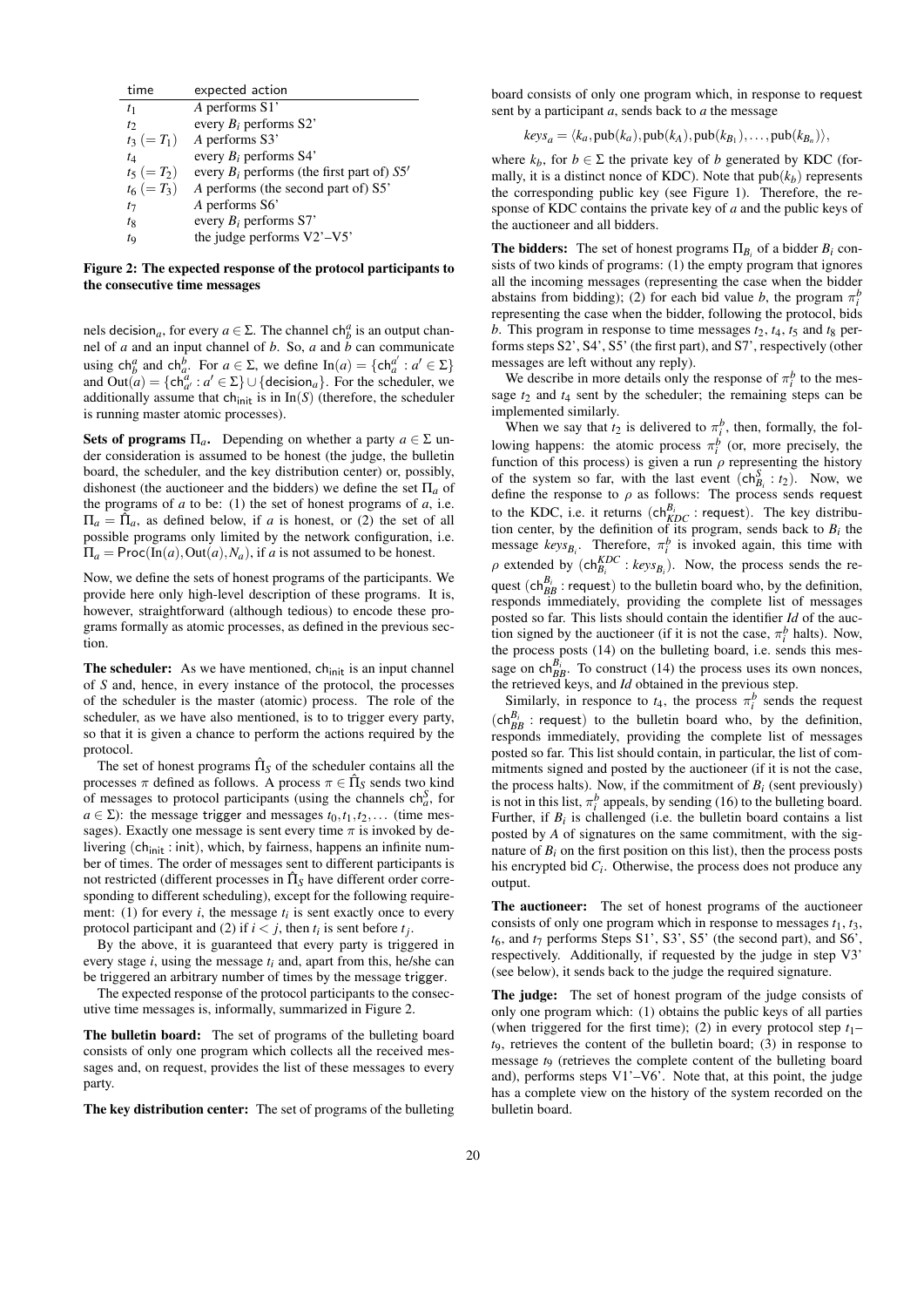| time | expected action |
|---|---|
| $t_1$ | $A$ performs S1' |
| $t_2$ | every $B_i$ performs S2' |
| $t_3\ (= T_1)$ | $A$ performs S3' |
| $t_4$ | every $B_i$ performs S4' |
| $t_5\ (= T_2)$ | every $B_i$ performs (the first part of) $S5'$ |
| $t_6\ (= T_3)$ | $A$ performs (the second part of) S5' |
| $t_7$ | $A$ performs S6' |
| $t_8$ | every $B_i$ performs S7' |
| $t_9$ | the judge performs V2'–V5' |

**Figure 2: The expected response of the protocol participants to the consecutive time messages**

nels $\mathsf{decision}_a$, for every $a \in \Sigma$. The channel $\mathsf{ch}_b^a$ is an output channel of $a$ and an input channel of $b$. So, $a$ and $b$ can communicate using $\mathsf{ch}_b^a$ and $\mathsf{ch}_a^b$. For $a \in \Sigma$, we define $\mathrm{In}(a) = \{\mathsf{ch}_a^{a'} : a' \in \Sigma\}$ and $\mathrm{Out}(a) = \{\mathsf{ch}_{a'}^a : a' \in \Sigma\} \cup \{\mathsf{decision}_a\}$. For the scheduler, we additionally assume that $\mathsf{ch}_{\mathsf{init}}$ is in $\mathrm{In}(S)$ (therefore, the scheduler is running master atomic processes).

**Sets of programs $\Pi_a$.** Depending on whether a party $a \in \Sigma$ under consideration is assumed to be honest (the judge, the bulletin board, the scheduler, and the key distribution center) or, possibly, dishonest (the auctioneer and the bidders) we define the set $\Pi_a$ of the programs of $a$ to be: (1) the set of honest programs of $a$, i.e. $\Pi_a = \hat{\Pi}_a$, as defined below, if $a$ is honest, or (2) the set of all possible programs only limited by the network configuration, i.e. $\Pi_a = \mathrm{Proc}(\mathrm{In}(a), \mathrm{Out}(a), N_a)$, if $a$ is not assumed to be honest.

Now, we define the sets of honest programs of the participants. We provide here only high-level description of these programs. It is, however, straightforward (although tedious) to encode these programs formally as atomic processes, as defined in the previous section.

**The scheduler:** As we have mentioned, $\mathsf{ch}_{\mathsf{init}}$ is an input channel of $S$ and, hence, in every instance of the protocol, the processes of the scheduler is the master (atomic) process. The role of the scheduler, as we have also mentioned, is to to trigger every party, so that it is given a chance to perform the actions required by the protocol.

The set of honest programs $\hat{\Pi}_S$ of the scheduler contains all the processes $\pi$ defined as follows. A process $\pi \in \hat{\Pi}_S$ sends two kind of messages to protocol participants (using the channels $\mathsf{ch}_a^S$, for $a \in \Sigma$): the message $\mathsf{trigger}$ and messages $t_0, t_1, t_2, \ldots$ (time messages). Exactly one message is sent every time $\pi$ is invoked by delivering ($\mathsf{ch}_{\mathsf{init}}$ : $\mathsf{init}$), which, by fairness, happens an infinite number of times. The order of messages sent to different participants is not restricted (different processes in $\hat{\Pi}_S$ have different order corresponding to different scheduling), except for the following requirement: (1) for every $i$, the message $t_i$ is sent exactly once to every protocol participant and (2) if $i < j$, then $t_i$ is sent before $t_j$.

By the above, it is guaranteed that every party is triggered in every stage $i$, using the message $t_i$ and, apart from this, he/she can be triggered an arbitrary number of times by the message $\mathsf{trigger}$.

The expected response of the protocol participants to the consecutive time messages is, informally, summarized in Figure 2.

**The bulletin board:** The set of programs of the bulleting board consists of only one program which collects all the received messages and, on request, provides the list of these messages to every party.

**The key distribution center:** The set of programs of the bulleting board consists of only one program which, in response to $\mathsf{request}$ sent by a participant $a$, sends back to $a$ the message

$$keys_a = \langle k_a, \mathrm{pub}(k_a), \mathrm{pub}(k_A), \mathrm{pub}(k_{B_1}), \ldots, \mathrm{pub}(k_{B_n}) \rangle,$$

where $k_b$, for $b \in \Sigma$ the private key of $b$ generated by KDC (formally, it is a distinct nonce of KDC). Note that $\mathrm{pub}(k_b)$ represents the corresponding public key (see Figure 1). Therefore, the response of KDC contains the private key of $a$ and the public keys of the auctioneer and all bidders.

**The bidders:** The set of honest programs $\Pi_{B_i}$ of a bidder $B_i$ consists of two kinds of programs: (1) the empty program that ignores all the incoming messages (representing the case when the bidder abstains from bidding); (2) for each bid value $b$, the program $\pi_i^b$ representing the case when the bidder, following the protocol, bids $b$. This program in response to time messages $t_2$, $t_4$, $t_5$ and $t_8$ performs steps S2', S4', S5' (the first part), and S7', respectively (other messages are left without any reply).

We describe in more details only the response of $\pi_i^b$ to the message $t_2$ and $t_4$ sent by the scheduler; the remaining steps can be implemented similarly.

When we say that $t_2$ is delivered to $\pi_i^b$, then, formally, the following happens: the atomic process $\pi_i^b$ (or, more precisely, the function of this process) is given a run $\rho$ representing the history of the system so far, with the last event ($\mathsf{ch}_{B_i}^S : t_2$). Now, we define the response to $\rho$ as follows: The process sends $\mathsf{request}$ to the KDC, i.e. it returns ($\mathsf{ch}_{KDC}^{B_i}$ : $\mathsf{request}$). The key distribution center, by the definition of its program, sends back to $B_i$ the message $keys_{B_i}$. Therefore, $\pi_i^b$ is invoked again, this time with $\rho$ extended by ($\mathsf{ch}_{B_i}^{KDC} : keys_{B_i}$). Now, the process sends the request ($\mathsf{ch}_{BB}^{B_i}$ : $\mathsf{request}$) to the bulletin board who, by the definition, responds immediately, providing the complete list of messages posted so far. This lists should contain the identifier $Id$ of the auction signed by the auctioneer (if it is not the case, $\pi_i^b$ halts). Now, the process posts (14) on the bulleting board, i.e. sends this message on $\mathsf{ch}_{BB}^{B_i}$. To construct (14) the process uses its own nonces, the retrieved keys, and $Id$ obtained in the previous step.

Similarly, in responce to $t_4$, the process $\pi_i^b$ sends the request ($\mathsf{ch}_{BB}^{B_i}$ : $\mathsf{request}$) to the bulletin board who, by the definition, responds immediately, providing the complete list of messages posted so far. This list should contain, in particular, the list of commitments signed and posted by the auctioneer (if it is not the case, the process halts). Now, if the commitment of $B_i$ (sent previously) is not in this list, $\pi_i^b$ appeals, by sending (16) to the bulleting board. Further, if $B_i$ is challenged (i.e. the bulletin board contains a list posted by $A$ of signatures on the same commitment, with the signature of $B_i$ on the first position on this list), then the process posts his encrypted bid $C_i$. Otherwise, the process does not produce any output.

**The auctioneer:** The set of honest programs of the auctioneer consists of only one program which in response to messages $t_1$, $t_3$, $t_6$, and $t_7$ performs Steps S1', S3', S5' (the second part), and S6', respectively. Additionally, if requested by the judge in step V3' (see below), it sends back to the judge the required signature.

**The judge:** The set of honest program of the judge consists of only one program which: (1) obtains the public keys of all parties (when triggered for the first time); (2) in every protocol step $t_1$–$t_9$, retrieves the content of the bulletin board; (3) in response to message $t_9$ (retrieves the complete content of the bulleting board and), performs steps V1'–V6'. Note that, at this point, the judge has a complete view on the history of the system recorded on the bulletin board.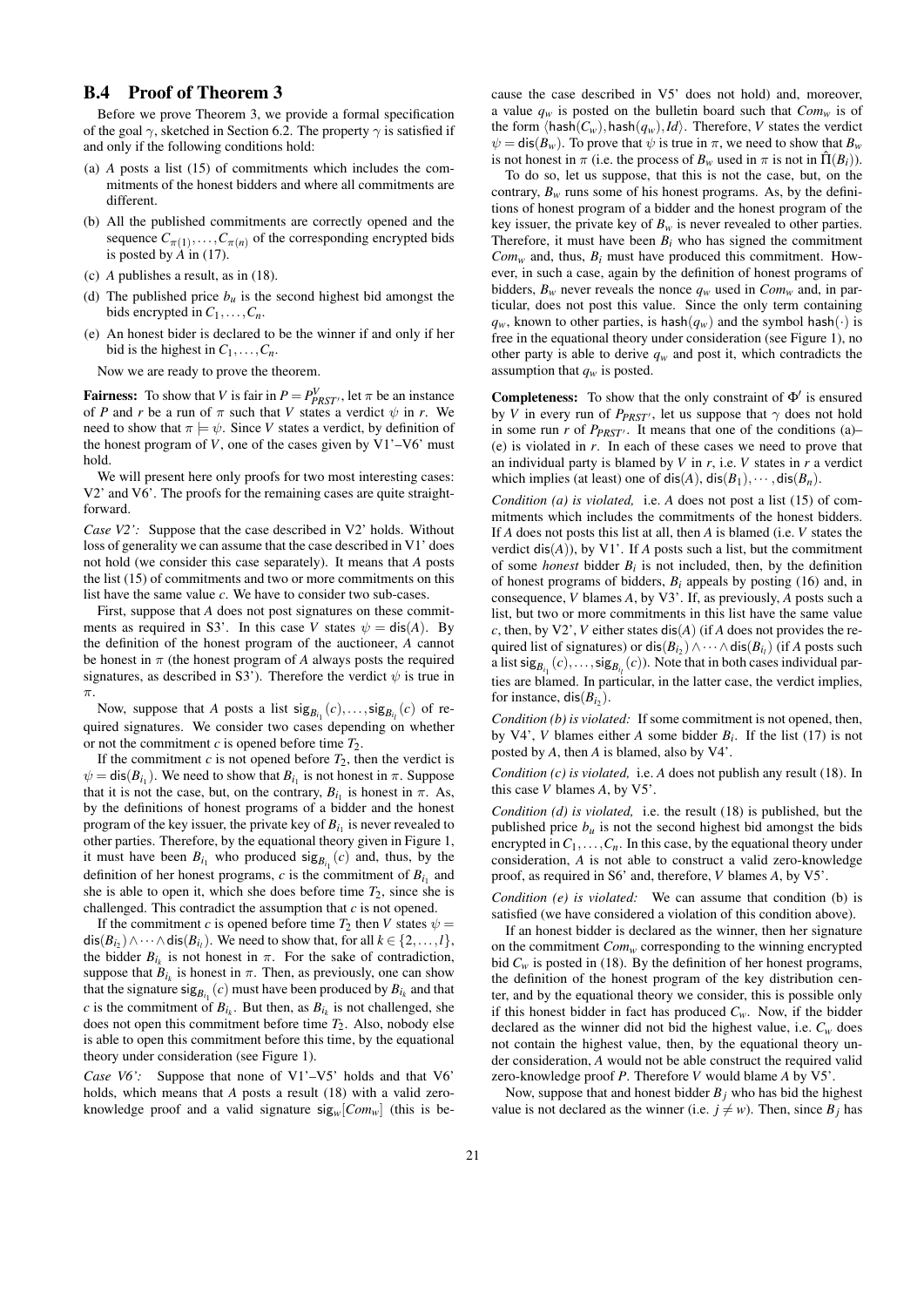## B.4 Proof of Theorem 3

Before we prove Theorem 3, we provide a formal specification of the goal $\gamma$, sketched in Section 6.2. The property $\gamma$ is satisfied if and only if the following conditions hold:

(a) $A$ posts a list (15) of commitments which includes the commitments of the honest bidders and where all commitments are different.

(b) All the published commitments are correctly opened and the sequence $C_{\pi(1)},\dots,C_{\pi(n)}$ of the corresponding encrypted bids is posted by $A$ in (17).

(c) $A$ publishes a result, as in (18).

(d) The published price $b_u$ is the second highest bid amongst the bids encrypted in $C_1,\dots,C_n$.

(e) An honest bider is declared to be the winner if and only if her bid is the highest in $C_1,\dots,C_n$.

Now we are ready to prove the theorem.

**Fairness:** To show that $V$ is fair in $P = P^V_{PRST'}$, let $\pi$ be an instance of $P$ and $r$ be a run of $\pi$ such that $V$ states a verdict $\psi$ in $r$. We need to show that $\pi \models \psi$. Since $V$ states a verdict, by definition of the honest program of $V$, one of the cases given by V1'–V6' must hold.

We will present here only proofs for two most interesting cases: V2' and V6'. The proofs for the remaining cases are quite straightforward.

*Case V2':* Suppose that the case described in V2' holds. Without loss of generality we can assume that the case described in V1' does not hold (we consider this case separately). It means that $A$ posts the list (15) of commitments and two or more commitments on this list have the same value $c$. We have to consider two sub-cases.

First, suppose that $A$ does not post signatures on these commitments as required in S3'. In this case $V$ states $\psi = \mathsf{dis}(A)$. By the definition of the honest program of the auctioneer, $A$ cannot be honest in $\pi$ (the honest program of $A$ always posts the required signatures, as described in S3'). Therefore the verdict $\psi$ is true in $\pi$.

Now, suppose that $A$ posts a list $\mathsf{sig}_{B_{i_1}}(c),\dots,\mathsf{sig}_{B_{i_l}}(c)$ of required signatures. We consider two cases depending on whether or not the commitment $c$ is opened before time $T_2$.

If the commitment $c$ is not opened before $T_2$, then the verdict is $\psi = \mathsf{dis}(B_{i_1})$. We need to show that $B_{i_1}$ is not honest in $\pi$. Suppose that it is not the case, but, on the contrary, $B_{i_1}$ is honest in $\pi$. As, by the definitions of honest programs of a bidder and the honest program of the key issuer, the private key of $B_{i_1}$ is never revealed to other parties. Therefore, by the equational theory given in Figure 1, it must have been $B_{i_1}$ who produced $\mathsf{sig}_{B_{i_1}}(c)$ and, thus, by the definition of her honest programs, $c$ is the commitment of $B_{i_1}$ and she is able to open it, which she does before time $T_2$, since she is challenged. This contradict the assumption that $c$ is not opened.

If the commitment $c$ is opened before time $T_2$ then $V$ states $\psi = \mathsf{dis}(B_{i_2}) \wedge \dots \wedge \mathsf{dis}(B_{i_l})$. We need to show that, for all $k \in \{2,\dots,l\}$, the bidder $B_{i_k}$ is not honest in $\pi$. For the sake of contradiction, suppose that $B_{i_k}$ is honest in $\pi$. Then, as previously, one can show that the signature $\mathsf{sig}_{B_{i_1}}(c)$ must have been produced by $B_{i_k}$ and that $c$ is the commitment of $B_{i_k}$. But then, as $B_{i_k}$ is not challenged, she does not open this commitment before time $T_2$. Also, nobody else is able to open this commitment before this time, by the equational theory under consideration (see Figure 1).

*Case V6':* Suppose that none of V1'–V5' holds and that V6' holds, which means that $A$ posts a result (18) with a valid zero-knowledge proof and a valid signature $\mathsf{sig}_w[Com_w]$ (this is because the case described in V5' does not hold) and, moreover, a value $q_w$ is posted on the bulletin board such that $Com_w$ is of the form $\langle \mathsf{hash}(C_w), \mathsf{hash}(q_w), Id\rangle$. Therefore, $V$ states the verdict $\psi = \mathsf{dis}(B_w)$. To prove that $\psi$ is true in $\pi$, we need to show that $B_w$ is not honest in $\pi$ (i.e. the process of $B_w$ used in $\pi$ is not in $\hat{\Pi}(B_i)$).

To do so, let us suppose, that this is not the case, but, on the contrary, $B_w$ runs some of his honest programs. As, by the definitions of honest program of a bidder and the honest program of the key issuer, the private key of $B_w$ is never revealed to other parties. Therefore, it must have been $B_i$ who has signed the commitment $Com_w$ and, thus, $B_i$ must have produced this commitment. However, in such a case, again by the definition of honest programs of bidders, $B_w$ never reveals the nonce $q_w$ used in $Com_w$ and, in particular, does not post this value. Since the only term containing $q_w$, known to other parties, is $\mathsf{hash}(q_w)$ and the symbol $\mathsf{hash}(\cdot)$ is free in the equational theory under consideration (see Figure 1), no other party is able to derive $q_w$ and post it, which contradicts the assumption that $q_w$ is posted.

**Completeness:** To show that the only constraint of $\Phi'$ is ensured by $V$ in every run of $P_{PRST'}$, let us suppose that $\gamma$ does not hold in some run $r$ of $P_{PRST'}$. It means that one of the conditions (a)–(e) is violated in $r$. In each of these cases we need to prove that an individual party is blamed by $V$ in $r$, i.e. $V$ states in $r$ a verdict which implies (at least) one of $\mathsf{dis}(A), \mathsf{dis}(B_1),\cdots,\mathsf{dis}(B_n)$.

*Condition (a) is violated,* i.e. $A$ does not post a list (15) of commitments which includes the commitments of the honest bidders. If $A$ does not posts this list at all, then $A$ is blamed (i.e. $V$ states the verdict $\mathsf{dis}(A)$), by V1'. If $A$ posts such a list, but the commitment of some *honest* bidder $B_i$ is not included, then, by the definition of honest programs of bidders, $B_i$ appeals by posting (16) and, in consequence, $V$ blames $A$, by V3'. If, as previously, $A$ posts such a list, but two or more commitments in this list have the same value $c$, then, by V2', $V$ either states $\mathsf{dis}(A)$ (if $A$ does not provides the required list of signatures) or $\mathsf{dis}(B_{i_2}) \wedge \dots \wedge \mathsf{dis}(B_{i_l})$ (if $A$ posts such a list $\mathsf{sig}_{B_{i_1}}(c),\dots,\mathsf{sig}_{B_{i_l}}(c)$). Note that in both cases individual parties are blamed. In particular, in the latter case, the verdict implies, for instance, $\mathsf{dis}(B_{i_2})$.

*Condition (b) is violated:* If some commitment is not opened, then, by V4', $V$ blames either $A$ some bidder $B_i$. If the list (17) is not posted by $A$, then $A$ is blamed, also by V4'.

*Condition (c) is violated,* i.e. $A$ does not publish any result (18). In this case $V$ blames $A$, by V5'.

*Condition (d) is violated,* i.e. the result (18) is published, but the published price $b_u$ is not the second highest bid amongst the bids encrypted in $C_1,\dots,C_n$. In this case, by the equational theory under consideration, $A$ is not able to construct a valid zero-knowledge proof, as required in S6' and, therefore, $V$ blames $A$, by V5'.

*Condition (e) is violated:* We can assume that condition (b) is satisfied (we have considered a violation of this condition above).

If an honest bidder is declared as the winner, then her signature on the commitment $Com_w$ corresponding to the winning encrypted bid $C_w$ is posted in (18). By the definition of her honest programs, the definition of the honest program of the key distribution center, and by the equational theory we consider, this is possible only if this honest bidder in fact has produced $C_w$. Now, if the bidder declared as the winner did not bid the highest value, i.e. $C_w$ does not contain the highest value, then, by the equational theory under consideration, $A$ would not be able construct the required valid zero-knowledge proof $P$. Therefore $V$ would blame $A$ by V5'.

Now, suppose that and honest bidder $B_j$ who has bid the highest value is not declared as the winner (i.e. $j \neq w$). Then, since $B_j$ has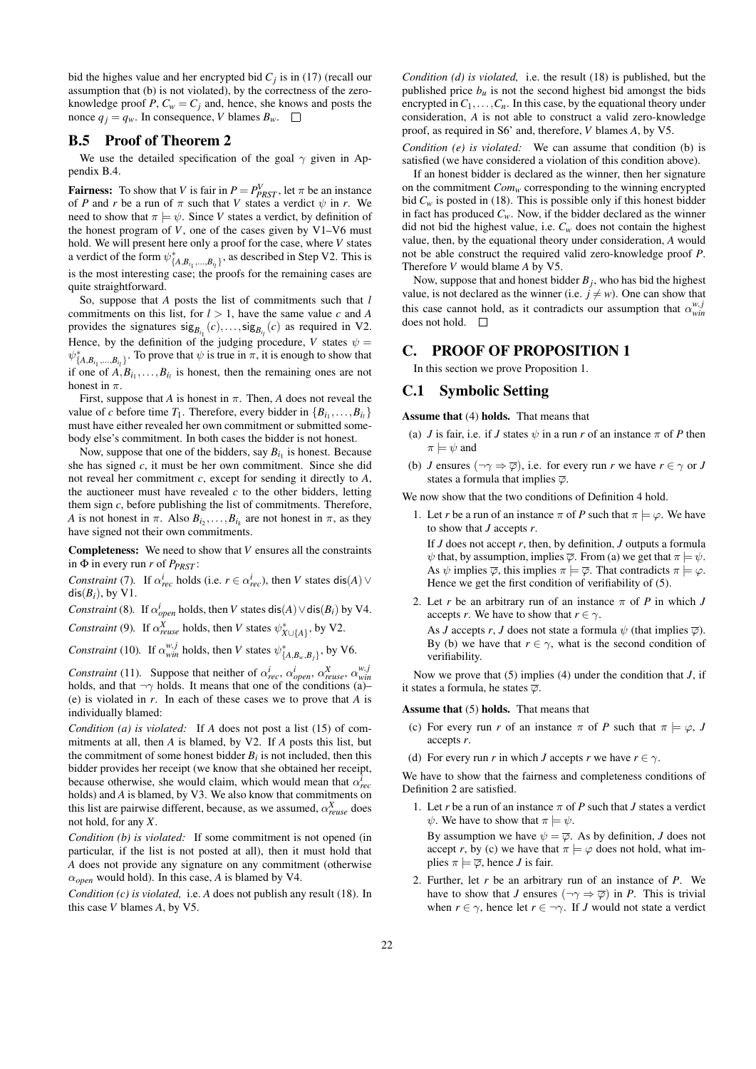bid the highes value and her encrypted bid $C_j$ is in (17) (recall our assumption that (b) is not violated), by the correctness of the zero-knowledge proof $P$, $C_w = C_j$ and, hence, she knows and posts the nonce $q_j = q_w$. In consequence, $V$ blames $B_w$. □

## B.5 Proof of Theorem 2

We use the detailed specification of the goal $\gamma$ given in Appendix B.4.

**Fairness:** To show that $V$ is fair in $P = P^V_{PRST}$, let $\pi$ be an instance of $P$ and $r$ be a run of $\pi$ such that $V$ states a verdict $\psi$ in $r$. We need to show that $\pi \models \psi$. Since $V$ states a verdict, by definition of the honest program of $V$, one of the cases given by V1–V6 must hold. We will present here only a proof for the case, where $V$ states a verdict of the form $\psi^*_{\{A,B_{i_1},\ldots,B_{i_l}\}}$, as described in Step V2. This is the most interesting case; the proofs for the remaining cases are quite straightforward.

So, suppose that $A$ posts the list of commitments such that $l$ commitments on this list, for $l > 1$, have the same value $c$ and $A$ provides the signatures $\mathsf{sig}_{B_{i_1}}(c), \ldots, \mathsf{sig}_{B_{i_l}}(c)$ as required in V2. Hence, by the definition of the judging procedure, $V$ states $\psi = \psi^*_{\{A,B_{i_1},\ldots,B_{i_l}\}}$. To prove that $\psi$ is true in $\pi$, it is enough to show that if one of $A, B_{i_1}, \ldots, B_{i_l}$ is honest, then the remaining ones are not honest in $\pi$.

First, suppose that $A$ is honest in $\pi$. Then, $A$ does not reveal the value of $c$ before time $T_1$. Therefore, every bidder in $\{B_{i_1}, \ldots, B_{i_l}\}$ must have either revealed her own commitment or submitted somebody else's commitment. In both cases the bidder is not honest.

Now, suppose that one of the bidders, say $B_{i_1}$ is honest. Because she has signed $c$, it must be her own commitment. Since she did not reveal her commitment $c$, except for sending it directly to $A$, the auctioneer must have revealed $c$ to the other bidders, letting them sign $c$, before publishing the list of commitments. Therefore, $A$ is not honest in $\pi$. Also $B_{i_2}, \ldots, B_{i_k}$ are not honest in $\pi$, as they have signed not their own commitments.

**Completeness:** We need to show that $V$ ensures all the constraints in $\Phi$ in every run $r$ of $P_{PRST}$:

*Constraint* (7). If $\alpha^i_{rec}$ holds (i.e. $r \in \alpha^i_{rec}$), then $V$ states $\mathsf{dis}(A) \vee \mathsf{dis}(B_i)$, by V1.

*Constraint* (8). If $\alpha^i_{open}$ holds, then $V$ states $\mathsf{dis}(A) \vee \mathsf{dis}(B_i)$ by V4.

*Constraint* (9). If $\alpha^X_{reuse}$ holds, then $V$ states $\psi^*_{X \cup \{A\}}$, by V2.

*Constraint* (10). If $\alpha^{w,j}_{win}$ holds, then $V$ states $\psi^*_{\{A,B_w,B_j\}}$, by V6.

*Constraint* (11). Suppose that neither of $\alpha^i_{rec}$, $\alpha^i_{open}$, $\alpha^X_{reuse}$, $\alpha^{w,j}_{win}$ holds, and that $\neg\gamma$ holds. It means that one of the conditions (a)–(e) is violated in $r$. In each of these cases we to prove that $A$ is individually blamed:

*Condition (a) is violated:* If $A$ does not post a list (15) of commitments at all, then $A$ is blamed, by V2. If $A$ posts this list, but the commitment of some honest bidder $B_i$ is not included, then this bidder provides her receipt (we know that she obtained her receipt, because otherwise, she would claim, which would mean that $\alpha^i_{rec}$ holds) and $A$ is blamed, by V3. We also know that commitments on this list are pairwise different, because, as we assumed, $\alpha^X_{reuse}$ does not hold, for any $X$.

*Condition (b) is violated:* If some commitment is not opened (in particular, if the list is not posted at all), then it must hold that $A$ does not provide any signature on any commitment (otherwise $\alpha_{open}$ would hold). In this case, $A$ is blamed by V4.

*Condition (c) is violated,* i.e. $A$ does not publish any result (18). In this case $V$ blames $A$, by V5.

*Condition (d) is violated,* i.e. the result (18) is published, but the published price $b_u$ is not the second highest bid amongst the bids encrypted in $C_1, \ldots, C_n$. In this case, by the equational theory under consideration, $A$ is not able to construct a valid zero-knowledge proof, as required in S6' and, therefore, $V$ blames $A$, by V5.

*Condition (e) is violated:* We can assume that condition (b) is satisfied (we have considered a violation of this condition above).

If an honest bidder is declared as the winner, then her signature on the commitment $Com_w$ corresponding to the winning encrypted bid $C_w$ is posted in (18). This is possible only if this honest bidder in fact has produced $C_w$. Now, if the bidder declared as the winner did not bid the highest value, i.e. $C_w$ does not contain the highest value, then, by the equational theory under consideration, $A$ would not be able construct the required valid zero-knowledge proof $P$. Therefore $V$ would blame $A$ by V5.

Now, suppose that and honest bidder $B_j$, who has bid the highest value, is not declared as the winner (i.e. $j \neq w$). One can show that this case cannot hold, as it contradicts our assumption that $\alpha^{w,j}_{win}$ does not hold. □

# C. PROOF OF PROPOSITION 1

In this section we prove Proposition 1.

## C.1 Symbolic Setting

**Assume that** (4) **holds.** That means that

(a) $J$ is fair, i.e. if $J$ states $\psi$ in a run $r$ of an instance $\pi$ of $P$ then $\pi \models \psi$ and

(b) $J$ ensures $(\neg\gamma \Rightarrow \overline{\varphi})$, i.e. for every run $r$ we have $r \in \gamma$ or $J$ states a formula that implies $\overline{\varphi}$.

We now show that the two conditions of Definition 4 hold.

1. Let $r$ be a run of an instance $\pi$ of $P$ such that $\pi \models \varphi$. We have to show that $J$ accepts $r$.

   If $J$ does not accept $r$, then, by definition, $J$ outputs a formula $\psi$ that, by assumption, implies $\overline{\varphi}$. From (a) we get that $\pi \models \psi$. As $\psi$ implies $\overline{\varphi}$, this implies $\pi \models \overline{\varphi}$. That contradicts $\pi \models \varphi$. Hence we get the first condition of verifiability of (5).

2. Let $r$ be an arbitrary run of an instance $\pi$ of $P$ in which $J$ accepts $r$. We have to show that $r \in \gamma$.

   As $J$ accepts $r$, $J$ does not state a formula $\psi$ (that implies $\overline{\varphi}$). By (b) we have that $r \in \gamma$, what is the second condition of verifiability.

Now we prove that (5) implies (4) under the condition that $J$, if it states a formula, he states $\overline{\varphi}$.

**Assume that** (5) **holds.** That means that

(c) For every run $r$ of an instance $\pi$ of $P$ such that $\pi \models \varphi$, $J$ accepts $r$.

(d) For every run $r$ in which $J$ accepts $r$ we have $r \in \gamma$.

We have to show that the fairness and completeness conditions of Definition 2 are satisfied.

1. Let $r$ be a run of an instance $\pi$ of $P$ such that $J$ states a verdict $\psi$. We have to show that $\pi \models \psi$.

   By assumption we have $\psi = \overline{\varphi}$. As by definition, $J$ does not accept $r$, by (c) we have that $\pi \models \varphi$ does not hold, what implies $\pi \models \overline{\varphi}$, hence $J$ is fair.

2. Further, let $r$ be an arbitrary run of an instance of $P$. We have to show that $J$ ensures $(\neg\gamma \Rightarrow \overline{\varphi})$ in $P$. This is trivial when $r \in \gamma$, hence let $r \in \neg\gamma$. If $J$ would not state a verdict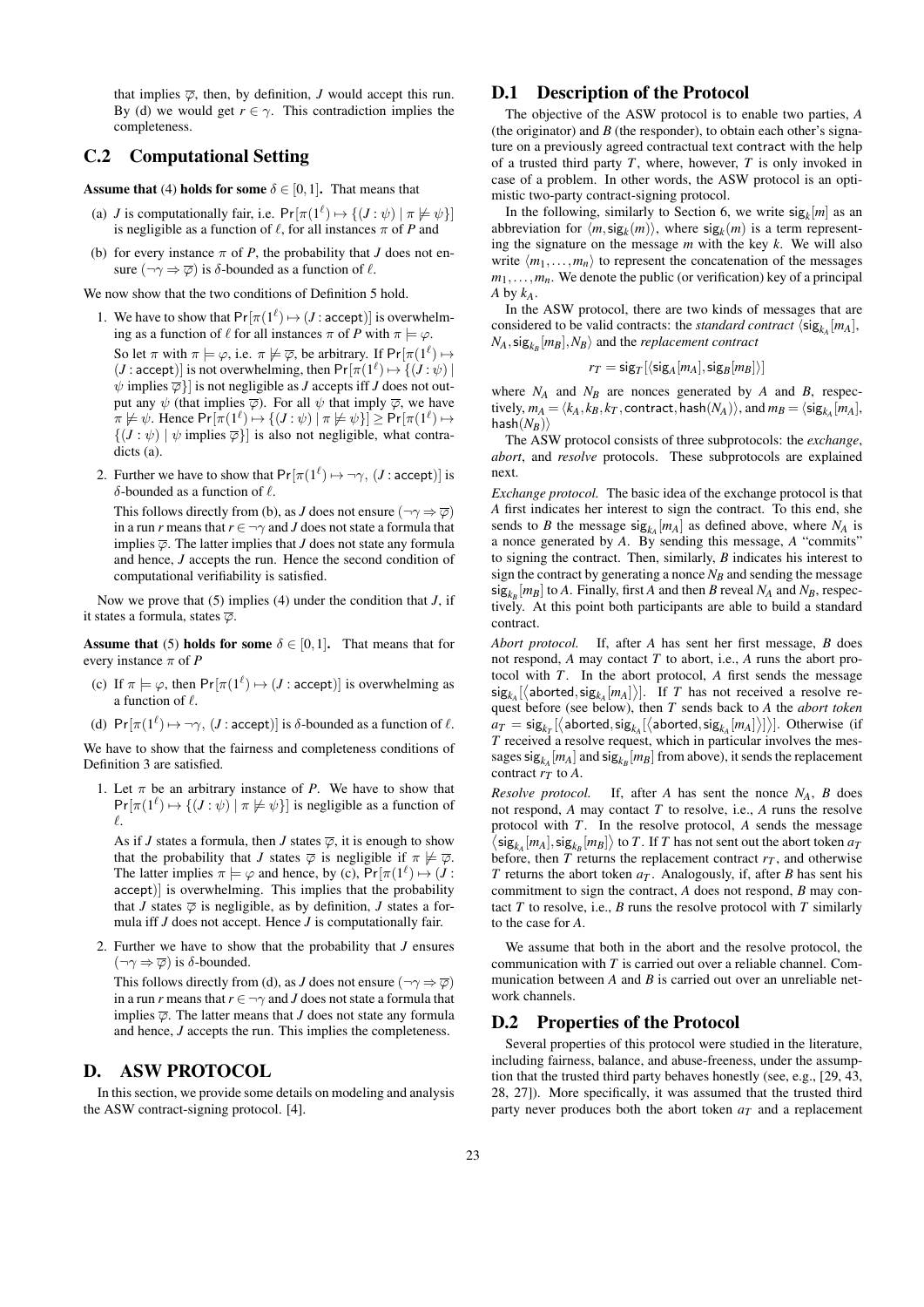that implies $\overline{\varphi}$, then, by definition, $J$ would accept this run. By (d) we would get $r \in \gamma$. This contradiction implies the completeness.

## C.2 Computational Setting

**Assume that** (4) **holds for some** $\delta \in [0,1]$**.** That means that

(a) $J$ is computationally fair, i.e. $\Pr[\pi(1^\ell) \mapsto \{(J : \psi) \mid \pi \not\models \psi\}]$ is negligible as a function of $\ell$, for all instances $\pi$ of $P$ and

(b) for every instance $\pi$ of $P$, the probability that $J$ does not ensure $(\neg\gamma \Rightarrow \overline{\varphi})$ is $\delta$-bounded as a function of $\ell$.

We now show that the two conditions of Definition 5 hold.

1. We have to show that $\Pr[\pi(1^\ell) \mapsto (J : \mathsf{accept})]$ is overwhelming as a function of $\ell$ for all instances $\pi$ of $P$ with $\pi \models \varphi$.

   So let $\pi$ with $\pi \models \varphi$, i.e. $\pi \not\models \overline{\varphi}$, be arbitrary. If $\Pr[\pi(1^\ell) \mapsto (J : \mathsf{accept})]$ is not overwhelming, then $\Pr[\pi(1^\ell) \mapsto \{(J : \psi) \mid \psi$ implies $\overline{\varphi}\}]$ is not negligible as $J$ accepts iff $J$ does not output any $\psi$ (that implies $\overline{\varphi}$). For all $\psi$ that imply $\overline{\varphi}$, we have $\pi \not\models \psi$. Hence $\Pr[\pi(1^\ell) \mapsto \{(J : \psi) \mid \pi \not\models \psi\}] \geq \Pr[\pi(1^\ell) \mapsto \{(J : \psi) \mid \psi$ implies $\overline{\varphi}\}]$ is also not negligible, what contradicts (a).

2. Further we have to show that $\Pr[\pi(1^\ell) \mapsto \neg\gamma,\ (J : \mathsf{accept})]$ is $\delta$-bounded as a function of $\ell$.

   This follows directly from (b), as $J$ does not ensure $(\neg\gamma \Rightarrow \overline{\varphi})$ in a run $r$ means that $r \in \neg\gamma$ and $J$ does not state a formula that implies $\overline{\varphi}$. The latter implies that $J$ does not state any formula and hence, $J$ accepts the run. Hence the second condition of computational verifiability is satisfied.

Now we prove that (5) implies (4) under the condition that $J$, if it states a formula, states $\overline{\varphi}$.

**Assume that** (5) **holds for some** $\delta \in [0,1]$**.** That means that for every instance $\pi$ of $P$

(c) If $\pi \models \varphi$, then $\Pr[\pi(1^\ell) \mapsto (J : \mathsf{accept})]$ is overwhelming as a function of $\ell$.

(d) $\Pr[\pi(1^\ell) \mapsto \neg\gamma,\ (J : \mathsf{accept})]$ is $\delta$-bounded as a function of $\ell$.

We have to show that the fairness and completeness conditions of Definition 3 are satisfied.

1. Let $\pi$ be an arbitrary instance of $P$. We have to show that $\Pr[\pi(1^\ell) \mapsto \{(J : \psi) \mid \pi \not\models \psi\}]$ is negligible as a function of $\ell$.

   As if $J$ states a formula, then $J$ states $\overline{\varphi}$, it is enough to show that the probability that $J$ states $\overline{\varphi}$ is negligible if $\pi \not\models \overline{\varphi}$. The latter implies $\pi \models \varphi$ and hence, by (c), $\Pr[\pi(1^\ell) \mapsto (J : \mathsf{accept})]$ is overwhelming. This implies that the probability that $J$ states $\overline{\varphi}$ is negligible, as, by definition, $J$ states a formula iff $J$ does not accept. Hence $J$ is computationally fair.

2. Further we have to show that the probability that $J$ ensures $(\neg\gamma \Rightarrow \overline{\varphi})$ is $\delta$-bounded.

   This follows directly from (d), as $J$ does not ensure $(\neg\gamma \Rightarrow \overline{\varphi})$ in a run $r$ means that $r \in \neg\gamma$ and $J$ does not state a formula that implies $\overline{\varphi}$. The latter means that $J$ does not state any formula and hence, $J$ accepts the run. This implies the completeness.

# D. ASW PROTOCOL

In this section, we provide some details on modeling and analysis the ASW contract-signing protocol. [4].

## D.1 Description of the Protocol

The objective of the ASW protocol is to enable two parties, $A$ (the originator) and $B$ (the responder), to obtain each other's signature on a previously agreed contractual text contract with the help of a trusted third party $T$, where, however, $T$ is only invoked in case of a problem. In other words, the ASW protocol is an optimistic two-party contract-signing protocol.

In the following, similarly to Section 6, we write $\mathsf{sig}_k[m]$ as an abbreviation for $\langle m, \mathsf{sig}_k(m)\rangle$, where $\mathsf{sig}_k(m)$ is a term representing the signature on the message $m$ with the key $k$. We will also write $\langle m_1,\dots,m_n\rangle$ to represent the concatenation of the messages $m_1,\dots,m_n$. We denote the public (or verification) key of a principal $A$ by $k_A$.

In the ASW protocol, there are two kinds of messages that are considered to be valid contracts: the *standard contract* $\langle \mathsf{sig}_{k_A}[m_A], N_A, \mathsf{sig}_{k_B}[m_B], N_B\rangle$ and the *replacement contract*

$$r_T = \mathsf{sig}_T[\langle \mathsf{sig}_A[m_A], \mathsf{sig}_B[m_B]\rangle]$$

where $N_A$ and $N_B$ are nonces generated by $A$ and $B$, respectively, $m_A = \langle k_A, k_B, k_T, \mathsf{contract}, \mathsf{hash}(N_A)\rangle$, and $m_B = \langle \mathsf{sig}_{k_A}[m_A], \mathsf{hash}(N_B)\rangle$

The ASW protocol consists of three subprotocols: the *exchange*, *abort*, and *resolve* protocols. These subprotocols are explained next.

*Exchange protocol.* The basic idea of the exchange protocol is that $A$ first indicates her interest to sign the contract. To this end, she sends to $B$ the message $\mathsf{sig}_{k_A}[m_A]$ as defined above, where $N_A$ is a nonce generated by $A$. By sending this message, $A$ "commits" to signing the contract. Then, similarly, $B$ indicates his interest to sign the contract by generating a nonce $N_B$ and sending the message $\mathsf{sig}_{k_B}[m_B]$ to $A$. Finally, first $A$ and then $B$ reveal $N_A$ and $N_B$, respectively. At this point both participants are able to build a standard contract.

*Abort protocol.* If, after $A$ has sent her first message, $B$ does not respond, $A$ may contact $T$ to abort, i.e., $A$ runs the abort protocol with $T$. In the abort protocol, $A$ first sends the message $\mathsf{sig}_{k_A}[\langle \mathsf{aborted}, \mathsf{sig}_{k_A}[m_A]\rangle]$. If $T$ has not received a resolve request before (see below), then $T$ sends back to $A$ the *abort token* $a_T = \mathsf{sig}_{k_T}[\langle \mathsf{aborted}, \mathsf{sig}_{k_A}[\langle \mathsf{aborted}, \mathsf{sig}_{k_A}[m_A]\rangle]\rangle]$. Otherwise (if $T$ received a resolve request, which in particular involves the messages $\mathsf{sig}_{k_A}[m_A]$ and $\mathsf{sig}_{k_B}[m_B]$ from above), it sends the replacement contract $r_T$ to $A$.

*Resolve protocol.* If, after $A$ has sent the nonce $N_A$, $B$ does not respond, $A$ may contact $T$ to resolve, i.e., $A$ runs the resolve protocol with $T$. In the resolve protocol, $A$ sends the message $\langle \mathsf{sig}_{k_A}[m_A], \mathsf{sig}_{k_B}[m_B]\rangle$ to $T$. If $T$ has not sent out the abort token $a_T$ before, then $T$ returns the replacement contract $r_T$, and otherwise $T$ returns the abort token $a_T$. Analogously, if, after $B$ has sent his commitment to sign the contract, $A$ does not respond, $B$ may contact $T$ to resolve, i.e., $B$ runs the resolve protocol with $T$ similarly to the case for $A$.

We assume that both in the abort and the resolve protocol, the communication with $T$ is carried out over a reliable channel. Communication between $A$ and $B$ is carried out over an unreliable network channels.

## D.2 Properties of the Protocol

Several properties of this protocol were studied in the literature, including fairness, balance, and abuse-freeness, under the assumption that the trusted third party behaves honestly (see, e.g., [29, 43, 28, 27]). More specifically, it was assumed that the trusted third party never produces both the abort token $a_T$ and a replacement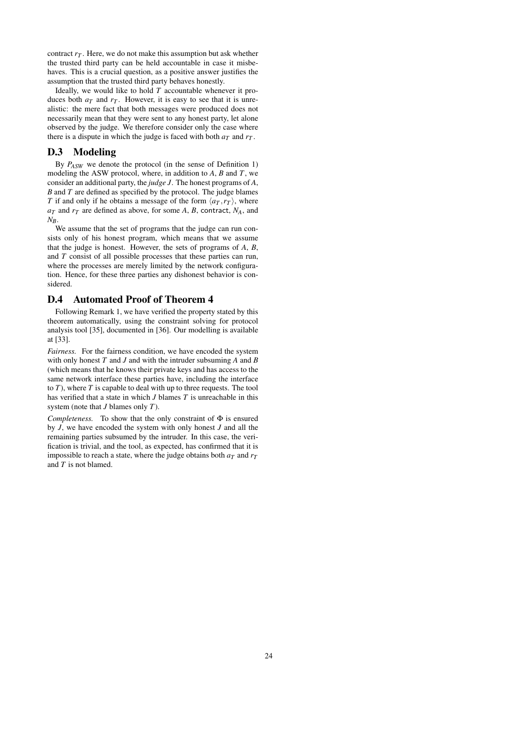contract $r_T$. Here, we do not make this assumption but ask whether the trusted third party can be held accountable in case it misbehaves. This is a crucial question, as a positive answer justifies the assumption that the trusted third party behaves honestly.

Ideally, we would like to hold $T$ accountable whenever it produces both $a_T$ and $r_T$. However, it is easy to see that it is unrealistic: the mere fact that both messages were produced does not necessarily mean that they were sent to any honest party, let alone observed by the judge. We therefore consider only the case where there is a dispute in which the judge is faced with both $a_T$ and $r_T$.

## D.3 Modeling

By $P_{ASW}$ we denote the protocol (in the sense of Definition 1) modeling the ASW protocol, where, in addition to $A$, $B$ and $T$, we consider an additional party, the *judge* $J$. The honest programs of $A$, $B$ and $T$ are defined as specified by the protocol. The judge blames $T$ if and only if he obtains a message of the form $\langle a_T, r_T \rangle$, where $a_T$ and $r_T$ are defined as above, for some $A$, $B$, $\mathsf{contract}$, $N_A$, and $N_B$.

We assume that the set of programs that the judge can run consists only of his honest program, which means that we assume that the judge is honest. However, the sets of programs of $A$, $B$, and $T$ consist of all possible processes that these parties can run, where the processes are merely limited by the network configuration. Hence, for these three parties any dishonest behavior is considered.

## D.4 Automated Proof of Theorem 4

Following Remark 1, we have verified the property stated by this theorem automatically, using the constraint solving for protocol analysis tool [35], documented in [36]. Our modelling is available at [33].

*Fairness.* For the fairness condition, we have encoded the system with only honest $T$ and $J$ and with the intruder subsuming $A$ and $B$ (which means that he knows their private keys and has access to the same network interface these parties have, including the interface to $T$), where $T$ is capable to deal with up to three requests. The tool has verified that a state in which $J$ blames $T$ is unreachable in this system (note that $J$ blames only $T$).

*Completeness.* To show that the only constraint of $\Phi$ is ensured by $J$, we have encoded the system with only honest $J$ and all the remaining parties subsumed by the intruder. In this case, the verification is trivial, and the tool, as expected, has confirmed that it is impossible to reach a state, where the judge obtains both $a_T$ and $r_T$ and $T$ is not blamed.